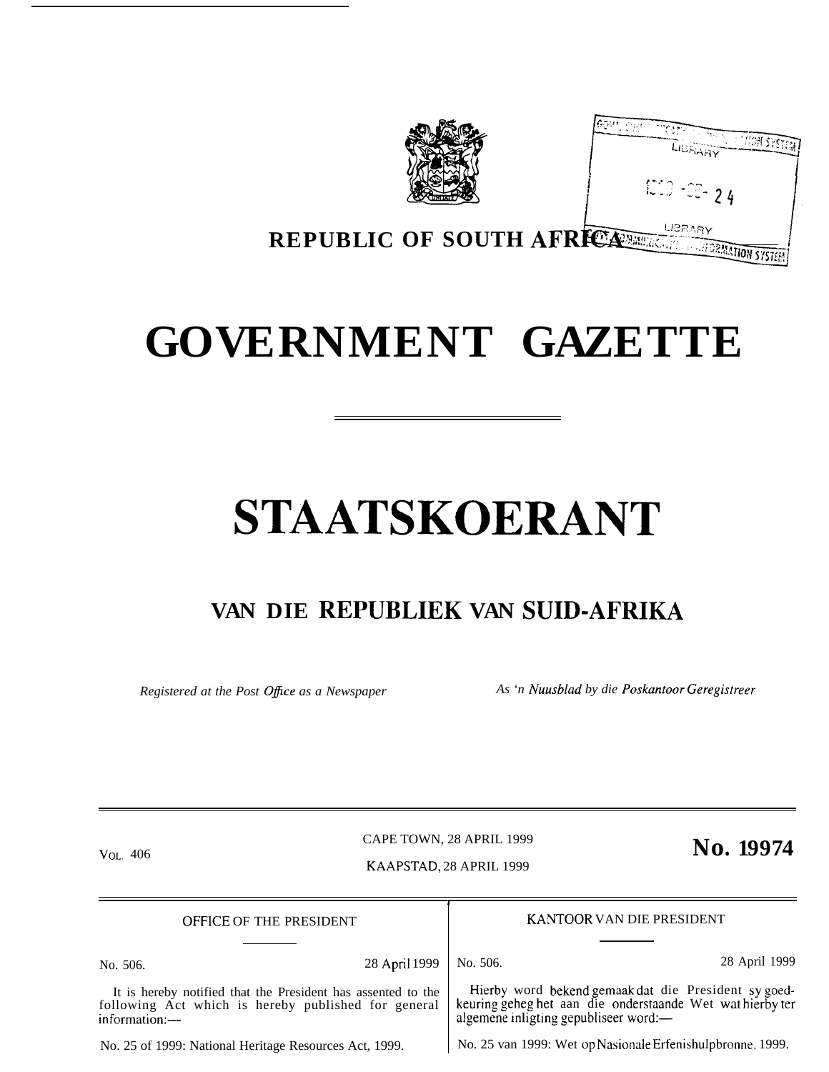**REPUBLIC OF SOUTH AFRICA**

# GOVERNMENT GAZETTE

# STAATSKOERANT

## VAN DIE REPUBLIEK VAN SUID-AFRIKA

*Registered at the Post Office as a Newspaper* — *As 'n Nuusblad by die Poskantoor Geregistreer*

VOL. 406

CAPE TOWN, 28 APRIL 1999

KAAPSTAD, 28 APRIL 1999

**No. 19974**

---

OFFICE OF THE PRESIDENT

No. 506. 28 April 1999

It is hereby notified that the President has assented to the following Act which is hereby published for general information:—

No. 25 of 1999: National Heritage Resources Act, 1999.

---

KANTOOR VAN DIE PRESIDENT

No. 506. 28 April 1999

Hierby word bekend gemaak dat die President sy goedkeuring geheg het aan die onderstaande Wet wat hierby ter algemene inligting gepubliseer word:—

No. 25 van 1999: Wet op Nasionale Erfenishulpbronne, 1999.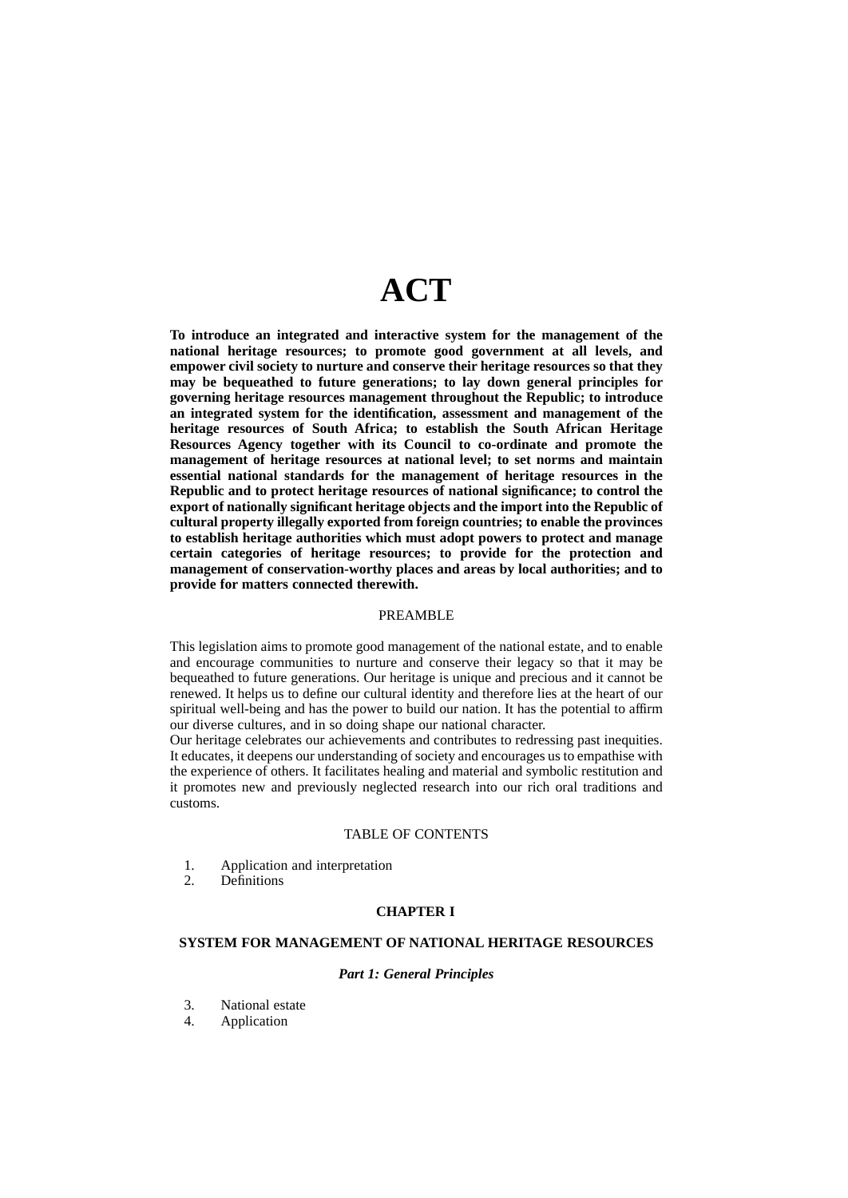# ACT

**To introduce an integrated and interactive system for the management of the national heritage resources; to promote good government at all levels, and empower civil society to nurture and conserve their heritage resources so that they may be bequeathed to future generations; to lay down general principles for governing heritage resources management throughout the Republic; to introduce an integrated system for the identification, assessment and management of the heritage resources of South Africa; to establish the South African Heritage Resources Agency together with its Council to co-ordinate and promote the management of heritage resources at national level; to set norms and maintain essential national standards for the management of heritage resources in the Republic and to protect heritage resources of national significance; to control the export of nationally significant heritage objects and the import into the Republic of cultural property illegally exported from foreign countries; to enable the provinces to establish heritage authorities which must adopt powers to protect and manage certain categories of heritage resources; to provide for the protection and management of conservation-worthy places and areas by local authorities; and to provide for matters connected therewith.**

PREAMBLE

This legislation aims to promote good management of the national estate, and to enable and encourage communities to nurture and conserve their legacy so that it may be bequeathed to future generations. Our heritage is unique and precious and it cannot be renewed. It helps us to define our cultural identity and therefore lies at the heart of our spiritual well-being and has the power to build our nation. It has the potential to affirm our diverse cultures, and in so doing shape our national character.

Our heritage celebrates our achievements and contributes to redressing past inequities. It educates, it deepens our understanding of society and encourages us to empathise with the experience of others. It facilitates healing and material and symbolic restitution and it promotes new and previously neglected research into our rich oral traditions and customs.

TABLE OF CONTENTS

1. Application and interpretation
2. Definitions

**CHAPTER I**

**SYSTEM FOR MANAGEMENT OF NATIONAL HERITAGE RESOURCES**

***Part 1: General Principles***

3. National estate
4. Application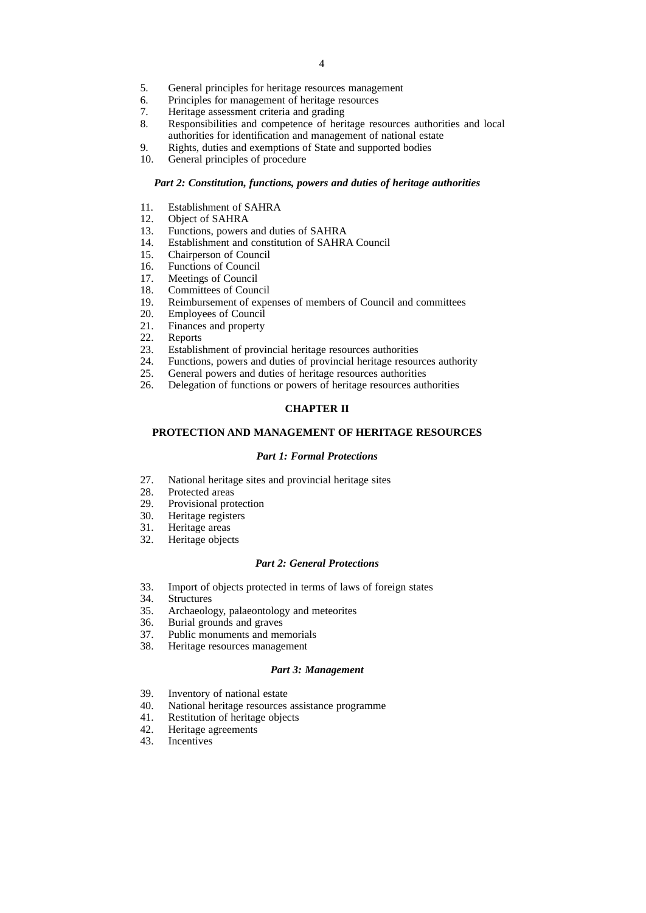5. General principles for heritage resources management
6. Principles for management of heritage resources
7. Heritage assessment criteria and grading
8. Responsibilities and competence of heritage resources authorities and local authorities for identification and management of national estate
9. Rights, duties and exemptions of State and supported bodies
10. General principles of procedure

*Part 2: Constitution, functions, powers and duties of heritage authorities*

11. Establishment of SAHRA
12. Object of SAHRA
13. Functions, powers and duties of SAHRA
14. Establishment and constitution of SAHRA Council
15. Chairperson of Council
16. Functions of Council
17. Meetings of Council
18. Committees of Council
19. Reimbursement of expenses of members of Council and committees
20. Employees of Council
21. Finances and property
22. Reports
23. Establishment of provincial heritage resources authorities
24. Functions, powers and duties of provincial heritage resources authority
25. General powers and duties of heritage resources authorities
26. Delegation of functions or powers of heritage resources authorities

**CHAPTER II**

**PROTECTION AND MANAGEMENT OF HERITAGE RESOURCES**

*Part 1: Formal Protections*

27. National heritage sites and provincial heritage sites
28. Protected areas
29. Provisional protection
30. Heritage registers
31. Heritage areas
32. Heritage objects

*Part 2: General Protections*

33. Import of objects protected in terms of laws of foreign states
34. Structures
35. Archaeology, palaeontology and meteorites
36. Burial grounds and graves
37. Public monuments and memorials
38. Heritage resources management

*Part 3: Management*

39. Inventory of national estate
40. National heritage resources assistance programme
41. Restitution of heritage objects
42. Heritage agreements
43. Incentives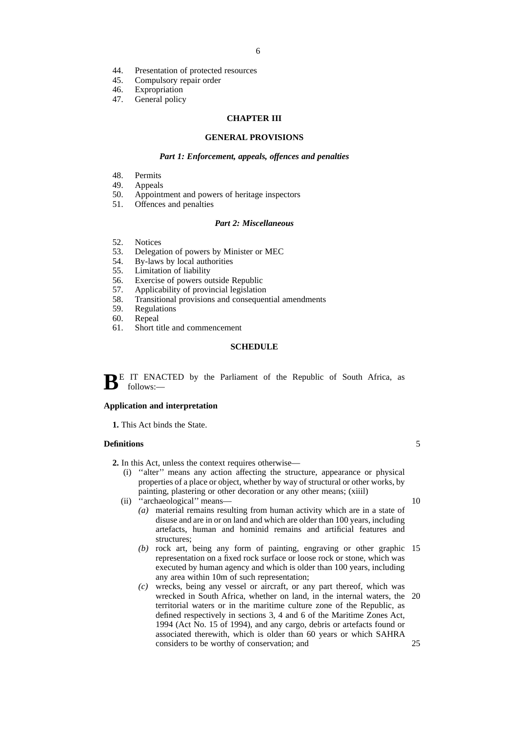44. Presentation of protected resources
45. Compulsory repair order
46. Expropriation
47. General policy

## CHAPTER III

## GENERAL PROVISIONS

### *Part 1: Enforcement, appeals, offences and penalties*

48. Permits
49. Appeals
50. Appointment and powers of heritage inspectors
51. Offences and penalties

### *Part 2: Miscellaneous*

52. Notices
53. Delegation of powers by Minister or MEC
54. By-laws by local authorities
55. Limitation of liability
56. Exercise of powers outside Republic
57. Applicability of provincial legislation
58. Transitional provisions and consequential amendments
59. Regulations
60. Repeal
61. Short title and commencement

## SCHEDULE

BE IT ENACTED by the Parliament of the Republic of South Africa, as follows:—

**Application and interpretation**

**1.** This Act binds the State.

**Definitions**

**2.** In this Act, unless the context requires otherwise—

(i) ''alter'' means any action affecting the structure, appearance or physical properties of a place or object, whether by way of structural or other works, by painting, plastering or other decoration or any other means; (xiiil)

(ii) ''archaeological'' means—

*(a)* material remains resulting from human activity which are in a state of disuse and are in or on land and which are older than 100 years, including artefacts, human and hominid remains and artificial features and structures;

*(b)* rock art, being any form of painting, engraving or other graphic representation on a fixed rock surface or loose rock or stone, which was executed by human agency and which is older than 100 years, including any area within 10m of such representation;

*(c)* wrecks, being any vessel or aircraft, or any part thereof, which was wrecked in South Africa, whether on land, in the internal waters, the territorial waters or in the maritime culture zone of the Republic, as defined respectively in sections 3, 4 and 6 of the Maritime Zones Act, 1994 (Act No. 15 of 1994), and any cargo, debris or artefacts found or associated therewith, which is older than 60 years or which SAHRA considers to be worthy of conservation; and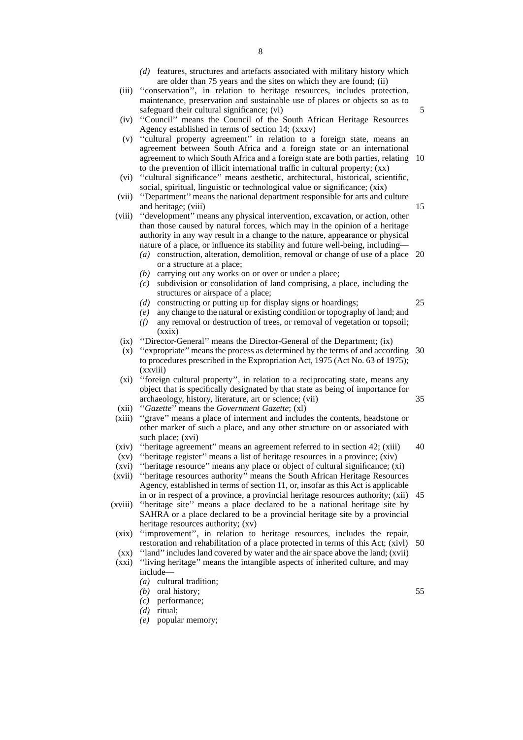*(d)* features, structures and artefacts associated with military history which are older than 75 years and the sites on which they are found; (ii)

(iii) ''conservation'', in relation to heritage resources, includes protection, maintenance, preservation and sustainable use of places or objects so as to safeguard their cultural significance; (vi)

(iv) ''Council'' means the Council of the South African Heritage Resources Agency established in terms of section 14; (xxxv)

(v) ''cultural property agreement'' in relation to a foreign state, means an agreement between South Africa and a foreign state or an international agreement to which South Africa and a foreign state are both parties, relating to the prevention of illicit international traffic in cultural property; (xx)

(vi) ''cultural significance'' means aesthetic, architectural, historical, scientific, social, spiritual, linguistic or technological value or significance; (xix)

(vii) ''Department'' means the national department responsible for arts and culture and heritage; (viii)

(viii) ''development'' means any physical intervention, excavation, or action, other than those caused by natural forces, which may in the opinion of a heritage authority in any way result in a change to the nature, appearance or physical nature of a place, or influence its stability and future well-being, including—

*(a)* construction, alteration, demolition, removal or change of use of a place or a structure at a place;

*(b)* carrying out any works on or over or under a place;

*(c)* subdivision or consolidation of land comprising, a place, including the structures or airspace of a place;

*(d)* constructing or putting up for display signs or hoardings;

*(e)* any change to the natural or existing condition or topography of land; and

*(f)* any removal or destruction of trees, or removal of vegetation or topsoil; (xxix)

(ix) ''Director-General'' means the Director-General of the Department; (ix)

(x) ''expropriate'' means the process as determined by the terms of and according to procedures prescribed in the Expropriation Act, 1975 (Act No. 63 of 1975); (xxviii)

(xi) ''foreign cultural property'', in relation to a reciprocating state, means any object that is specifically designated by that state as being of importance for archaeology, history, literature, art or science; (vii)

(xii) ''*Gazette*'' means the *Government Gazette*; (xl)

(xiii) ''grave'' means a place of interment and includes the contents, headstone or other marker of such a place, and any other structure on or associated with such place; (xvi)

(xiv) ''heritage agreement'' means an agreement referred to in section 42; (xiii)

(xv) ''heritage register'' means a list of heritage resources in a province; (xiv)

(xvi) ''heritage resource'' means any place or object of cultural significance; (xi)

(xvii) ''heritage resources authority'' means the South African Heritage Resources Agency, established in terms of section 11, or, insofar as this Act is applicable in or in respect of a province, a provincial heritage resources authority; (xii)

(xviii) ''heritage site'' means a place declared to be a national heritage site by SAHRA or a place declared to be a provincial heritage site by a provincial heritage resources authority; (xv)

(xix) ''improvement'', in relation to heritage resources, includes the repair, restoration and rehabilitation of a place protected in terms of this Act; (xivl)

(xx) ''land'' includes land covered by water and the air space above the land; (xvii)

(xxi) ''living heritage'' means the intangible aspects of inherited culture, and may include—

*(a)* cultural tradition;

*(b)* oral history;

*(c)* performance;

*(d)* ritual;

*(e)* popular memory;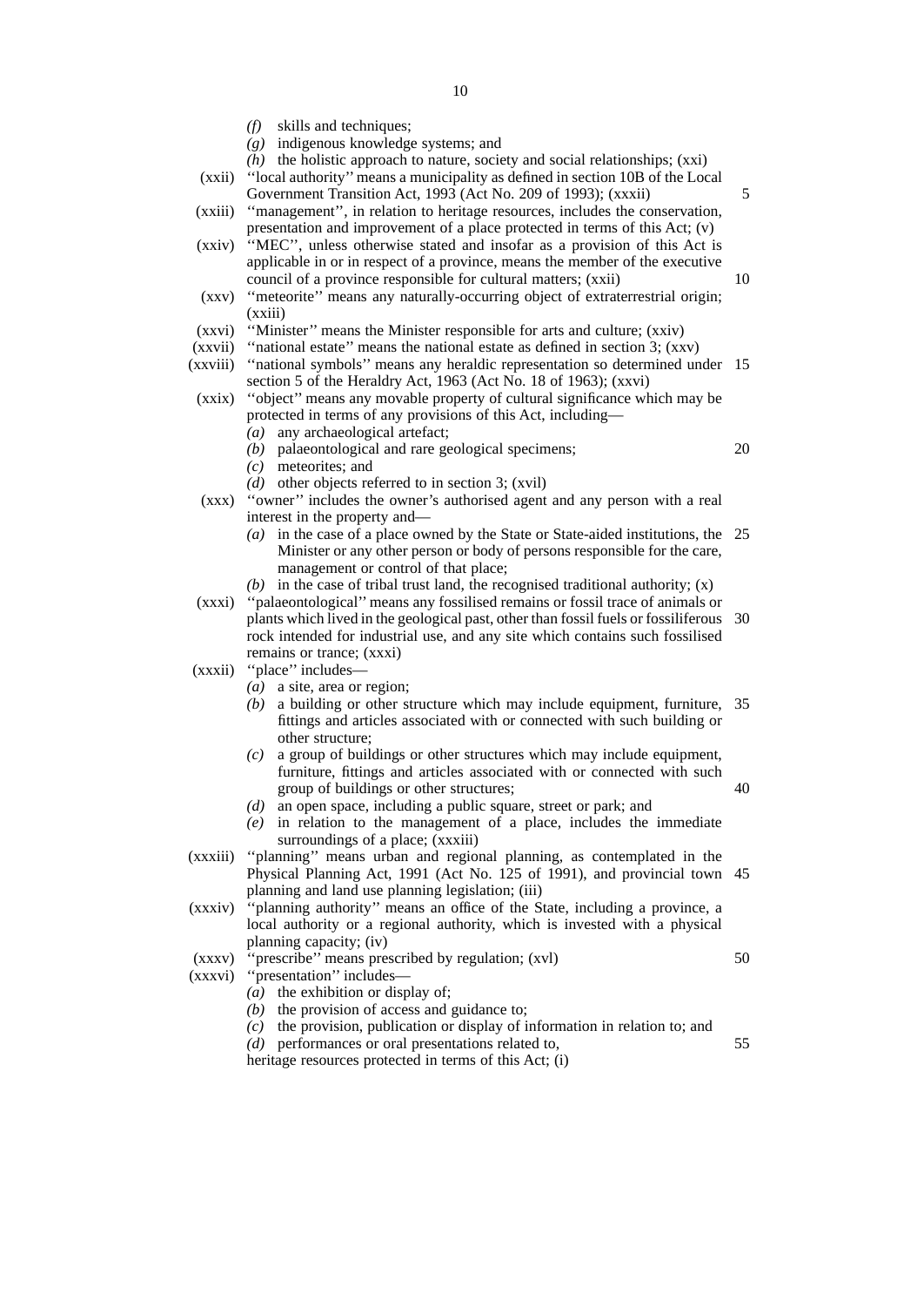*(f)* skills and techniques;

*(g)* indigenous knowledge systems; and

*(h)* the holistic approach to nature, society and social relationships; (xxi)

(xxii) ''local authority'' means a municipality as defined in section 10B of the Local Government Transition Act, 1993 (Act No. 209 of 1993); (xxxii)

(xxiii) ''management'', in relation to heritage resources, includes the conservation, presentation and improvement of a place protected in terms of this Act; (v)

(xxiv) ''MEC'', unless otherwise stated and insofar as a provision of this Act is applicable in or in respect of a province, means the member of the executive council of a province responsible for cultural matters; (xxii)

(xxv) ''meteorite'' means any naturally-occurring object of extraterrestrial origin; (xxiii)

(xxvi) ''Minister'' means the Minister responsible for arts and culture; (xxiv)

(xxvii) ''national estate'' means the national estate as defined in section 3; (xxv)

(xxviii) ''national symbols'' means any heraldic representation so determined under section 5 of the Heraldry Act, 1963 (Act No. 18 of 1963); (xxvi)

(xxix) ''object'' means any movable property of cultural significance which may be protected in terms of any provisions of this Act, including—

*(a)* any archaeological artefact;

*(b)* palaeontological and rare geological specimens;

*(c)* meteorites; and

*(d)* other objects referred to in section 3; (xvil)

(xxx) ''owner'' includes the owner's authorised agent and any person with a real interest in the property and—

*(a)* in the case of a place owned by the State or State-aided institutions, the Minister or any other person or body of persons responsible for the care, management or control of that place;

*(b)* in the case of tribal trust land, the recognised traditional authority; (x)

(xxxi) ''palaeontological'' means any fossilised remains or fossil trace of animals or plants which lived in the geological past, other than fossil fuels or fossiliferous rock intended for industrial use, and any site which contains such fossilised remains or trance; (xxxi)

(xxxii) ''place'' includes—

*(a)* a site, area or region;

*(b)* a building or other structure which may include equipment, furniture, fittings and articles associated with or connected with such building or other structure;

*(c)* a group of buildings or other structures which may include equipment, furniture, fittings and articles associated with or connected with such group of buildings or other structures;

*(d)* an open space, including a public square, street or park; and

*(e)* in relation to the management of a place, includes the immediate surroundings of a place; (xxxiii)

(xxxiii) ''planning'' means urban and regional planning, as contemplated in the Physical Planning Act, 1991 (Act No. 125 of 1991), and provincial town planning and land use planning legislation; (iii)

(xxxiv) ''planning authority'' means an office of the State, including a province, a local authority or a regional authority, which is invested with a physical planning capacity; (iv)

(xxxv) ''prescribe'' means prescribed by regulation; (xvl)

(xxxvi) ''presentation'' includes—

*(a)* the exhibition or display of;

*(b)* the provision of access and guidance to;

*(c)* the provision, publication or display of information in relation to; and

*(d)* performances or oral presentations related to,

heritage resources protected in terms of this Act; (i)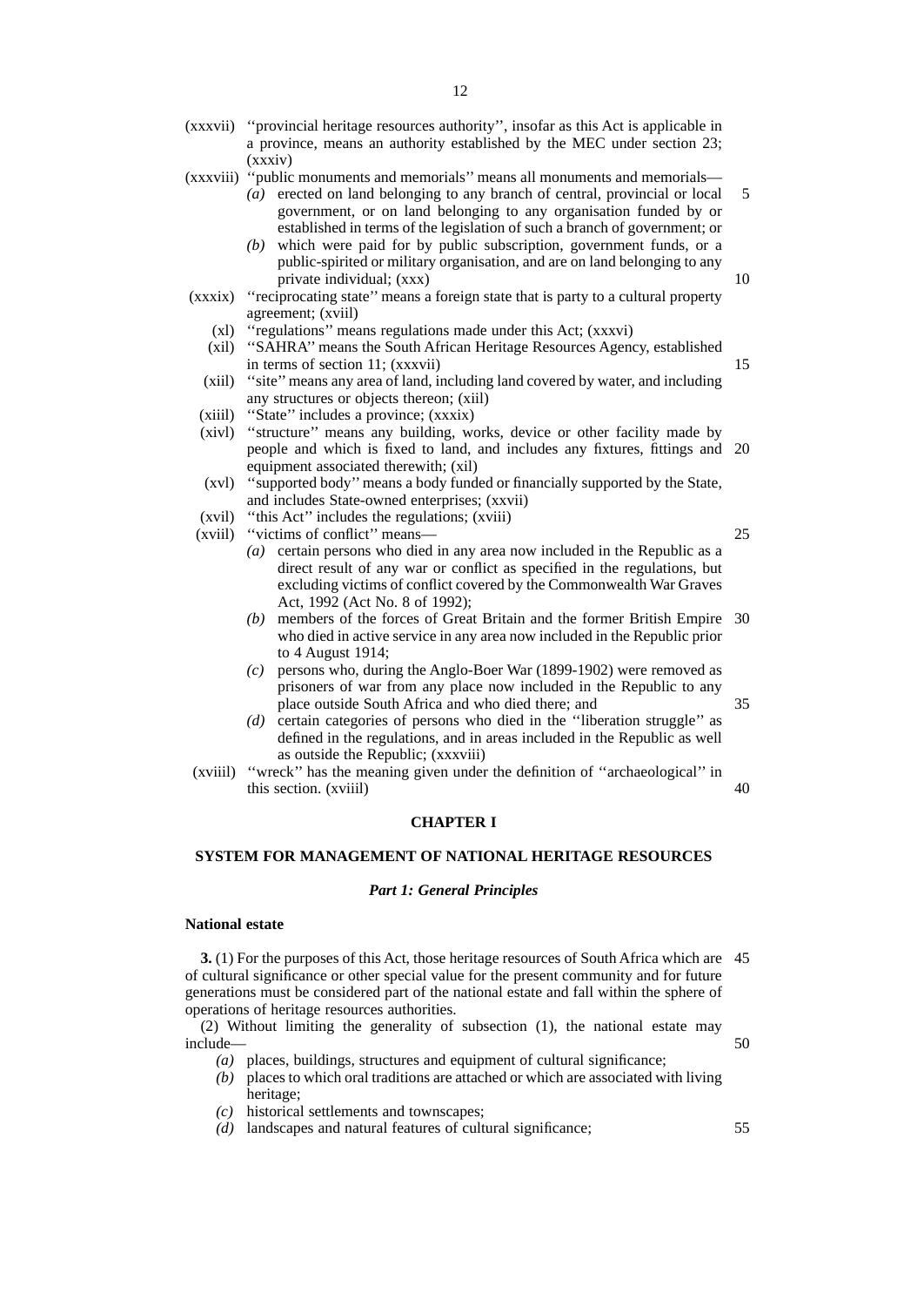(xxxvii) ''provincial heritage resources authority'', insofar as this Act is applicable in a province, means an authority established by the MEC under section 23; (xxxiv)

(xxxviii) ''public monuments and memorials'' means all monuments and memorials—

*(a)* erected on land belonging to any branch of central, provincial or local government, or on land belonging to any organisation funded by or established in terms of the legislation of such a branch of government; or

*(b)* which were paid for by public subscription, government funds, or a public-spirited or military organisation, and are on land belonging to any private individual; (xxx)

(xxxix) ''reciprocating state'' means a foreign state that is party to a cultural property agreement; (xviil)

(xl) ''regulations'' means regulations made under this Act; (xxxvi)

(xil) ''SAHRA'' means the South African Heritage Resources Agency, established in terms of section 11; (xxxvii)

(xiil) ''site'' means any area of land, including land covered by water, and including any structures or objects thereon; (xiil)

(xiiil) ''State'' includes a province; (xxxix)

(xivl) ''structure'' means any building, works, device or other facility made by people and which is fixed to land, and includes any fixtures, fittings and equipment associated therewith; (xil)

(xvl) ''supported body'' means a body funded or financially supported by the State, and includes State-owned enterprises; (xxvii)

(xvil) ''this Act'' includes the regulations; (xviii)

(xviil) ''victims of conflict'' means—

*(a)* certain persons who died in any area now included in the Republic as a direct result of any war or conflict as specified in the regulations, but excluding victims of conflict covered by the Commonwealth War Graves Act, 1992 (Act No. 8 of 1992);

*(b)* members of the forces of Great Britain and the former British Empire who died in active service in any area now included in the Republic prior to 4 August 1914;

*(c)* persons who, during the Anglo-Boer War (1899-1902) were removed as prisoners of war from any place now included in the Republic to any place outside South Africa and who died there; and

*(d)* certain categories of persons who died in the ''liberation struggle'' as defined in the regulations, and in areas included in the Republic as well as outside the Republic; (xxxviii)

(xviiil) ''wreck'' has the meaning given under the definition of ''archaeological'' in this section. (xviiil)

## CHAPTER I

## SYSTEM FOR MANAGEMENT OF NATIONAL HERITAGE RESOURCES

### *Part 1: General Principles*

**National estate**

**3.** (1) For the purposes of this Act, those heritage resources of South Africa which are of cultural significance or other special value for the present community and for future generations must be considered part of the national estate and fall within the sphere of operations of heritage resources authorities.

(2) Without limiting the generality of subsection (1), the national estate may include—

*(a)* places, buildings, structures and equipment of cultural significance;

*(b)* places to which oral traditions are attached or which are associated with living heritage;

*(c)* historical settlements and townscapes;

*(d)* landscapes and natural features of cultural significance;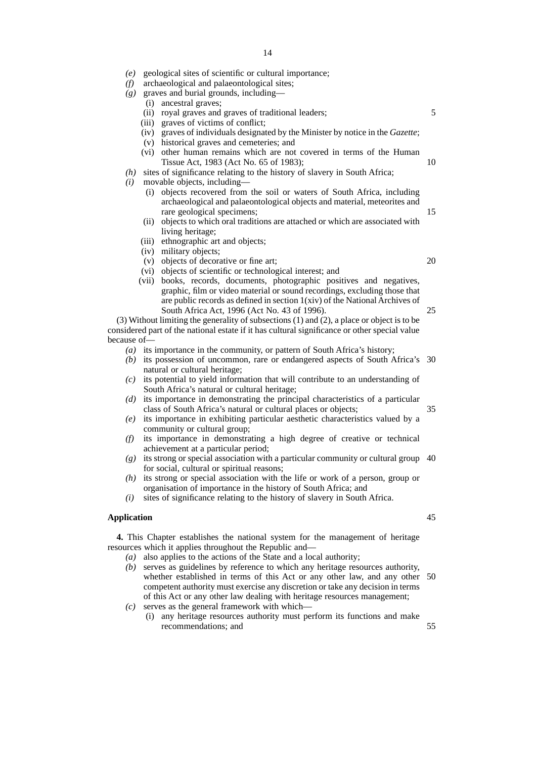*(e)* geological sites of scientific or cultural importance;

*(f)* archaeological and palaeontological sites;

*(g)* graves and burial grounds, including—

  (i) ancestral graves;

  (ii) royal graves and graves of traditional leaders;

  (iii) graves of victims of conflict;

  (iv) graves of individuals designated by the Minister by notice in the *Gazette*;

  (v) historical graves and cemeteries; and

  (vi) other human remains which are not covered in terms of the Human Tissue Act, 1983 (Act No. 65 of 1983);

*(h)* sites of significance relating to the history of slavery in South Africa;

*(i)* movable objects, including—

  (i) objects recovered from the soil or waters of South Africa, including archaeological and palaeontological objects and material, meteorites and rare geological specimens;

  (ii) objects to which oral traditions are attached or which are associated with living heritage;

  (iii) ethnographic art and objects;

  (iv) military objects;

  (v) objects of decorative or fine art;

  (vi) objects of scientific or technological interest; and

  (vii) books, records, documents, photographic positives and negatives, graphic, film or video material or sound recordings, excluding those that are public records as defined in section 1(xiv) of the National Archives of South Africa Act, 1996 (Act No. 43 of 1996).

(3) Without limiting the generality of subsections (1) and (2), a place or object is to be considered part of the national estate if it has cultural significance or other special value because of—

*(a)* its importance in the community, or pattern of South Africa's history;

*(b)* its possession of uncommon, rare or endangered aspects of South Africa's natural or cultural heritage;

*(c)* its potential to yield information that will contribute to an understanding of South Africa's natural or cultural heritage;

*(d)* its importance in demonstrating the principal characteristics of a particular class of South Africa's natural or cultural places or objects;

*(e)* its importance in exhibiting particular aesthetic characteristics valued by a community or cultural group;

*(f)* its importance in demonstrating a high degree of creative or technical achievement at a particular period;

*(g)* its strong or special association with a particular community or cultural group for social, cultural or spiritual reasons;

*(h)* its strong or special association with the life or work of a person, group or organisation of importance in the history of South Africa; and

*(i)* sites of significance relating to the history of slavery in South Africa.

**Application**

**4.** This Chapter establishes the national system for the management of heritage resources which it applies throughout the Republic and—

*(a)* also applies to the actions of the State and a local authority;

*(b)* serves as guidelines by reference to which any heritage resources authority, whether established in terms of this Act or any other law, and any other competent authority must exercise any discretion or take any decision in terms of this Act or any other law dealing with heritage resources management;

*(c)* serves as the general framework with which—

  (i) any heritage resources authority must perform its functions and make recommendations; and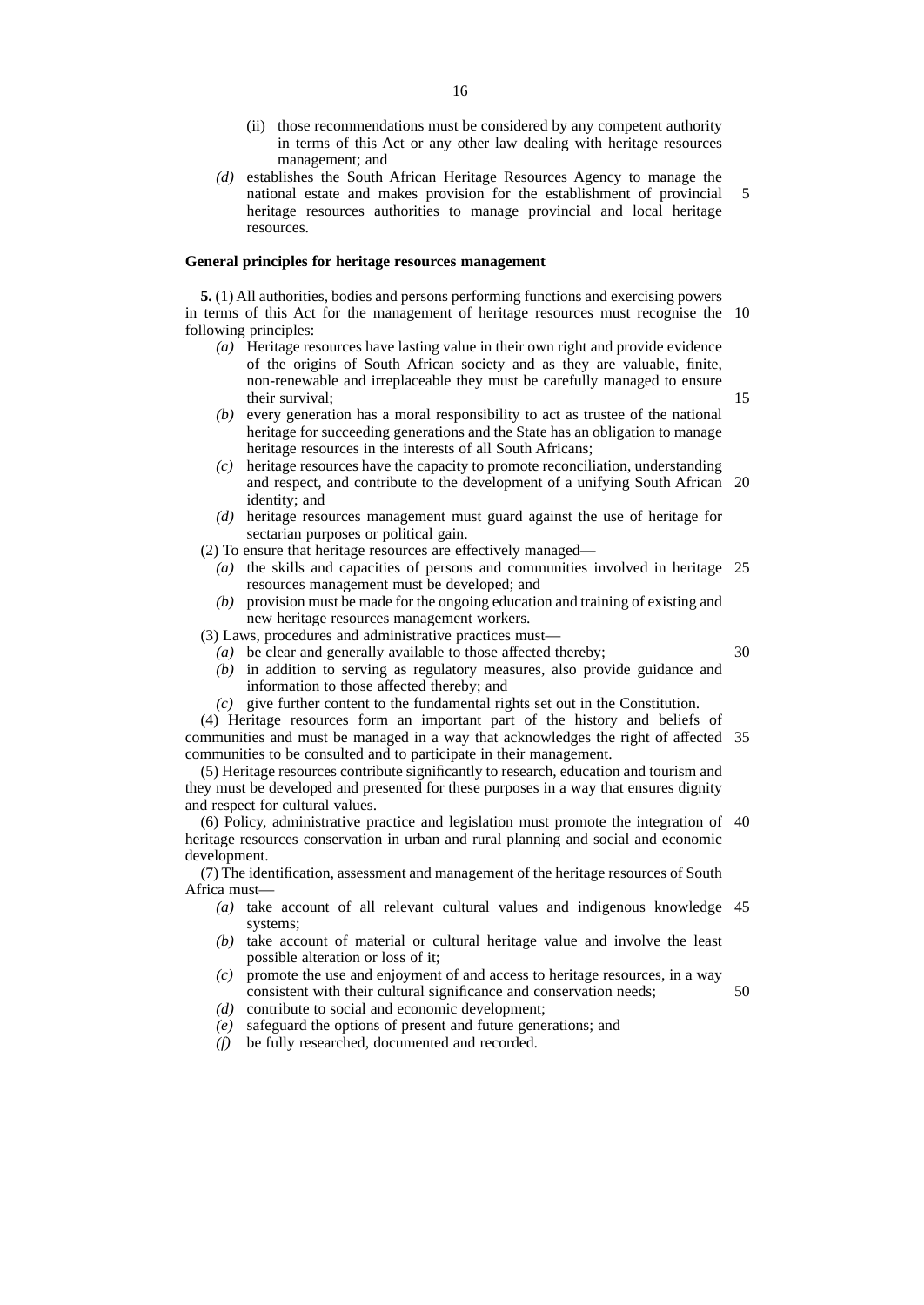(ii) those recommendations must be considered by any competent authority in terms of this Act or any other law dealing with heritage resources management; and

*(d)* establishes the South African Heritage Resources Agency to manage the national estate and makes provision for the establishment of provincial heritage resources authorities to manage provincial and local heritage resources.

**General principles for heritage resources management**

**5.** (1) All authorities, bodies and persons performing functions and exercising powers in terms of this Act for the management of heritage resources must recognise the following principles:

*(a)* Heritage resources have lasting value in their own right and provide evidence of the origins of South African society and as they are valuable, finite, non-renewable and irreplaceable they must be carefully managed to ensure their survival;

*(b)* every generation has a moral responsibility to act as trustee of the national heritage for succeeding generations and the State has an obligation to manage heritage resources in the interests of all South Africans;

*(c)* heritage resources have the capacity to promote reconciliation, understanding and respect, and contribute to the development of a unifying South African identity; and

*(d)* heritage resources management must guard against the use of heritage for sectarian purposes or political gain.

(2) To ensure that heritage resources are effectively managed—

*(a)* the skills and capacities of persons and communities involved in heritage resources management must be developed; and

*(b)* provision must be made for the ongoing education and training of existing and new heritage resources management workers.

(3) Laws, procedures and administrative practices must—

*(a)* be clear and generally available to those affected thereby;

*(b)* in addition to serving as regulatory measures, also provide guidance and information to those affected thereby; and

*(c)* give further content to the fundamental rights set out in the Constitution.

(4) Heritage resources form an important part of the history and beliefs of communities and must be managed in a way that acknowledges the right of affected communities to be consulted and to participate in their management.

(5) Heritage resources contribute significantly to research, education and tourism and they must be developed and presented for these purposes in a way that ensures dignity and respect for cultural values.

(6) Policy, administrative practice and legislation must promote the integration of heritage resources conservation in urban and rural planning and social and economic development.

(7) The identification, assessment and management of the heritage resources of South Africa must—

*(a)* take account of all relevant cultural values and indigenous knowledge systems;

*(b)* take account of material or cultural heritage value and involve the least possible alteration or loss of it;

*(c)* promote the use and enjoyment of and access to heritage resources, in a way consistent with their cultural significance and conservation needs;

*(d)* contribute to social and economic development;

*(e)* safeguard the options of present and future generations; and

*(f)* be fully researched, documented and recorded.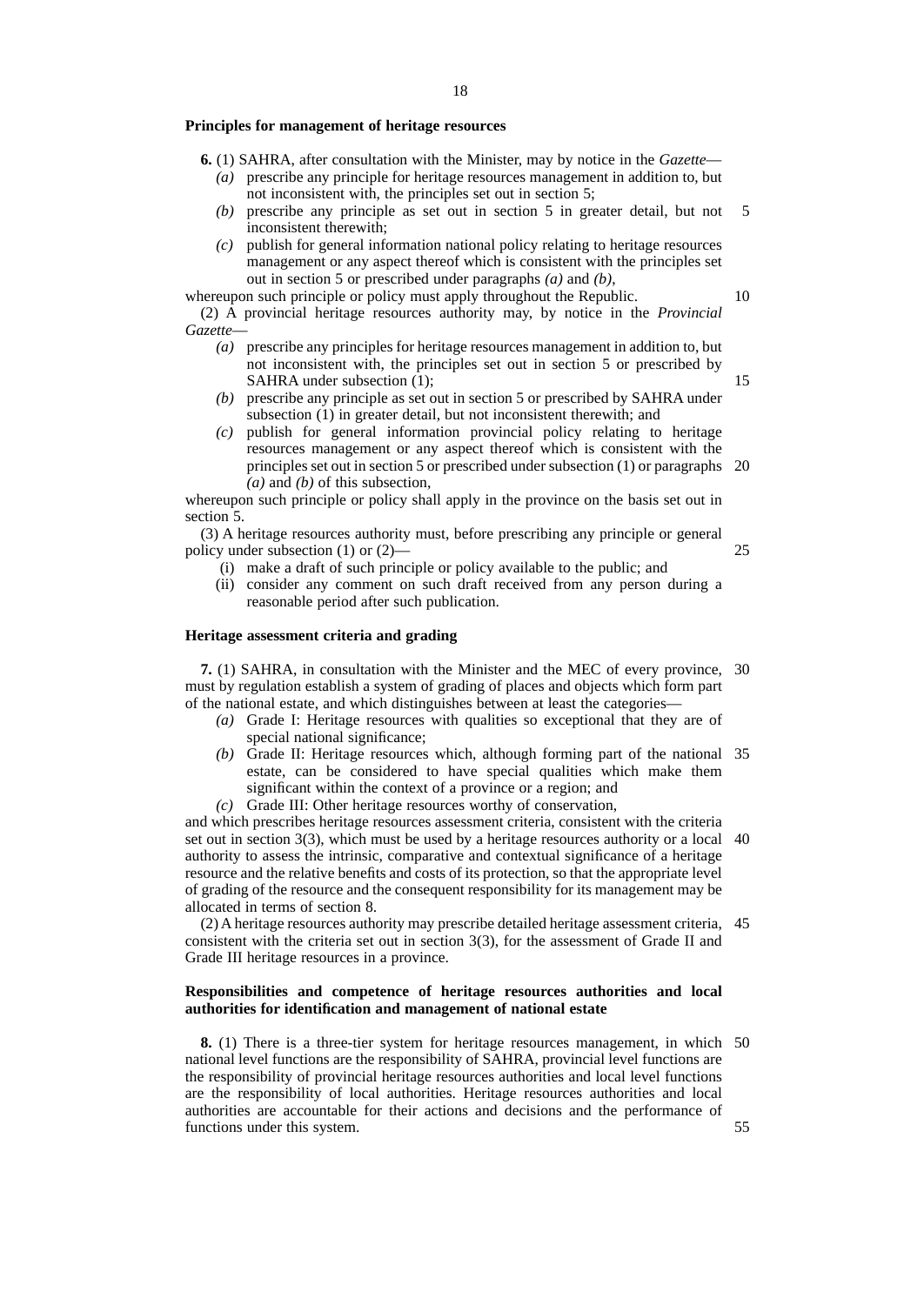**Principles for management of heritage resources**

**6.** (1) SAHRA, after consultation with the Minister, may by notice in the *Gazette*—

*(a)* prescribe any principle for heritage resources management in addition to, but not inconsistent with, the principles set out in section 5;

*(b)* prescribe any principle as set out in section 5 in greater detail, but not inconsistent therewith;

*(c)* publish for general information national policy relating to heritage resources management or any aspect thereof which is consistent with the principles set out in section 5 or prescribed under paragraphs *(a)* and *(b)*,

whereupon such principle or policy must apply throughout the Republic.

(2) A provincial heritage resources authority may, by notice in the *Provincial Gazette*—

*(a)* prescribe any principles for heritage resources management in addition to, but not inconsistent with, the principles set out in section 5 or prescribed by SAHRA under subsection (1);

*(b)* prescribe any principle as set out in section 5 or prescribed by SAHRA under subsection (1) in greater detail, but not inconsistent therewith; and

*(c)* publish for general information provincial policy relating to heritage resources management or any aspect thereof which is consistent with the principles set out in section 5 or prescribed under subsection (1) or paragraphs *(a)* and *(b)* of this subsection,

whereupon such principle or policy shall apply in the province on the basis set out in section 5.

(3) A heritage resources authority must, before prescribing any principle or general policy under subsection (1) or (2)—

(i) make a draft of such principle or policy available to the public; and

(ii) consider any comment on such draft received from any person during a reasonable period after such publication.

**Heritage assessment criteria and grading**

**7.** (1) SAHRA, in consultation with the Minister and the MEC of every province, must by regulation establish a system of grading of places and objects which form part of the national estate, and which distinguishes between at least the categories—

*(a)* Grade I: Heritage resources with qualities so exceptional that they are of special national significance;

*(b)* Grade II: Heritage resources which, although forming part of the national estate, can be considered to have special qualities which make them significant within the context of a province or a region; and

*(c)* Grade III: Other heritage resources worthy of conservation,

and which prescribes heritage resources assessment criteria, consistent with the criteria set out in section 3(3), which must be used by a heritage resources authority or a local authority to assess the intrinsic, comparative and contextual significance of a heritage resource and the relative benefits and costs of its protection, so that the appropriate level of grading of the resource and the consequent responsibility for its management may be allocated in terms of section 8.

(2) A heritage resources authority may prescribe detailed heritage assessment criteria, consistent with the criteria set out in section 3(3), for the assessment of Grade II and Grade III heritage resources in a province.

**Responsibilities and competence of heritage resources authorities and local authorities for identification and management of national estate**

**8.** (1) There is a three-tier system for heritage resources management, in which national level functions are the responsibility of SAHRA, provincial level functions are the responsibility of provincial heritage resources authorities and local level functions are the responsibility of local authorities. Heritage resources authorities and local authorities are accountable for their actions and decisions and the performance of functions under this system.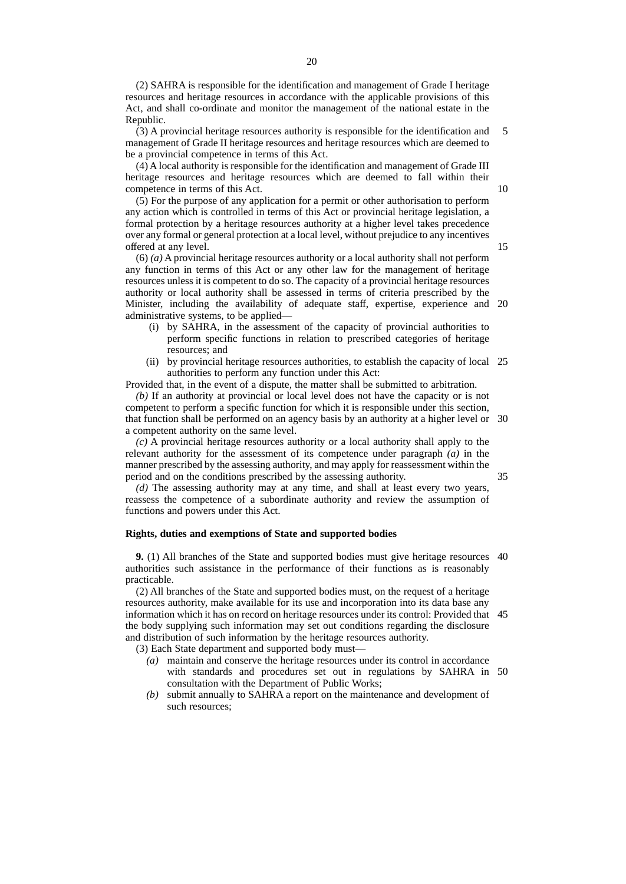(2) SAHRA is responsible for the identification and management of Grade I heritage resources and heritage resources in accordance with the applicable provisions of this Act, and shall co-ordinate and monitor the management of the national estate in the Republic.

(3) A provincial heritage resources authority is responsible for the identification and management of Grade II heritage resources and heritage resources which are deemed to be a provincial competence in terms of this Act.

(4) A local authority is responsible for the identification and management of Grade III heritage resources and heritage resources which are deemed to fall within their competence in terms of this Act.

(5) For the purpose of any application for a permit or other authorisation to perform any action which is controlled in terms of this Act or provincial heritage legislation, a formal protection by a heritage resources authority at a higher level takes precedence over any formal or general protection at a local level, without prejudice to any incentives offered at any level.

(6) *(a)* A provincial heritage resources authority or a local authority shall not perform any function in terms of this Act or any other law for the management of heritage resources unless it is competent to do so. The capacity of a provincial heritage resources authority or local authority shall be assessed in terms of criteria prescribed by the Minister, including the availability of adequate staff, expertise, experience and administrative systems, to be applied—

- (i) by SAHRA, in the assessment of the capacity of provincial authorities to perform specific functions in relation to prescribed categories of heritage resources; and
- (ii) by provincial heritage resources authorities, to establish the capacity of local authorities to perform any function under this Act:

Provided that, in the event of a dispute, the matter shall be submitted to arbitration.

*(b)* If an authority at provincial or local level does not have the capacity or is not competent to perform a specific function for which it is responsible under this section, that function shall be performed on an agency basis by an authority at a higher level or a competent authority on the same level.

*(c)* A provincial heritage resources authority or a local authority shall apply to the relevant authority for the assessment of its competence under paragraph *(a)* in the manner prescribed by the assessing authority, and may apply for reassessment within the period and on the conditions prescribed by the assessing authority.

*(d)* The assessing authority may at any time, and shall at least every two years, reassess the competence of a subordinate authority and review the assumption of functions and powers under this Act.

**Rights, duties and exemptions of State and supported bodies**

**9.** (1) All branches of the State and supported bodies must give heritage resources authorities such assistance in the performance of their functions as is reasonably practicable.

(2) All branches of the State and supported bodies must, on the request of a heritage resources authority, make available for its use and incorporation into its data base any information which it has on record on heritage resources under its control: Provided that the body supplying such information may set out conditions regarding the disclosure and distribution of such information by the heritage resources authority.

(3) Each State department and supported body must—

- *(a)* maintain and conserve the heritage resources under its control in accordance with standards and procedures set out in regulations by SAHRA in consultation with the Department of Public Works;
- *(b)* submit annually to SAHRA a report on the maintenance and development of such resources;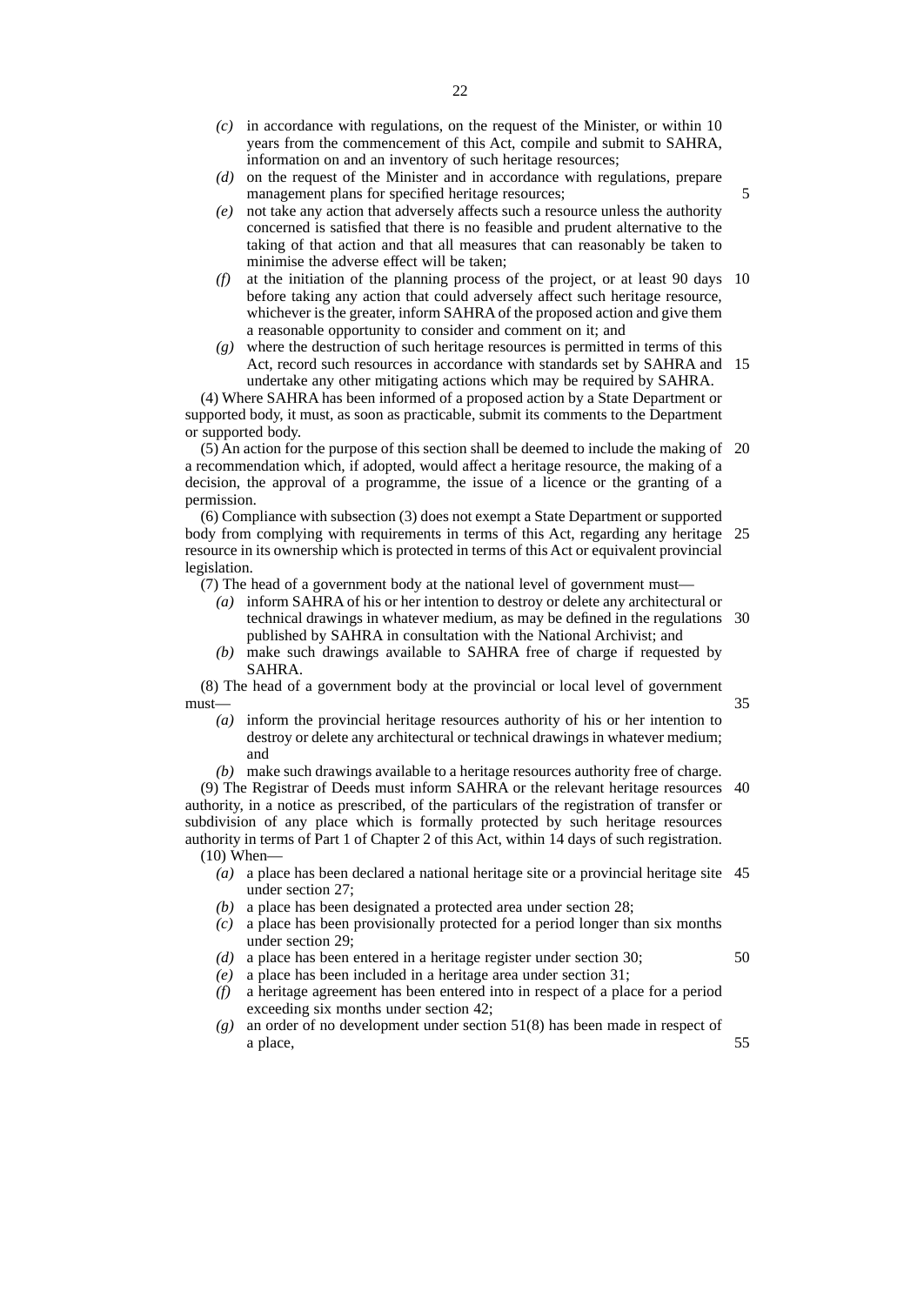*(c)* in accordance with regulations, on the request of the Minister, or within 10 years from the commencement of this Act, compile and submit to SAHRA, information on and an inventory of such heritage resources;

*(d)* on the request of the Minister and in accordance with regulations, prepare management plans for specified heritage resources;

*(e)* not take any action that adversely affects such a resource unless the authority concerned is satisfied that there is no feasible and prudent alternative to the taking of that action and that all measures that can reasonably be taken to minimise the adverse effect will be taken;

*(f)* at the initiation of the planning process of the project, or at least 90 days before taking any action that could adversely affect such heritage resource, whichever is the greater, inform SAHRA of the proposed action and give them a reasonable opportunity to consider and comment on it; and

*(g)* where the destruction of such heritage resources is permitted in terms of this Act, record such resources in accordance with standards set by SAHRA and undertake any other mitigating actions which may be required by SAHRA.

(4) Where SAHRA has been informed of a proposed action by a State Department or supported body, it must, as soon as practicable, submit its comments to the Department or supported body.

(5) An action for the purpose of this section shall be deemed to include the making of a recommendation which, if adopted, would affect a heritage resource, the making of a decision, the approval of a programme, the issue of a licence or the granting of a permission.

(6) Compliance with subsection (3) does not exempt a State Department or supported body from complying with requirements in terms of this Act, regarding any heritage resource in its ownership which is protected in terms of this Act or equivalent provincial legislation.

(7) The head of a government body at the national level of government must—

*(a)* inform SAHRA of his or her intention to destroy or delete any architectural or technical drawings in whatever medium, as may be defined in the regulations published by SAHRA in consultation with the National Archivist; and

*(b)* make such drawings available to SAHRA free of charge if requested by SAHRA.

(8) The head of a government body at the provincial or local level of government must—

*(a)* inform the provincial heritage resources authority of his or her intention to destroy or delete any architectural or technical drawings in whatever medium; and

*(b)* make such drawings available to a heritage resources authority free of charge.

(9) The Registrar of Deeds must inform SAHRA or the relevant heritage resources authority, in a notice as prescribed, of the particulars of the registration of transfer or subdivision of any place which is formally protected by such heritage resources authority in terms of Part 1 of Chapter 2 of this Act, within 14 days of such registration.

(10) When—

*(a)* a place has been declared a national heritage site or a provincial heritage site under section 27;

*(b)* a place has been designated a protected area under section 28;

*(c)* a place has been provisionally protected for a period longer than six months under section 29;

*(d)* a place has been entered in a heritage register under section 30;

*(e)* a place has been included in a heritage area under section 31;

*(f)* a heritage agreement has been entered into in respect of a place for a period exceeding six months under section 42;

*(g)* an order of no development under section 51(8) has been made in respect of a place,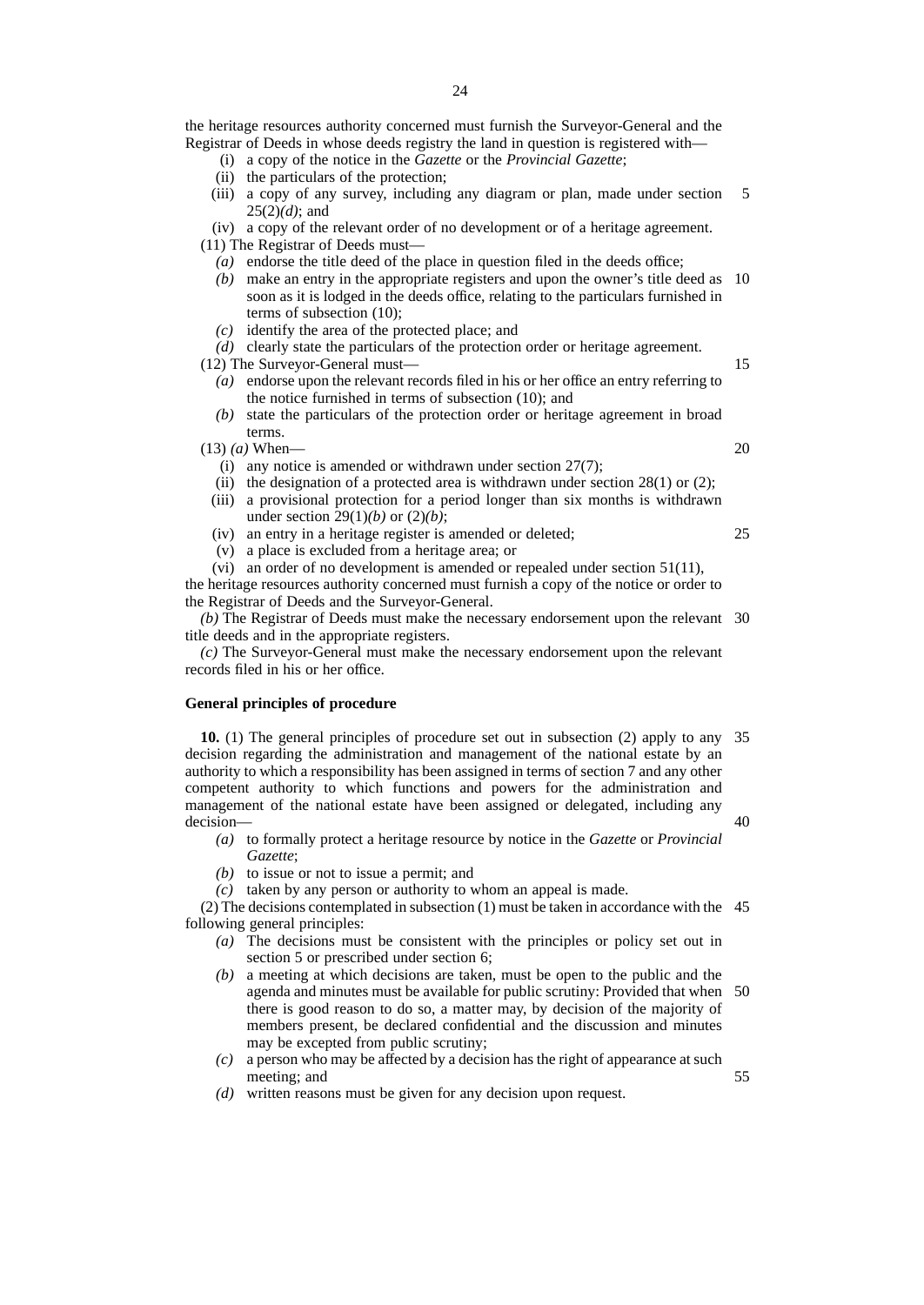the heritage resources authority concerned must furnish the Surveyor-General and the Registrar of Deeds in whose deeds registry the land in question is registered with—

(i) a copy of the notice in the *Gazette* or the *Provincial Gazette*;

(ii) the particulars of the protection;

(iii) a copy of any survey, including any diagram or plan, made under section 25(2)*(d)*; and

(iv) a copy of the relevant order of no development or of a heritage agreement.

(11) The Registrar of Deeds must—

*(a)* endorse the title deed of the place in question filed in the deeds office;

*(b)* make an entry in the appropriate registers and upon the owner's title deed as soon as it is lodged in the deeds office, relating to the particulars furnished in terms of subsection (10);

*(c)* identify the area of the protected place; and

*(d)* clearly state the particulars of the protection order or heritage agreement.

(12) The Surveyor-General must—

*(a)* endorse upon the relevant records filed in his or her office an entry referring to the notice furnished in terms of subsection (10); and

*(b)* state the particulars of the protection order or heritage agreement in broad terms.

(13) *(a)* When—

(i) any notice is amended or withdrawn under section 27(7);

(ii) the designation of a protected area is withdrawn under section 28(1) or (2);

(iii) a provisional protection for a period longer than six months is withdrawn under section 29(1)*(b)* or (2)*(b)*;

(iv) an entry in a heritage register is amended or deleted;

(v) a place is excluded from a heritage area; or

(vi) an order of no development is amended or repealed under section 51(11),

the heritage resources authority concerned must furnish a copy of the notice or order to the Registrar of Deeds and the Surveyor-General.

*(b)* The Registrar of Deeds must make the necessary endorsement upon the relevant title deeds and in the appropriate registers.

*(c)* The Surveyor-General must make the necessary endorsement upon the relevant records filed in his or her office.

**General principles of procedure**

**10.** (1) The general principles of procedure set out in subsection (2) apply to any decision regarding the administration and management of the national estate by an authority to which a responsibility has been assigned in terms of section 7 and any other competent authority to which functions and powers for the administration and management of the national estate have been assigned or delegated, including any decision—

*(a)* to formally protect a heritage resource by notice in the *Gazette* or *Provincial Gazette*;

*(b)* to issue or not to issue a permit; and

*(c)* taken by any person or authority to whom an appeal is made.

(2) The decisions contemplated in subsection (1) must be taken in accordance with the following general principles:

*(a)* The decisions must be consistent with the principles or policy set out in section 5 or prescribed under section 6;

*(b)* a meeting at which decisions are taken, must be open to the public and the agenda and minutes must be available for public scrutiny: Provided that when there is good reason to do so, a matter may, by decision of the majority of members present, be declared confidential and the discussion and minutes may be excepted from public scrutiny;

*(c)* a person who may be affected by a decision has the right of appearance at such meeting; and

*(d)* written reasons must be given for any decision upon request.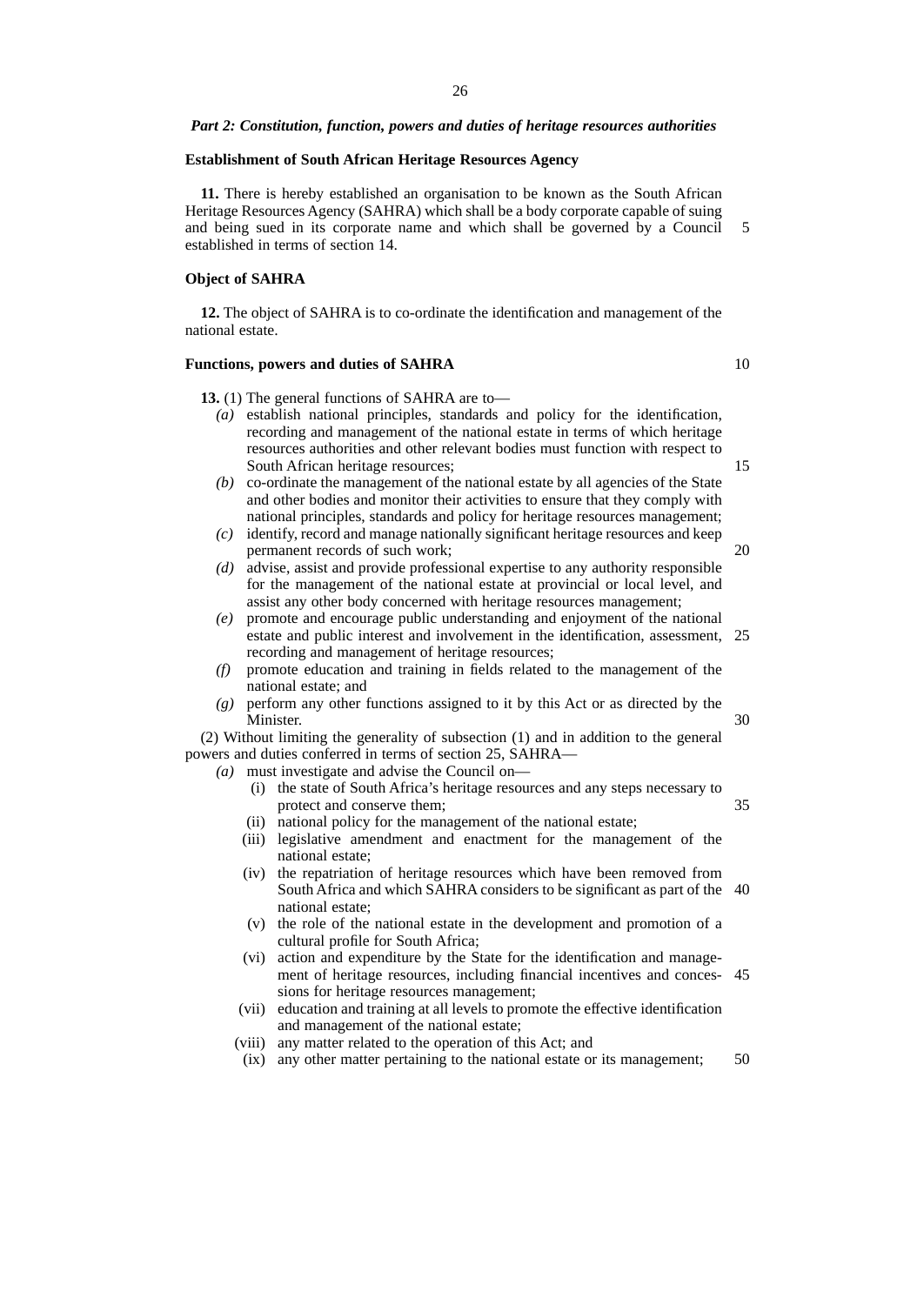***Part 2: Constitution, function, powers and duties of heritage resources authorities***

**Establishment of South African Heritage Resources Agency**

**11.** There is hereby established an organisation to be known as the South African Heritage Resources Agency (SAHRA) which shall be a body corporate capable of suing and being sued in its corporate name and which shall be governed by a Council established in terms of section 14.

**Object of SAHRA**

**12.** The object of SAHRA is to co-ordinate the identification and management of the national estate.

**Functions, powers and duties of SAHRA**

**13.** (1) The general functions of SAHRA are to—

*(a)* establish national principles, standards and policy for the identification, recording and management of the national estate in terms of which heritage resources authorities and other relevant bodies must function with respect to South African heritage resources;

*(b)* co-ordinate the management of the national estate by all agencies of the State and other bodies and monitor their activities to ensure that they comply with national principles, standards and policy for heritage resources management;

*(c)* identify, record and manage nationally significant heritage resources and keep permanent records of such work;

*(d)* advise, assist and provide professional expertise to any authority responsible for the management of the national estate at provincial or local level, and assist any other body concerned with heritage resources management;

*(e)* promote and encourage public understanding and enjoyment of the national estate and public interest and involvement in the identification, assessment, recording and management of heritage resources;

*(f)* promote education and training in fields related to the management of the national estate; and

*(g)* perform any other functions assigned to it by this Act or as directed by the Minister.

(2) Without limiting the generality of subsection (1) and in addition to the general powers and duties conferred in terms of section 25, SAHRA—

*(a)* must investigate and advise the Council on—

(i) the state of South Africa's heritage resources and any steps necessary to protect and conserve them;

(ii) national policy for the management of the national estate;

(iii) legislative amendment and enactment for the management of the national estate;

(iv) the repatriation of heritage resources which have been removed from South Africa and which SAHRA considers to be significant as part of the national estate;

(v) the role of the national estate in the development and promotion of a cultural profile for South Africa;

(vi) action and expenditure by the State for the identification and management of heritage resources, including financial incentives and concessions for heritage resources management;

(vii) education and training at all levels to promote the effective identification and management of the national estate;

(viii) any matter related to the operation of this Act; and

(ix) any other matter pertaining to the national estate or its management;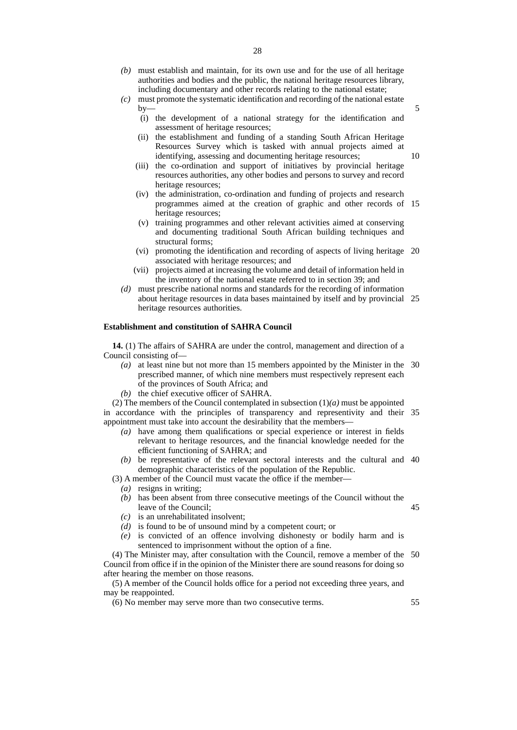*(b)* must establish and maintain, for its own use and for the use of all heritage authorities and bodies and the public, the national heritage resources library, including documentary and other records relating to the national estate;

*(c)* must promote the systematic identification and recording of the national estate by—

- (i) the development of a national strategy for the identification and assessment of heritage resources;
- (ii) the establishment and funding of a standing South African Heritage Resources Survey which is tasked with annual projects aimed at identifying, assessing and documenting heritage resources;
- (iii) the co-ordination and support of initiatives by provincial heritage resources authorities, any other bodies and persons to survey and record heritage resources;
- (iv) the administration, co-ordination and funding of projects and research programmes aimed at the creation of graphic and other records of heritage resources;
- (v) training programmes and other relevant activities aimed at conserving and documenting traditional South African building techniques and structural forms;
- (vi) promoting the identification and recording of aspects of living heritage associated with heritage resources; and
- (vii) projects aimed at increasing the volume and detail of information held in the inventory of the national estate referred to in section 39; and

*(d)* must prescribe national norms and standards for the recording of information about heritage resources in data bases maintained by itself and by provincial heritage resources authorities.

**Establishment and constitution of SAHRA Council**

**14.** (1) The affairs of SAHRA are under the control, management and direction of a Council consisting of—

*(a)* at least nine but not more than 15 members appointed by the Minister in the prescribed manner, of which nine members must respectively represent each of the provinces of South Africa; and

*(b)* the chief executive officer of SAHRA.

(2) The members of the Council contemplated in subsection (1)*(a)* must be appointed in accordance with the principles of transparency and representivity and their appointment must take into account the desirability that the members—

*(a)* have among them qualifications or special experience or interest in fields relevant to heritage resources, and the financial knowledge needed for the efficient functioning of SAHRA; and

*(b)* be representative of the relevant sectoral interests and the cultural and demographic characteristics of the population of the Republic.

(3) A member of the Council must vacate the office if the member—

*(a)* resigns in writing;

*(b)* has been absent from three consecutive meetings of the Council without the leave of the Council;

*(c)* is an unrehabilitated insolvent;

*(d)* is found to be of unsound mind by a competent court; or

*(e)* is convicted of an offence involving dishonesty or bodily harm and is sentenced to imprisonment without the option of a fine.

(4) The Minister may, after consultation with the Council, remove a member of the Council from office if in the opinion of the Minister there are sound reasons for doing so after hearing the member on those reasons.

(5) A member of the Council holds office for a period not exceeding three years, and may be reappointed.

(6) No member may serve more than two consecutive terms.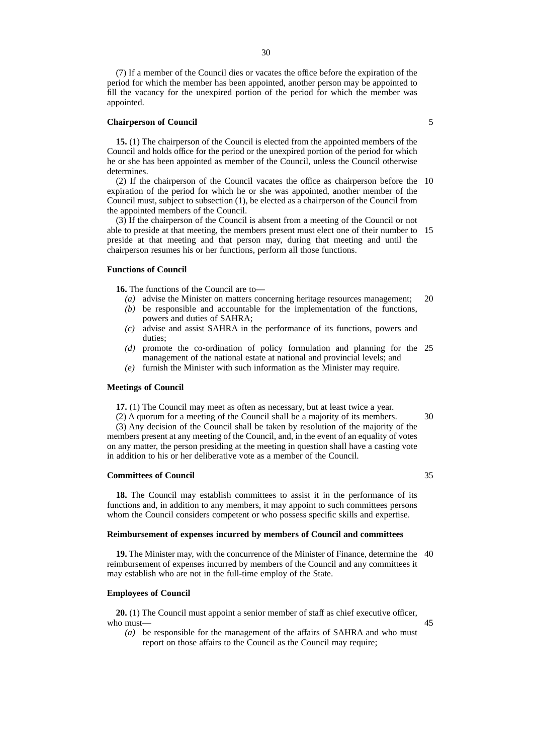(7) If a member of the Council dies or vacates the office before the expiration of the period for which the member has been appointed, another person may be appointed to fill the vacancy for the unexpired portion of the period for which the member was appointed.

**Chairperson of Council**

**15.** (1) The chairperson of the Council is elected from the appointed members of the Council and holds office for the period or the unexpired portion of the period for which he or she has been appointed as member of the Council, unless the Council otherwise determines.

(2) If the chairperson of the Council vacates the office as chairperson before the expiration of the period for which he or she was appointed, another member of the Council must, subject to subsection (1), be elected as a chairperson of the Council from the appointed members of the Council.

(3) If the chairperson of the Council is absent from a meeting of the Council or not able to preside at that meeting, the members present must elect one of their number to preside at that meeting and that person may, during that meeting and until the chairperson resumes his or her functions, perform all those functions.

**Functions of Council**

**16.** The functions of the Council are to—

*(a)* advise the Minister on matters concerning heritage resources management;

*(b)* be responsible and accountable for the implementation of the functions, powers and duties of SAHRA;

*(c)* advise and assist SAHRA in the performance of its functions, powers and duties;

*(d)* promote the co-ordination of policy formulation and planning for the management of the national estate at national and provincial levels; and

*(e)* furnish the Minister with such information as the Minister may require.

**Meetings of Council**

**17.** (1) The Council may meet as often as necessary, but at least twice a year.

(2) A quorum for a meeting of the Council shall be a majority of its members.

(3) Any decision of the Council shall be taken by resolution of the majority of the members present at any meeting of the Council, and, in the event of an equality of votes on any matter, the person presiding at the meeting in question shall have a casting vote in addition to his or her deliberative vote as a member of the Council.

**Committees of Council**

**18.** The Council may establish committees to assist it in the performance of its functions and, in addition to any members, it may appoint to such committees persons whom the Council considers competent or who possess specific skills and expertise.

**Reimbursement of expenses incurred by members of Council and committees**

**19.** The Minister may, with the concurrence of the Minister of Finance, determine the reimbursement of expenses incurred by members of the Council and any committees it may establish who are not in the full-time employ of the State.

**Employees of Council**

**20.** (1) The Council must appoint a senior member of staff as chief executive officer, who must—

*(a)* be responsible for the management of the affairs of SAHRA and who must report on those affairs to the Council as the Council may require;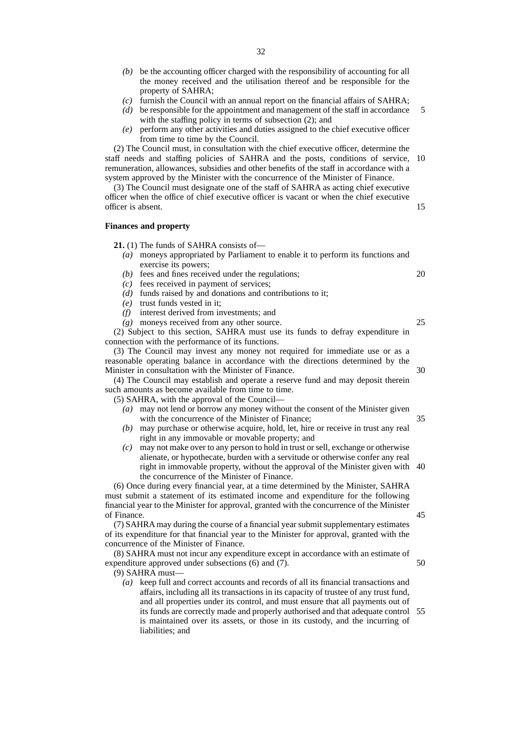*(b)* be the accounting officer charged with the responsibility of accounting for all the money received and the utilisation thereof and be responsible for the property of SAHRA;

*(c)* furnish the Council with an annual report on the financial affairs of SAHRA;

*(d)* be responsible for the appointment and management of the staff in accordance with the staffing policy in terms of subsection (2); and

*(e)* perform any other activities and duties assigned to the chief executive officer from time to time by the Council.

(2) The Council must, in consultation with the chief executive officer, determine the staff needs and staffing policies of SAHRA and the posts, conditions of service, remuneration, allowances, subsidies and other benefits of the staff in accordance with a system approved by the Minister with the concurrence of the Minister of Finance.

(3) The Council must designate one of the staff of SAHRA as acting chief executive officer when the office of chief executive officer is vacant or when the chief executive officer is absent.

**Finances and property**

**21.** (1) The funds of SAHRA consists of—

*(a)* moneys appropriated by Parliament to enable it to perform its functions and exercise its powers;

*(b)* fees and fines received under the regulations;

*(c)* fees received in payment of services;

*(d)* funds raised by and donations and contributions to it;

*(e)* trust funds vested in it;

*(f)* interest derived from investments; and

*(g)* moneys received from any other source.

(2) Subject to this section, SAHRA must use its funds to defray expenditure in connection with the performance of its functions.

(3) The Council may invest any money not required for immediate use or as a reasonable operating balance in accordance with the directions determined by the Minister in consultation with the Minister of Finance.

(4) The Council may establish and operate a reserve fund and may deposit therein such amounts as become available from time to time.

(5) SAHRA, with the approval of the Council—

*(a)* may not lend or borrow any money without the consent of the Minister given with the concurrence of the Minister of Finance;

*(b)* may purchase or otherwise acquire, hold, let, hire or receive in trust any real right in any immovable or movable property; and

*(c)* may not make over to any person to hold in trust or sell, exchange or otherwise alienate, or hypothecate, burden with a servitude or otherwise confer any real right in immovable property, without the approval of the Minister given with the concurrence of the Minister of Finance.

(6) Once during every financial year, at a time determined by the Minister, SAHRA must submit a statement of its estimated income and expenditure for the following financial year to the Minister for approval, granted with the concurrence of the Minister of Finance.

(7) SAHRA may during the course of a financial year submit supplementary estimates of its expenditure for that financial year to the Minister for approval, granted with the concurrence of the Minister of Finance.

(8) SAHRA must not incur any expenditure except in accordance with an estimate of expenditure approved under subsections (6) and (7).

(9) SAHRA must—

*(a)* keep full and correct accounts and records of all its financial transactions and affairs, including all its transactions in its capacity of trustee of any trust fund, and all properties under its control, and must ensure that all payments out of its funds are correctly made and properly authorised and that adequate control is maintained over its assets, or those in its custody, and the incurring of liabilities; and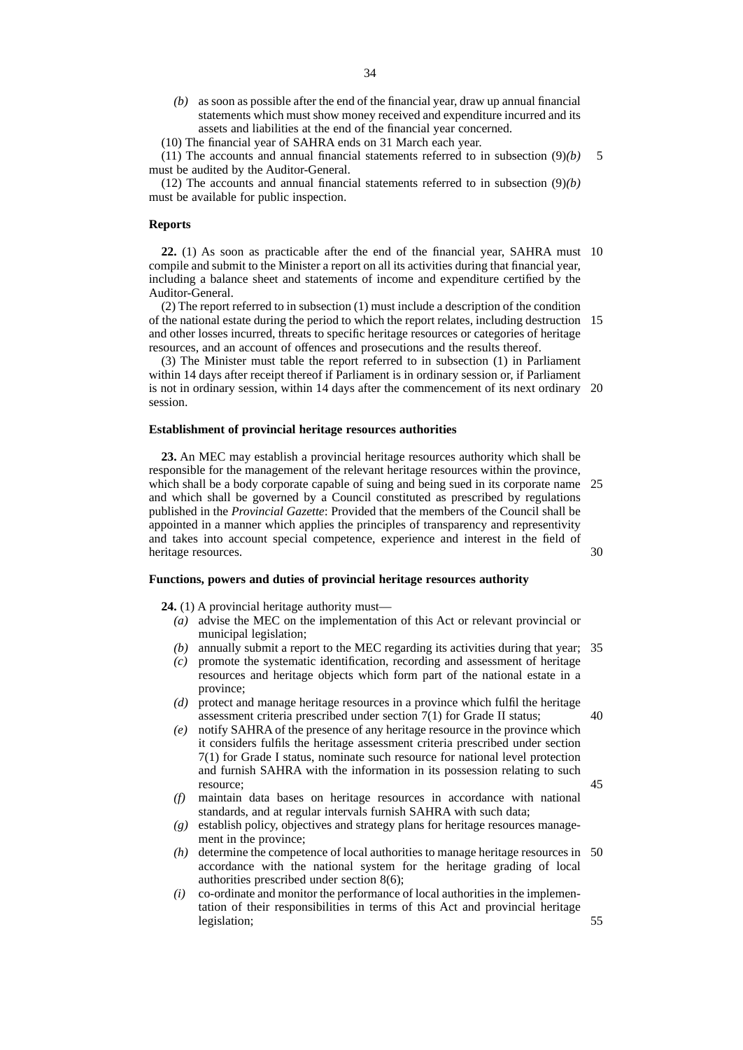*(b)* as soon as possible after the end of the financial year, draw up annual financial statements which must show money received and expenditure incurred and its assets and liabilities at the end of the financial year concerned.

(10) The financial year of SAHRA ends on 31 March each year.

(11) The accounts and annual financial statements referred to in subsection (9)*(b)* must be audited by the Auditor-General.

(12) The accounts and annual financial statements referred to in subsection (9)*(b)* must be available for public inspection.

**Reports**

**22.** (1) As soon as practicable after the end of the financial year, SAHRA must compile and submit to the Minister a report on all its activities during that financial year, including a balance sheet and statements of income and expenditure certified by the Auditor-General.

(2) The report referred to in subsection (1) must include a description of the condition of the national estate during the period to which the report relates, including destruction and other losses incurred, threats to specific heritage resources or categories of heritage resources, and an account of offences and prosecutions and the results thereof.

(3) The Minister must table the report referred to in subsection (1) in Parliament within 14 days after receipt thereof if Parliament is in ordinary session or, if Parliament is not in ordinary session, within 14 days after the commencement of its next ordinary session.

**Establishment of provincial heritage resources authorities**

**23.** An MEC may establish a provincial heritage resources authority which shall be responsible for the management of the relevant heritage resources within the province, which shall be a body corporate capable of suing and being sued in its corporate name and which shall be governed by a Council constituted as prescribed by regulations published in the *Provincial Gazette*: Provided that the members of the Council shall be appointed in a manner which applies the principles of transparency and representivity and takes into account special competence, experience and interest in the field of heritage resources.

**Functions, powers and duties of provincial heritage resources authority**

**24.** (1) A provincial heritage authority must—

*(a)* advise the MEC on the implementation of this Act or relevant provincial or municipal legislation;

*(b)* annually submit a report to the MEC regarding its activities during that year;

*(c)* promote the systematic identification, recording and assessment of heritage resources and heritage objects which form part of the national estate in a province;

*(d)* protect and manage heritage resources in a province which fulfil the heritage assessment criteria prescribed under section 7(1) for Grade II status;

*(e)* notify SAHRA of the presence of any heritage resource in the province which it considers fulfils the heritage assessment criteria prescribed under section 7(1) for Grade I status, nominate such resource for national level protection and furnish SAHRA with the information in its possession relating to such resource;

*(f)* maintain data bases on heritage resources in accordance with national standards, and at regular intervals furnish SAHRA with such data;

*(g)* establish policy, objectives and strategy plans for heritage resources management in the province;

*(h)* determine the competence of local authorities to manage heritage resources in accordance with the national system for the heritage grading of local authorities prescribed under section 8(6);

*(i)* co-ordinate and monitor the performance of local authorities in the implementation of their responsibilities in terms of this Act and provincial heritage legislation;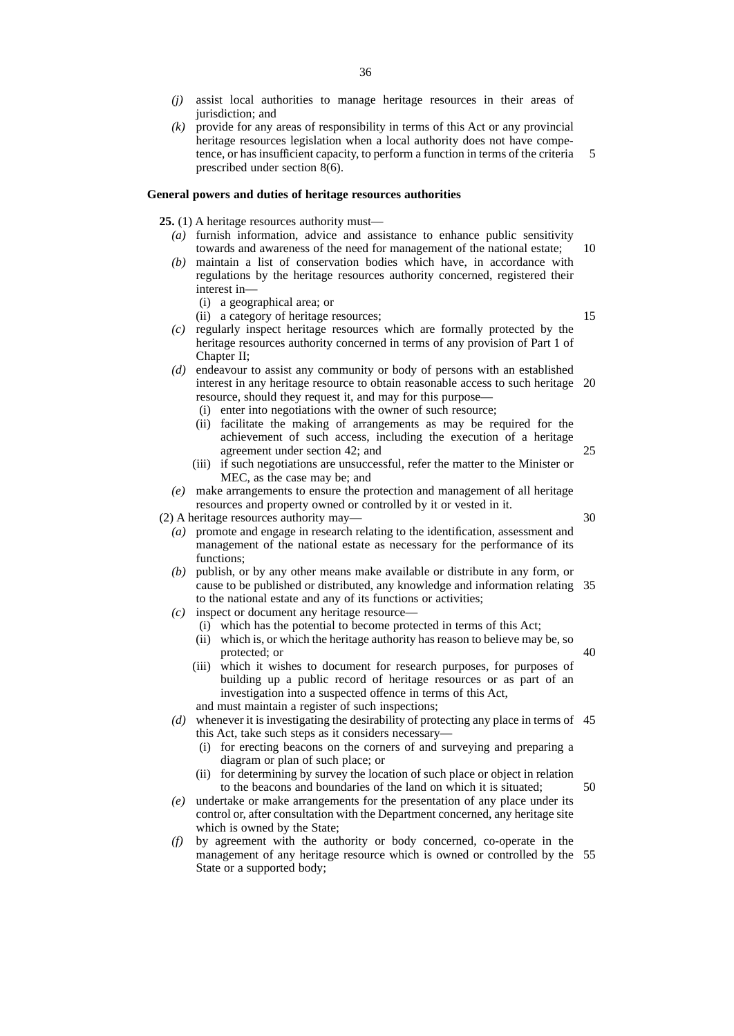*(j)* assist local authorities to manage heritage resources in their areas of jurisdiction; and

*(k)* provide for any areas of responsibility in terms of this Act or any provincial heritage resources legislation when a local authority does not have competence, or has insufficient capacity, to perform a function in terms of the criteria prescribed under section 8(6).

**General powers and duties of heritage resources authorities**

**25.** (1) A heritage resources authority must—

*(a)* furnish information, advice and assistance to enhance public sensitivity towards and awareness of the need for management of the national estate;

*(b)* maintain a list of conservation bodies which have, in accordance with regulations by the heritage resources authority concerned, registered their interest in—

(i) a geographical area; or

(ii) a category of heritage resources;

*(c)* regularly inspect heritage resources which are formally protected by the heritage resources authority concerned in terms of any provision of Part 1 of Chapter II;

*(d)* endeavour to assist any community or body of persons with an established interest in any heritage resource to obtain reasonable access to such heritage resource, should they request it, and may for this purpose—

(i) enter into negotiations with the owner of such resource;

(ii) facilitate the making of arrangements as may be required for the achievement of such access, including the execution of a heritage agreement under section 42; and

(iii) if such negotiations are unsuccessful, refer the matter to the Minister or MEC, as the case may be; and

*(e)* make arrangements to ensure the protection and management of all heritage resources and property owned or controlled by it or vested in it.

(2) A heritage resources authority may—

*(a)* promote and engage in research relating to the identification, assessment and management of the national estate as necessary for the performance of its functions;

*(b)* publish, or by any other means make available or distribute in any form, or cause to be published or distributed, any knowledge and information relating to the national estate and any of its functions or activities;

*(c)* inspect or document any heritage resource—

(i) which has the potential to become protected in terms of this Act;

(ii) which is, or which the heritage authority has reason to believe may be, so protected; or

(iii) which it wishes to document for research purposes, for purposes of building up a public record of heritage resources or as part of an investigation into a suspected offence in terms of this Act,

and must maintain a register of such inspections;

*(d)* whenever it is investigating the desirability of protecting any place in terms of this Act, take such steps as it considers necessary—

(i) for erecting beacons on the corners of and surveying and preparing a diagram or plan of such place; or

(ii) for determining by survey the location of such place or object in relation to the beacons and boundaries of the land on which it is situated;

*(e)* undertake or make arrangements for the presentation of any place under its control or, after consultation with the Department concerned, any heritage site which is owned by the State;

*(f)* by agreement with the authority or body concerned, co-operate in the management of any heritage resource which is owned or controlled by the State or a supported body;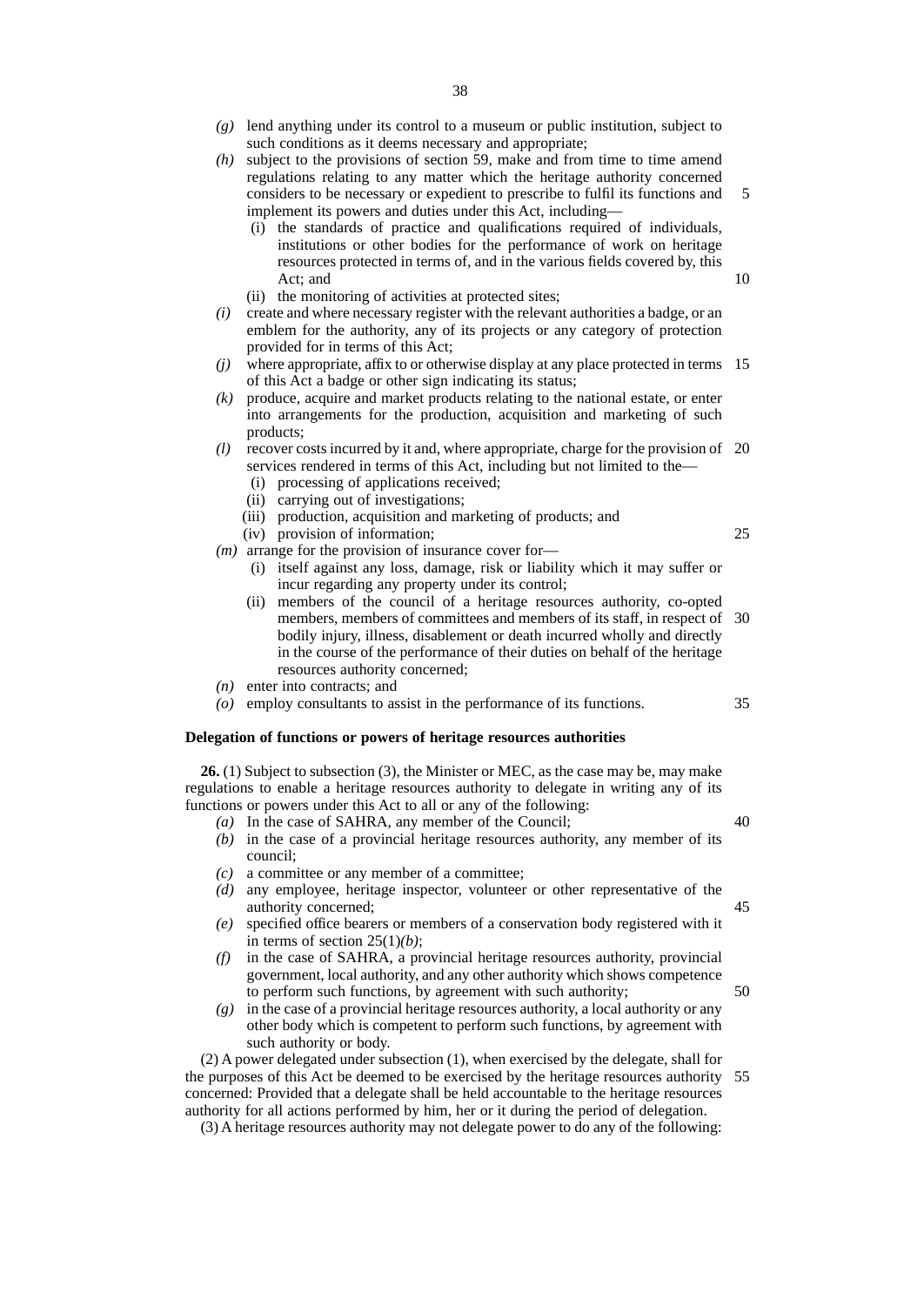*(g)* lend anything under its control to a museum or public institution, subject to such conditions as it deems necessary and appropriate;

*(h)* subject to the provisions of section 59, make and from time to time amend regulations relating to any matter which the heritage authority concerned considers to be necessary or expedient to prescribe to fulfil its functions and implement its powers and duties under this Act, including—

- (i) the standards of practice and qualifications required of individuals, institutions or other bodies for the performance of work on heritage resources protected in terms of, and in the various fields covered by, this Act; and
- (ii) the monitoring of activities at protected sites;

*(i)* create and where necessary register with the relevant authorities a badge, or an emblem for the authority, any of its projects or any category of protection provided for in terms of this Act;

*(j)* where appropriate, affix to or otherwise display at any place protected in terms of this Act a badge or other sign indicating its status;

*(k)* produce, acquire and market products relating to the national estate, or enter into arrangements for the production, acquisition and marketing of such products;

*(l)* recover costs incurred by it and, where appropriate, charge for the provision of services rendered in terms of this Act, including but not limited to the—

- (i) processing of applications received;
- (ii) carrying out of investigations;
- (iii) production, acquisition and marketing of products; and
- (iv) provision of information;

*(m)* arrange for the provision of insurance cover for—

- (i) itself against any loss, damage, risk or liability which it may suffer or incur regarding any property under its control;
- (ii) members of the council of a heritage resources authority, co-opted members, members of committees and members of its staff, in respect of bodily injury, illness, disablement or death incurred wholly and directly in the course of the performance of their duties on behalf of the heritage resources authority concerned;

*(n)* enter into contracts; and

*(o)* employ consultants to assist in the performance of its functions.

**Delegation of functions or powers of heritage resources authorities**

**26.** (1) Subject to subsection (3), the Minister or MEC, as the case may be, may make regulations to enable a heritage resources authority to delegate in writing any of its functions or powers under this Act to all or any of the following:

*(a)* In the case of SAHRA, any member of the Council;

*(b)* in the case of a provincial heritage resources authority, any member of its council;

*(c)* a committee or any member of a committee;

*(d)* any employee, heritage inspector, volunteer or other representative of the authority concerned;

*(e)* specified office bearers or members of a conservation body registered with it in terms of section 25(1)*(b)*;

*(f)* in the case of SAHRA, a provincial heritage resources authority, provincial government, local authority, and any other authority which shows competence to perform such functions, by agreement with such authority;

*(g)* in the case of a provincial heritage resources authority, a local authority or any other body which is competent to perform such functions, by agreement with such authority or body.

(2) A power delegated under subsection (1), when exercised by the delegate, shall for the purposes of this Act be deemed to be exercised by the heritage resources authority concerned: Provided that a delegate shall be held accountable to the heritage resources authority for all actions performed by him, her or it during the period of delegation.

(3) A heritage resources authority may not delegate power to do any of the following: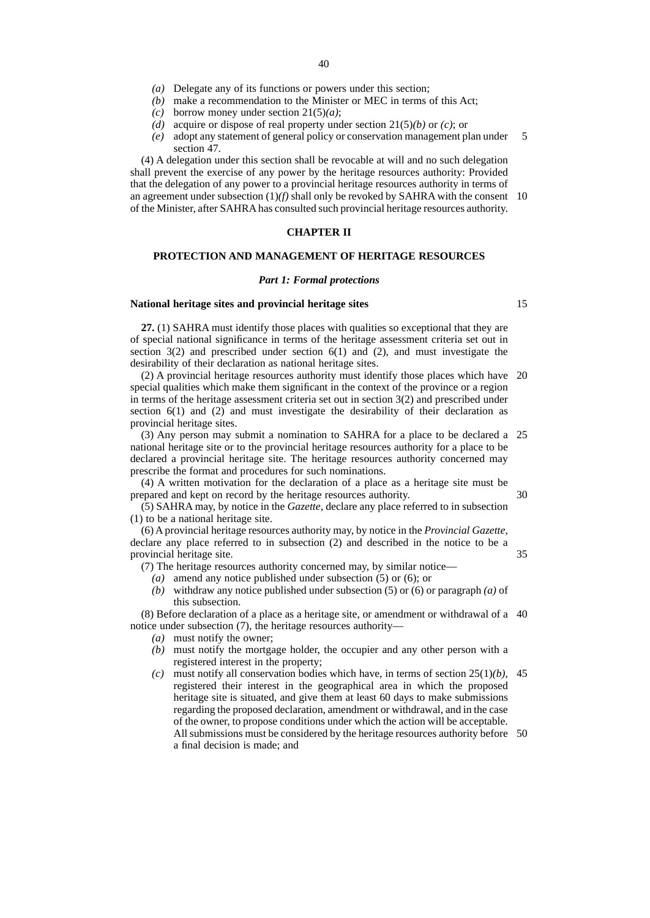- *(a)* Delegate any of its functions or powers under this section;
- *(b)* make a recommendation to the Minister or MEC in terms of this Act;
- *(c)* borrow money under section 21(5)*(a)*;
- *(d)* acquire or dispose of real property under section 21(5)*(b)* or *(c)*; or
- *(e)* adopt any statement of general policy or conservation management plan under section 47.

(4) A delegation under this section shall be revocable at will and no such delegation shall prevent the exercise of any power by the heritage resources authority: Provided that the delegation of any power to a provincial heritage resources authority in terms of an agreement under subsection (1)*(f)* shall only be revoked by SAHRA with the consent of the Minister, after SAHRA has consulted such provincial heritage resources authority.

## CHAPTER II

## PROTECTION AND MANAGEMENT OF HERITAGE RESOURCES

### *Part 1: Formal protections*

**National heritage sites and provincial heritage sites**

**27.** (1) SAHRA must identify those places with qualities so exceptional that they are of special national significance in terms of the heritage assessment criteria set out in section 3(2) and prescribed under section 6(1) and (2), and must investigate the desirability of their declaration as national heritage sites.

(2) A provincial heritage resources authority must identify those places which have special qualities which make them significant in the context of the province or a region in terms of the heritage assessment criteria set out in section 3(2) and prescribed under section 6(1) and (2) and must investigate the desirability of their declaration as provincial heritage sites.

(3) Any person may submit a nomination to SAHRA for a place to be declared a national heritage site or to the provincial heritage resources authority for a place to be declared a provincial heritage site. The heritage resources authority concerned may prescribe the format and procedures for such nominations.

(4) A written motivation for the declaration of a place as a heritage site must be prepared and kept on record by the heritage resources authority.

(5) SAHRA may, by notice in the *Gazette*, declare any place referred to in subsection (1) to be a national heritage site.

(6) A provincial heritage resources authority may, by notice in the *Provincial Gazette*, declare any place referred to in subsection (2) and described in the notice to be a provincial heritage site.

(7) The heritage resources authority concerned may, by similar notice—

- *(a)* amend any notice published under subsection (5) or (6); or
- *(b)* withdraw any notice published under subsection (5) or (6) or paragraph *(a)* of this subsection.

(8) Before declaration of a place as a heritage site, or amendment or withdrawal of a notice under subsection (7), the heritage resources authority—

- *(a)* must notify the owner;
- *(b)* must notify the mortgage holder, the occupier and any other person with a registered interest in the property;
- *(c)* must notify all conservation bodies which have, in terms of section 25(1)*(b)*, registered their interest in the geographical area in which the proposed heritage site is situated, and give them at least 60 days to make submissions regarding the proposed declaration, amendment or withdrawal, and in the case of the owner, to propose conditions under which the action will be acceptable. All submissions must be considered by the heritage resources authority before a final decision is made; and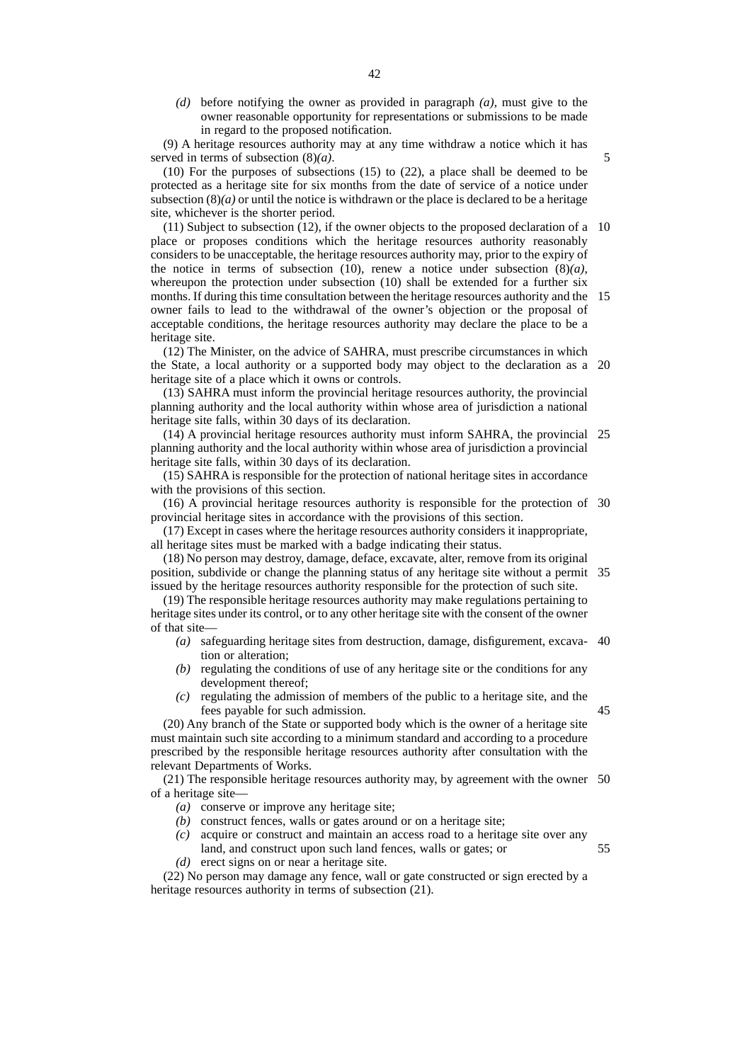*(d)* before notifying the owner as provided in paragraph *(a)*, must give to the owner reasonable opportunity for representations or submissions to be made in regard to the proposed notification.

(9) A heritage resources authority may at any time withdraw a notice which it has served in terms of subsection (8)*(a)*.

(10) For the purposes of subsections (15) to (22), a place shall be deemed to be protected as a heritage site for six months from the date of service of a notice under subsection (8)*(a)* or until the notice is withdrawn or the place is declared to be a heritage site, whichever is the shorter period.

(11) Subject to subsection (12), if the owner objects to the proposed declaration of a place or proposes conditions which the heritage resources authority reasonably considers to be unacceptable, the heritage resources authority may, prior to the expiry of the notice in terms of subsection (10), renew a notice under subsection (8)*(a)*, whereupon the protection under subsection (10) shall be extended for a further six months. If during this time consultation between the heritage resources authority and the owner fails to lead to the withdrawal of the owner's objection or the proposal of acceptable conditions, the heritage resources authority may declare the place to be a heritage site.

(12) The Minister, on the advice of SAHRA, must prescribe circumstances in which the State, a local authority or a supported body may object to the declaration as a heritage site of a place which it owns or controls.

(13) SAHRA must inform the provincial heritage resources authority, the provincial planning authority and the local authority within whose area of jurisdiction a national heritage site falls, within 30 days of its declaration.

(14) A provincial heritage resources authority must inform SAHRA, the provincial planning authority and the local authority within whose area of jurisdiction a provincial heritage site falls, within 30 days of its declaration.

(15) SAHRA is responsible for the protection of national heritage sites in accordance with the provisions of this section.

(16) A provincial heritage resources authority is responsible for the protection of provincial heritage sites in accordance with the provisions of this section.

(17) Except in cases where the heritage resources authority considers it inappropriate, all heritage sites must be marked with a badge indicating their status.

(18) No person may destroy, damage, deface, excavate, alter, remove from its original position, subdivide or change the planning status of any heritage site without a permit issued by the heritage resources authority responsible for the protection of such site.

(19) The responsible heritage resources authority may make regulations pertaining to heritage sites under its control, or to any other heritage site with the consent of the owner of that site—

*(a)* safeguarding heritage sites from destruction, damage, disfigurement, excavation or alteration;

*(b)* regulating the conditions of use of any heritage site or the conditions for any development thereof;

*(c)* regulating the admission of members of the public to a heritage site, and the fees payable for such admission.

(20) Any branch of the State or supported body which is the owner of a heritage site must maintain such site according to a minimum standard and according to a procedure prescribed by the responsible heritage resources authority after consultation with the relevant Departments of Works.

(21) The responsible heritage resources authority may, by agreement with the owner of a heritage site—

*(a)* conserve or improve any heritage site;

*(b)* construct fences, walls or gates around or on a heritage site;

*(c)* acquire or construct and maintain an access road to a heritage site over any land, and construct upon such land fences, walls or gates; or

*(d)* erect signs on or near a heritage site.

(22) No person may damage any fence, wall or gate constructed or sign erected by a heritage resources authority in terms of subsection (21).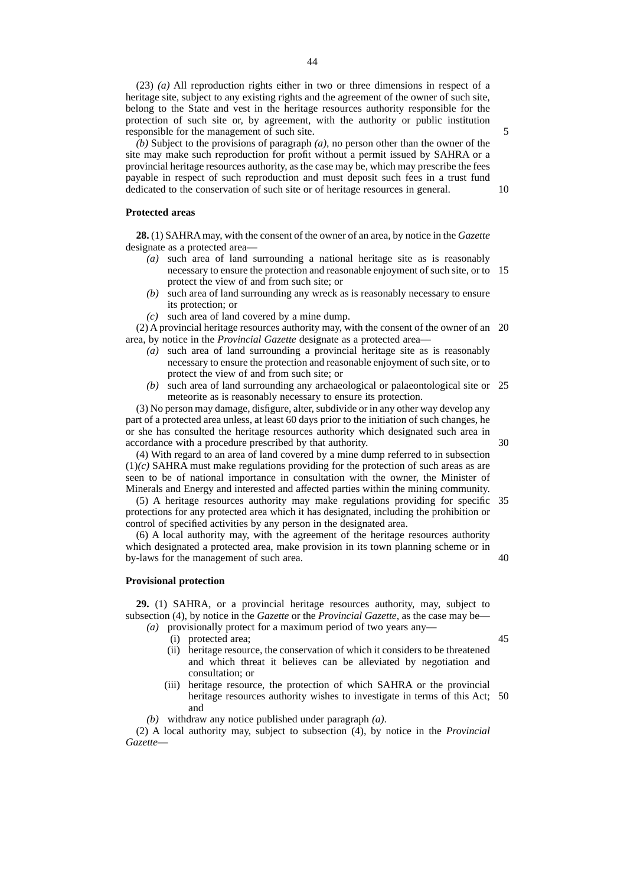(23) *(a)* All reproduction rights either in two or three dimensions in respect of a heritage site, subject to any existing rights and the agreement of the owner of such site, belong to the State and vest in the heritage resources authority responsible for the protection of such site or, by agreement, with the authority or public institution responsible for the management of such site.

*(b)* Subject to the provisions of paragraph *(a)*, no person other than the owner of the site may make such reproduction for profit without a permit issued by SAHRA or a provincial heritage resources authority, as the case may be, which may prescribe the fees payable in respect of such reproduction and must deposit such fees in a trust fund dedicated to the conservation of such site or of heritage resources in general.

**Protected areas**

**28.** (1) SAHRA may, with the consent of the owner of an area, by notice in the *Gazette* designate as a protected area—

*(a)* such area of land surrounding a national heritage site as is reasonably necessary to ensure the protection and reasonable enjoyment of such site, or to protect the view of and from such site; or

*(b)* such area of land surrounding any wreck as is reasonably necessary to ensure its protection; or

*(c)* such area of land covered by a mine dump.

(2) A provincial heritage resources authority may, with the consent of the owner of an area, by notice in the *Provincial Gazette* designate as a protected area—

*(a)* such area of land surrounding a provincial heritage site as is reasonably necessary to ensure the protection and reasonable enjoyment of such site, or to protect the view of and from such site; or

*(b)* such area of land surrounding any archaeological or palaeontological site or meteorite as is reasonably necessary to ensure its protection.

(3) No person may damage, disfigure, alter, subdivide or in any other way develop any part of a protected area unless, at least 60 days prior to the initiation of such changes, he or she has consulted the heritage resources authority which designated such area in accordance with a procedure prescribed by that authority.

(4) With regard to an area of land covered by a mine dump referred to in subsection (1)*(c)* SAHRA must make regulations providing for the protection of such areas as are seen to be of national importance in consultation with the owner, the Minister of Minerals and Energy and interested and affected parties within the mining community.

(5) A heritage resources authority may make regulations providing for specific protections for any protected area which it has designated, including the prohibition or control of specified activities by any person in the designated area.

(6) A local authority may, with the agreement of the heritage resources authority which designated a protected area, make provision in its town planning scheme or in by-laws for the management of such area.

**Provisional protection**

**29.** (1) SAHRA, or a provincial heritage resources authority, may, subject to subsection (4), by notice in the *Gazette* or the *Provincial Gazette*, as the case may be—

*(a)* provisionally protect for a maximum period of two years any—

(i) protected area;

(ii) heritage resource, the conservation of which it considers to be threatened and which threat it believes can be alleviated by negotiation and consultation; or

(iii) heritage resource, the protection of which SAHRA or the provincial heritage resources authority wishes to investigate in terms of this Act; and

*(b)* withdraw any notice published under paragraph *(a)*.

(2) A local authority may, subject to subsection (4), by notice in the *Provincial Gazette*—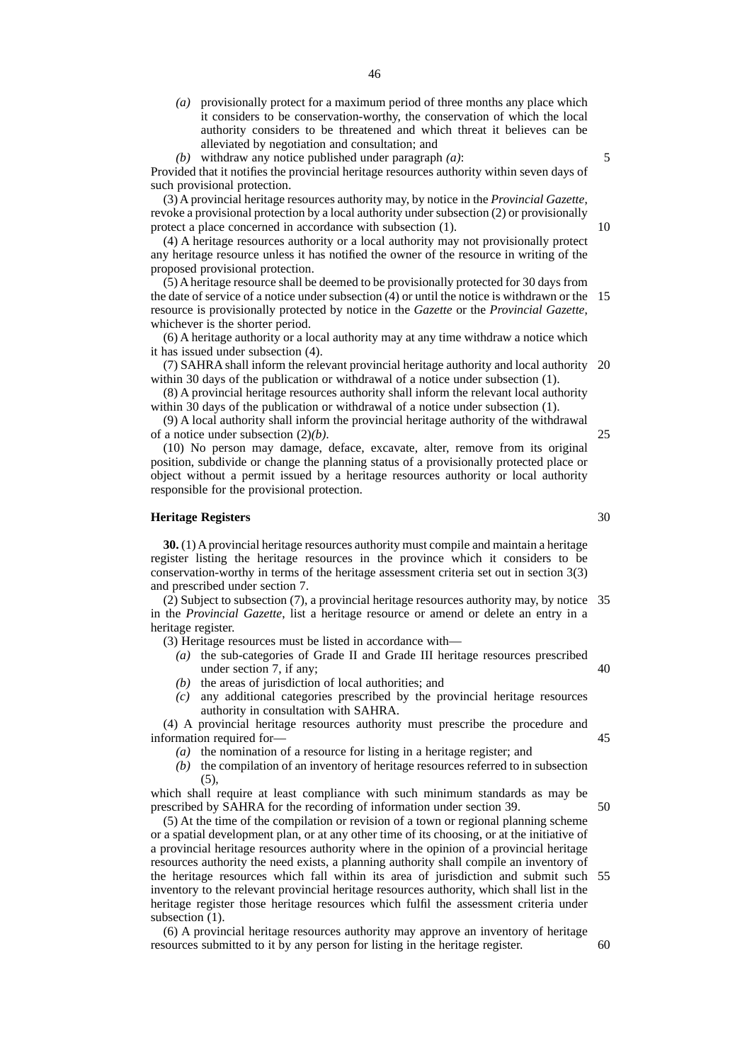*(a)* provisionally protect for a maximum period of three months any place which it considers to be conservation-worthy, the conservation of which the local authority considers to be threatened and which threat it believes can be alleviated by negotiation and consultation; and

*(b)* withdraw any notice published under paragraph *(a)*:

Provided that it notifies the provincial heritage resources authority within seven days of such provisional protection.

(3) A provincial heritage resources authority may, by notice in the *Provincial Gazette*, revoke a provisional protection by a local authority under subsection (2) or provisionally protect a place concerned in accordance with subsection (1).

(4) A heritage resources authority or a local authority may not provisionally protect any heritage resource unless it has notified the owner of the resource in writing of the proposed provisional protection.

(5) A heritage resource shall be deemed to be provisionally protected for 30 days from the date of service of a notice under subsection (4) or until the notice is withdrawn or the resource is provisionally protected by notice in the *Gazette* or the *Provincial Gazette*, whichever is the shorter period.

(6) A heritage authority or a local authority may at any time withdraw a notice which it has issued under subsection (4).

(7) SAHRA shall inform the relevant provincial heritage authority and local authority within 30 days of the publication or withdrawal of a notice under subsection (1).

(8) A provincial heritage resources authority shall inform the relevant local authority within 30 days of the publication or withdrawal of a notice under subsection (1).

(9) A local authority shall inform the provincial heritage authority of the withdrawal of a notice under subsection (2)*(b)*.

(10) No person may damage, deface, excavate, alter, remove from its original position, subdivide or change the planning status of a provisionally protected place or object without a permit issued by a heritage resources authority or local authority responsible for the provisional protection.

**Heritage Registers**

**30.** (1) A provincial heritage resources authority must compile and maintain a heritage register listing the heritage resources in the province which it considers to be conservation-worthy in terms of the heritage assessment criteria set out in section 3(3) and prescribed under section 7.

(2) Subject to subsection (7), a provincial heritage resources authority may, by notice in the *Provincial Gazette*, list a heritage resource or amend or delete an entry in a heritage register.

(3) Heritage resources must be listed in accordance with—

*(a)* the sub-categories of Grade II and Grade III heritage resources prescribed under section 7, if any;

*(b)* the areas of jurisdiction of local authorities; and

*(c)* any additional categories prescribed by the provincial heritage resources authority in consultation with SAHRA.

(4) A provincial heritage resources authority must prescribe the procedure and information required for—

*(a)* the nomination of a resource for listing in a heritage register; and

*(b)* the compilation of an inventory of heritage resources referred to in subsection (5),

which shall require at least compliance with such minimum standards as may be prescribed by SAHRA for the recording of information under section 39.

(5) At the time of the compilation or revision of a town or regional planning scheme or a spatial development plan, or at any other time of its choosing, or at the initiative of a provincial heritage resources authority where in the opinion of a provincial heritage resources authority the need exists, a planning authority shall compile an inventory of the heritage resources which fall within its area of jurisdiction and submit such inventory to the relevant provincial heritage resources authority, which shall list in the heritage register those heritage resources which fulfil the assessment criteria under subsection (1).

(6) A provincial heritage resources authority may approve an inventory of heritage resources submitted to it by any person for listing in the heritage register.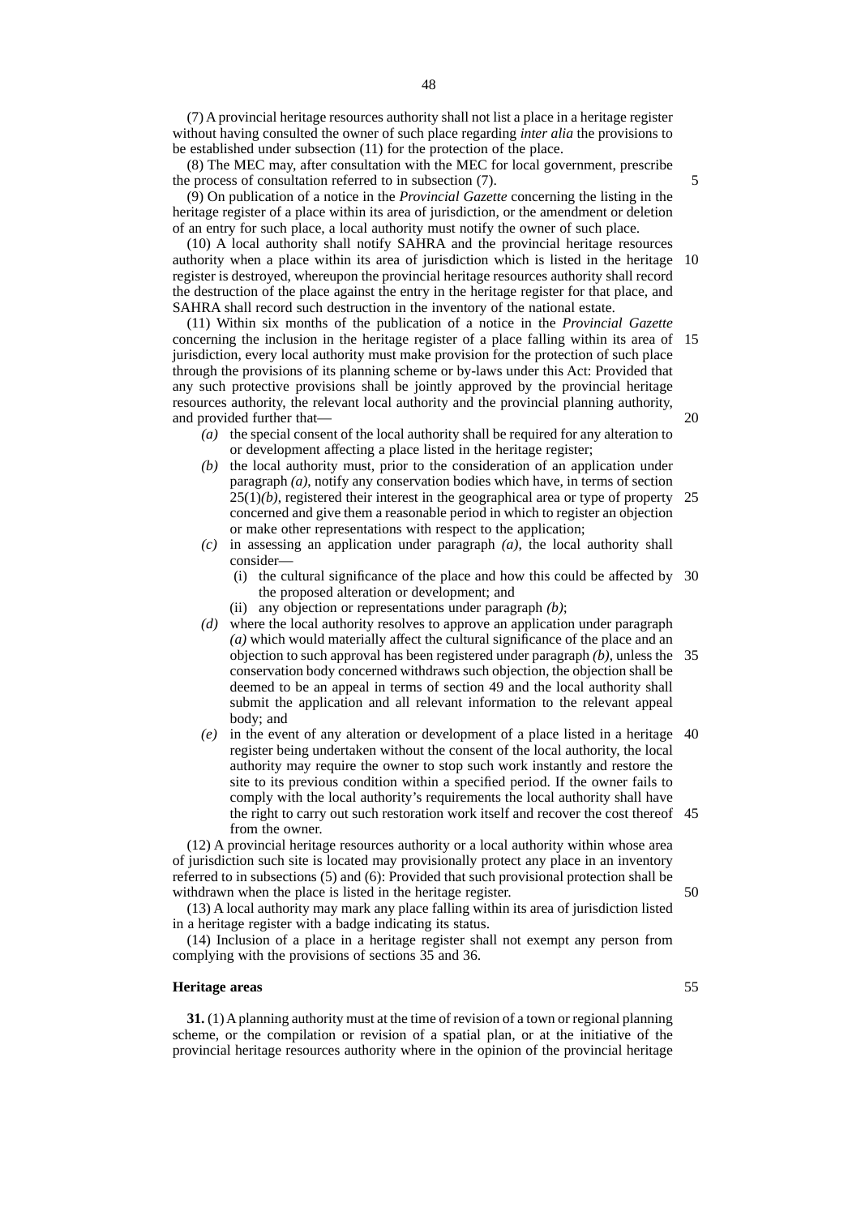(7) A provincial heritage resources authority shall not list a place in a heritage register without having consulted the owner of such place regarding *inter alia* the provisions to be established under subsection (11) for the protection of the place.

(8) The MEC may, after consultation with the MEC for local government, prescribe the process of consultation referred to in subsection (7).

(9) On publication of a notice in the *Provincial Gazette* concerning the listing in the heritage register of a place within its area of jurisdiction, or the amendment or deletion of an entry for such place, a local authority must notify the owner of such place.

(10) A local authority shall notify SAHRA and the provincial heritage resources authority when a place within its area of jurisdiction which is listed in the heritage register is destroyed, whereupon the provincial heritage resources authority shall record the destruction of the place against the entry in the heritage register for that place, and SAHRA shall record such destruction in the inventory of the national estate.

(11) Within six months of the publication of a notice in the *Provincial Gazette* concerning the inclusion in the heritage register of a place falling within its area of jurisdiction, every local authority must make provision for the protection of such place through the provisions of its planning scheme or by-laws under this Act: Provided that any such protective provisions shall be jointly approved by the provincial heritage resources authority, the relevant local authority and the provincial planning authority, and provided further that—

*(a)* the special consent of the local authority shall be required for any alteration to or development affecting a place listed in the heritage register;

*(b)* the local authority must, prior to the consideration of an application under paragraph *(a)*, notify any conservation bodies which have, in terms of section 25(1)*(b)*, registered their interest in the geographical area or type of property concerned and give them a reasonable period in which to register an objection or make other representations with respect to the application;

*(c)* in assessing an application under paragraph *(a)*, the local authority shall consider—

   (i) the cultural significance of the place and how this could be affected by the proposed alteration or development; and

   (ii) any objection or representations under paragraph *(b)*;

*(d)* where the local authority resolves to approve an application under paragraph *(a)* which would materially affect the cultural significance of the place and an objection to such approval has been registered under paragraph *(b)*, unless the conservation body concerned withdraws such objection, the objection shall be deemed to be an appeal in terms of section 49 and the local authority shall submit the application and all relevant information to the relevant appeal body; and

*(e)* in the event of any alteration or development of a place listed in a heritage register being undertaken without the consent of the local authority, the local authority may require the owner to stop such work instantly and restore the site to its previous condition within a specified period. If the owner fails to comply with the local authority's requirements the local authority shall have the right to carry out such restoration work itself and recover the cost thereof from the owner.

(12) A provincial heritage resources authority or a local authority within whose area of jurisdiction such site is located may provisionally protect any place in an inventory referred to in subsections (5) and (6): Provided that such provisional protection shall be withdrawn when the place is listed in the heritage register.

(13) A local authority may mark any place falling within its area of jurisdiction listed in a heritage register with a badge indicating its status.

(14) Inclusion of a place in a heritage register shall not exempt any person from complying with the provisions of sections 35 and 36.

**Heritage areas**

**31.** (1) A planning authority must at the time of revision of a town or regional planning scheme, or the compilation or revision of a spatial plan, or at the initiative of the provincial heritage resources authority where in the opinion of the provincial heritage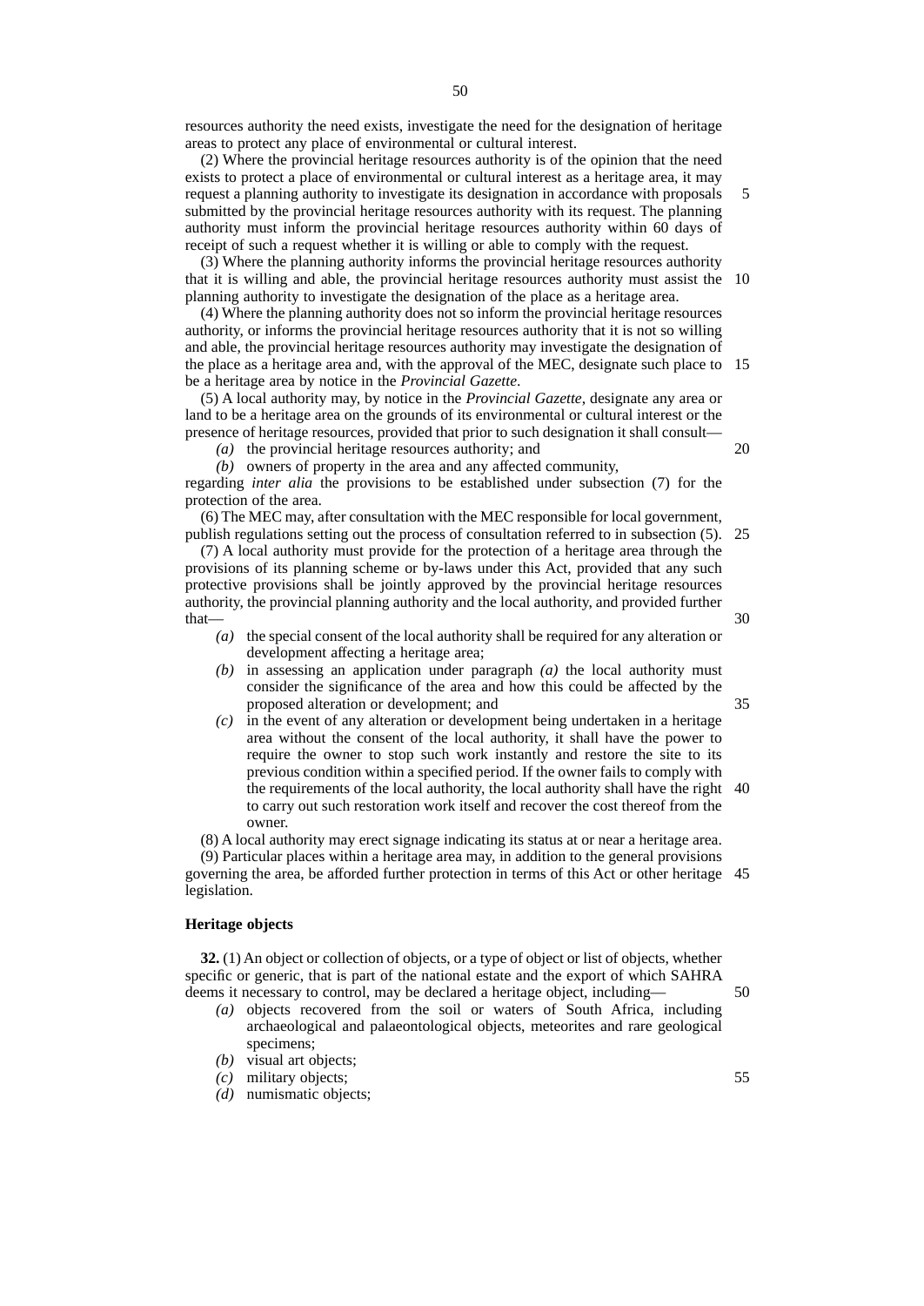resources authority the need exists, investigate the need for the designation of heritage areas to protect any place of environmental or cultural interest.

(2) Where the provincial heritage resources authority is of the opinion that the need exists to protect a place of environmental or cultural interest as a heritage area, it may request a planning authority to investigate its designation in accordance with proposals submitted by the provincial heritage resources authority with its request. The planning authority must inform the provincial heritage resources authority within 60 days of receipt of such a request whether it is willing or able to comply with the request.

(3) Where the planning authority informs the provincial heritage resources authority that it is willing and able, the provincial heritage resources authority must assist the planning authority to investigate the designation of the place as a heritage area.

(4) Where the planning authority does not so inform the provincial heritage resources authority, or informs the provincial heritage resources authority that it is not so willing and able, the provincial heritage resources authority may investigate the designation of the place as a heritage area and, with the approval of the MEC, designate such place to be a heritage area by notice in the *Provincial Gazette*.

(5) A local authority may, by notice in the *Provincial Gazette*, designate any area or land to be a heritage area on the grounds of its environmental or cultural interest or the presence of heritage resources, provided that prior to such designation it shall consult—

*(a)* the provincial heritage resources authority; and

*(b)* owners of property in the area and any affected community,

regarding *inter alia* the provisions to be established under subsection (7) for the protection of the area.

(6) The MEC may, after consultation with the MEC responsible for local government, publish regulations setting out the process of consultation referred to in subsection (5).

(7) A local authority must provide for the protection of a heritage area through the provisions of its planning scheme or by-laws under this Act, provided that any such protective provisions shall be jointly approved by the provincial heritage resources authority, the provincial planning authority and the local authority, and provided further that—

*(a)* the special consent of the local authority shall be required for any alteration or development affecting a heritage area;

*(b)* in assessing an application under paragraph *(a)* the local authority must consider the significance of the area and how this could be affected by the proposed alteration or development; and

*(c)* in the event of any alteration or development being undertaken in a heritage area without the consent of the local authority, it shall have the power to require the owner to stop such work instantly and restore the site to its previous condition within a specified period. If the owner fails to comply with the requirements of the local authority, the local authority shall have the right to carry out such restoration work itself and recover the cost thereof from the owner.

(8) A local authority may erect signage indicating its status at or near a heritage area.

(9) Particular places within a heritage area may, in addition to the general provisions governing the area, be afforded further protection in terms of this Act or other heritage legislation.

**Heritage objects**

**32.** (1) An object or collection of objects, or a type of object or list of objects, whether specific or generic, that is part of the national estate and the export of which SAHRA deems it necessary to control, may be declared a heritage object, including—

*(a)* objects recovered from the soil or waters of South Africa, including archaeological and palaeontological objects, meteorites and rare geological specimens;

*(b)* visual art objects;

*(c)* military objects;

*(d)* numismatic objects;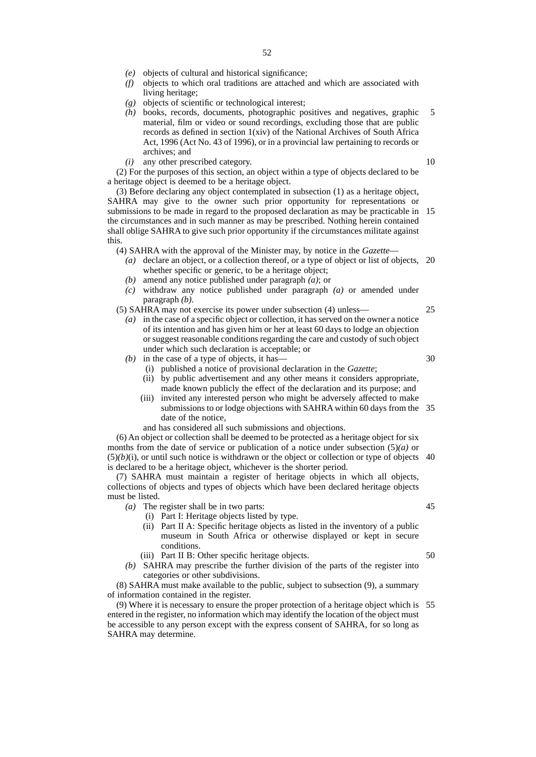*(e)* objects of cultural and historical significance;

*(f)* objects to which oral traditions are attached and which are associated with living heritage;

*(g)* objects of scientific or technological interest;

*(h)* books, records, documents, photographic positives and negatives, graphic material, film or video or sound recordings, excluding those that are public records as defined in section 1(xiv) of the National Archives of South Africa Act, 1996 (Act No. 43 of 1996), or in a provincial law pertaining to records or archives; and

*(i)* any other prescribed category.

(2) For the purposes of this section, an object within a type of objects declared to be a heritage object is deemed to be a heritage object.

(3) Before declaring any object contemplated in subsection (1) as a heritage object, SAHRA may give to the owner such prior opportunity for representations or submissions to be made in regard to the proposed declaration as may be practicable in the circumstances and in such manner as may be prescribed. Nothing herein contained shall oblige SAHRA to give such prior opportunity if the circumstances militate against this.

(4) SAHRA with the approval of the Minister may, by notice in the *Gazette*—

*(a)* declare an object, or a collection thereof, or a type of object or list of objects, whether specific or generic, to be a heritage object;

*(b)* amend any notice published under paragraph *(a)*; or

*(c)* withdraw any notice published under paragraph *(a)* or amended under paragraph *(b)*.

(5) SAHRA may not exercise its power under subsection (4) unless—

*(a)* in the case of a specific object or collection, it has served on the owner a notice of its intention and has given him or her at least 60 days to lodge an objection or suggest reasonable conditions regarding the care and custody of such object under which such declaration is acceptable; or

*(b)* in the case of a type of objects, it has—

(i) published a notice of provisional declaration in the *Gazette*;

(ii) by public advertisement and any other means it considers appropriate, made known publicly the effect of the declaration and its purpose; and

(iii) invited any interested person who might be adversely affected to make submissions to or lodge objections with SAHRA within 60 days from the date of the notice,

and has considered all such submissions and objections.

(6) An object or collection shall be deemed to be protected as a heritage object for six months from the date of service or publication of a notice under subsection (5)*(a)* or (5)*(b)*(i), or until such notice is withdrawn or the object or collection or type of objects is declared to be a heritage object, whichever is the shorter period.

(7) SAHRA must maintain a register of heritage objects in which all objects, collections of objects and types of objects which have been declared heritage objects must be listed.

*(a)* The register shall be in two parts:

(i) Part I: Heritage objects listed by type.

(ii) Part II A: Specific heritage objects as listed in the inventory of a public museum in South Africa or otherwise displayed or kept in secure conditions.

(iii) Part II B: Other specific heritage objects.

*(b)* SAHRA may prescribe the further division of the parts of the register into categories or other subdivisions.

(8) SAHRA must make available to the public, subject to subsection (9), a summary of information contained in the register.

(9) Where it is necessary to ensure the proper protection of a heritage object which is entered in the register, no information which may identify the location of the object must be accessible to any person except with the express consent of SAHRA, for so long as SAHRA may determine.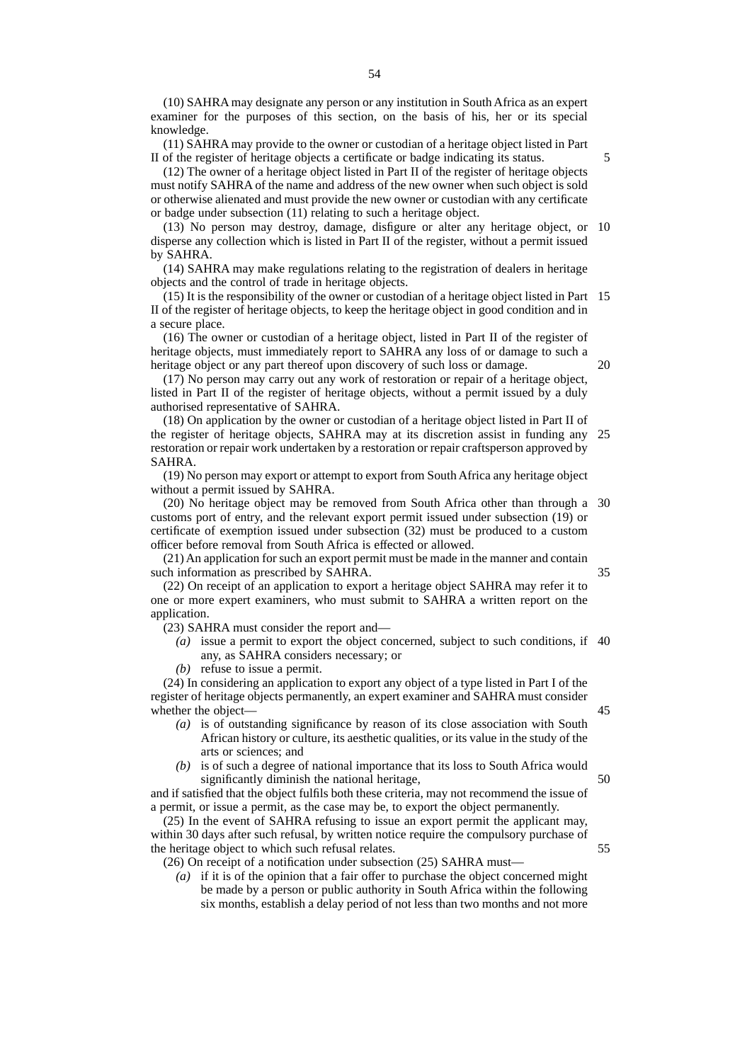(10) SAHRA may designate any person or any institution in South Africa as an expert examiner for the purposes of this section, on the basis of his, her or its special knowledge.

(11) SAHRA may provide to the owner or custodian of a heritage object listed in Part II of the register of heritage objects a certificate or badge indicating its status.

(12) The owner of a heritage object listed in Part II of the register of heritage objects must notify SAHRA of the name and address of the new owner when such object is sold or otherwise alienated and must provide the new owner or custodian with any certificate or badge under subsection (11) relating to such a heritage object.

(13) No person may destroy, damage, disfigure or alter any heritage object, or disperse any collection which is listed in Part II of the register, without a permit issued by SAHRA.

(14) SAHRA may make regulations relating to the registration of dealers in heritage objects and the control of trade in heritage objects.

(15) It is the responsibility of the owner or custodian of a heritage object listed in Part II of the register of heritage objects, to keep the heritage object in good condition and in a secure place.

(16) The owner or custodian of a heritage object, listed in Part II of the register of heritage objects, must immediately report to SAHRA any loss of or damage to such a heritage object or any part thereof upon discovery of such loss or damage.

(17) No person may carry out any work of restoration or repair of a heritage object, listed in Part II of the register of heritage objects, without a permit issued by a duly authorised representative of SAHRA.

(18) On application by the owner or custodian of a heritage object listed in Part II of the register of heritage objects, SAHRA may at its discretion assist in funding any restoration or repair work undertaken by a restoration or repair craftsperson approved by SAHRA.

(19) No person may export or attempt to export from South Africa any heritage object without a permit issued by SAHRA.

(20) No heritage object may be removed from South Africa other than through a customs port of entry, and the relevant export permit issued under subsection (19) or certificate of exemption issued under subsection (32) must be produced to a custom officer before removal from South Africa is effected or allowed.

(21) An application for such an export permit must be made in the manner and contain such information as prescribed by SAHRA.

(22) On receipt of an application to export a heritage object SAHRA may refer it to one or more expert examiners, who must submit to SAHRA a written report on the application.

(23) SAHRA must consider the report and—

*(a)* issue a permit to export the object concerned, subject to such conditions, if any, as SAHRA considers necessary; or

*(b)* refuse to issue a permit.

(24) In considering an application to export any object of a type listed in Part I of the register of heritage objects permanently, an expert examiner and SAHRA must consider whether the object—

*(a)* is of outstanding significance by reason of its close association with South African history or culture, its aesthetic qualities, or its value in the study of the arts or sciences; and

*(b)* is of such a degree of national importance that its loss to South Africa would significantly diminish the national heritage,

and if satisfied that the object fulfils both these criteria, may not recommend the issue of a permit, or issue a permit, as the case may be, to export the object permanently.

(25) In the event of SAHRA refusing to issue an export permit the applicant may, within 30 days after such refusal, by written notice require the compulsory purchase of the heritage object to which such refusal relates.

(26) On receipt of a notification under subsection (25) SAHRA must—

*(a)* if it is of the opinion that a fair offer to purchase the object concerned might be made by a person or public authority in South Africa within the following six months, establish a delay period of not less than two months and not more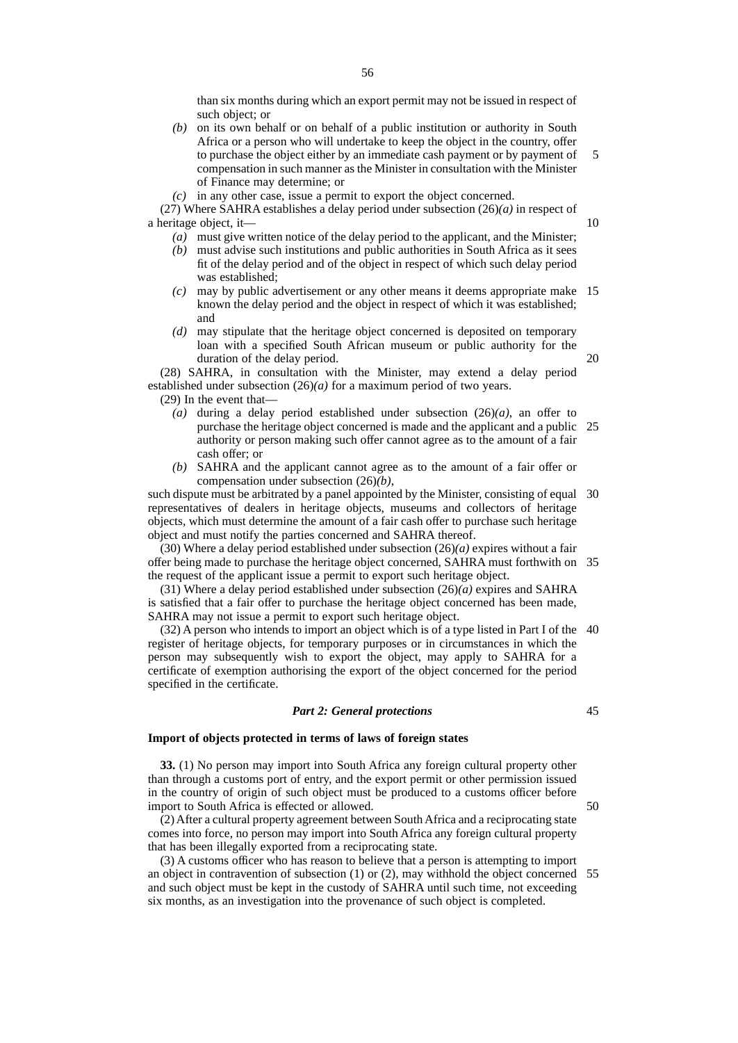than six months during which an export permit may not be issued in respect of such object; or

*(b)* on its own behalf or on behalf of a public institution or authority in South Africa or a person who will undertake to keep the object in the country, offer to purchase the object either by an immediate cash payment or by payment of compensation in such manner as the Minister in consultation with the Minister of Finance may determine; or

*(c)* in any other case, issue a permit to export the object concerned.

(27) Where SAHRA establishes a delay period under subsection (26)*(a)* in respect of a heritage object, it—

*(a)* must give written notice of the delay period to the applicant, and the Minister;

*(b)* must advise such institutions and public authorities in South Africa as it sees fit of the delay period and of the object in respect of which such delay period was established;

*(c)* may by public advertisement or any other means it deems appropriate make known the delay period and the object in respect of which it was established; and

*(d)* may stipulate that the heritage object concerned is deposited on temporary loan with a specified South African museum or public authority for the duration of the delay period.

(28) SAHRA, in consultation with the Minister, may extend a delay period established under subsection (26)*(a)* for a maximum period of two years.

(29) In the event that—

*(a)* during a delay period established under subsection (26)*(a)*, an offer to purchase the heritage object concerned is made and the applicant and a public authority or person making such offer cannot agree as to the amount of a fair cash offer; or

*(b)* SAHRA and the applicant cannot agree as to the amount of a fair offer or compensation under subsection (26)*(b)*,

such dispute must be arbitrated by a panel appointed by the Minister, consisting of equal representatives of dealers in heritage objects, museums and collectors of heritage objects, which must determine the amount of a fair cash offer to purchase such heritage object and must notify the parties concerned and SAHRA thereof.

(30) Where a delay period established under subsection (26)*(a)* expires without a fair offer being made to purchase the heritage object concerned, SAHRA must forthwith on the request of the applicant issue a permit to export such heritage object.

(31) Where a delay period established under subsection (26)*(a)* expires and SAHRA is satisfied that a fair offer to purchase the heritage object concerned has been made, SAHRA may not issue a permit to export such heritage object.

(32) A person who intends to import an object which is of a type listed in Part I of the register of heritage objects, for temporary purposes or in circumstances in which the person may subsequently wish to export the object, may apply to SAHRA for a certificate of exemption authorising the export of the object concerned for the period specified in the certificate.

## *Part 2: General protections*

**Import of objects protected in terms of laws of foreign states**

**33.** (1) No person may import into South Africa any foreign cultural property other than through a customs port of entry, and the export permit or other permission issued in the country of origin of such object must be produced to a customs officer before import to South Africa is effected or allowed.

(2) After a cultural property agreement between South Africa and a reciprocating state comes into force, no person may import into South Africa any foreign cultural property that has been illegally exported from a reciprocating state.

(3) A customs officer who has reason to believe that a person is attempting to import an object in contravention of subsection (1) or (2), may withhold the object concerned and such object must be kept in the custody of SAHRA until such time, not exceeding six months, as an investigation into the provenance of such object is completed.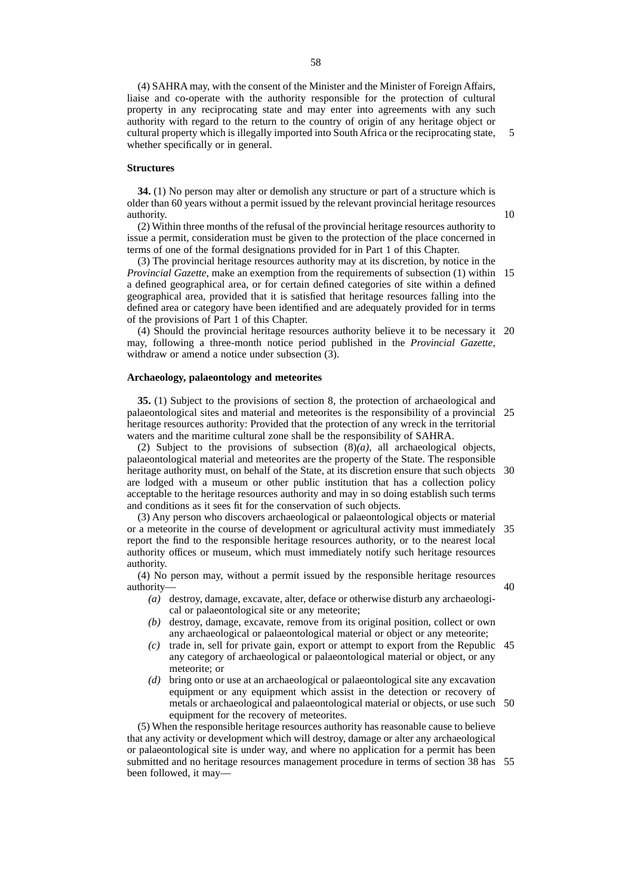(4) SAHRA may, with the consent of the Minister and the Minister of Foreign Affairs, liaise and co-operate with the authority responsible for the protection of cultural property in any reciprocating state and may enter into agreements with any such authority with regard to the return to the country of origin of any heritage object or cultural property which is illegally imported into South Africa or the reciprocating state, whether specifically or in general.

**Structures**

**34.** (1) No person may alter or demolish any structure or part of a structure which is older than 60 years without a permit issued by the relevant provincial heritage resources authority.

(2) Within three months of the refusal of the provincial heritage resources authority to issue a permit, consideration must be given to the protection of the place concerned in terms of one of the formal designations provided for in Part 1 of this Chapter.

(3) The provincial heritage resources authority may at its discretion, by notice in the *Provincial Gazette*, make an exemption from the requirements of subsection (1) within a defined geographical area, or for certain defined categories of site within a defined geographical area, provided that it is satisfied that heritage resources falling into the defined area or category have been identified and are adequately provided for in terms of the provisions of Part 1 of this Chapter.

(4) Should the provincial heritage resources authority believe it to be necessary it may, following a three-month notice period published in the *Provincial Gazette*, withdraw or amend a notice under subsection (3).

**Archaeology, palaeontology and meteorites**

**35.** (1) Subject to the provisions of section 8, the protection of archaeological and palaeontological sites and material and meteorites is the responsibility of a provincial heritage resources authority: Provided that the protection of any wreck in the territorial waters and the maritime cultural zone shall be the responsibility of SAHRA.

(2) Subject to the provisions of subsection (8)*(a)*, all archaeological objects, palaeontological material and meteorites are the property of the State. The responsible heritage authority must, on behalf of the State, at its discretion ensure that such objects are lodged with a museum or other public institution that has a collection policy acceptable to the heritage resources authority and may in so doing establish such terms and conditions as it sees fit for the conservation of such objects.

(3) Any person who discovers archaeological or palaeontological objects or material or a meteorite in the course of development or agricultural activity must immediately report the find to the responsible heritage resources authority, or to the nearest local authority offices or museum, which must immediately notify such heritage resources authority.

(4) No person may, without a permit issued by the responsible heritage resources authority—

*(a)* destroy, damage, excavate, alter, deface or otherwise disturb any archaeological or palaeontological site or any meteorite;

*(b)* destroy, damage, excavate, remove from its original position, collect or own any archaeological or palaeontological material or object or any meteorite;

*(c)* trade in, sell for private gain, export or attempt to export from the Republic any category of archaeological or palaeontological material or object, or any meteorite; or

*(d)* bring onto or use at an archaeological or palaeontological site any excavation equipment or any equipment which assist in the detection or recovery of metals or archaeological and palaeontological material or objects, or use such equipment for the recovery of meteorites.

(5) When the responsible heritage resources authority has reasonable cause to believe that any activity or development which will destroy, damage or alter any archaeological or palaeontological site is under way, and where no application for a permit has been submitted and no heritage resources management procedure in terms of section 38 has been followed, it may—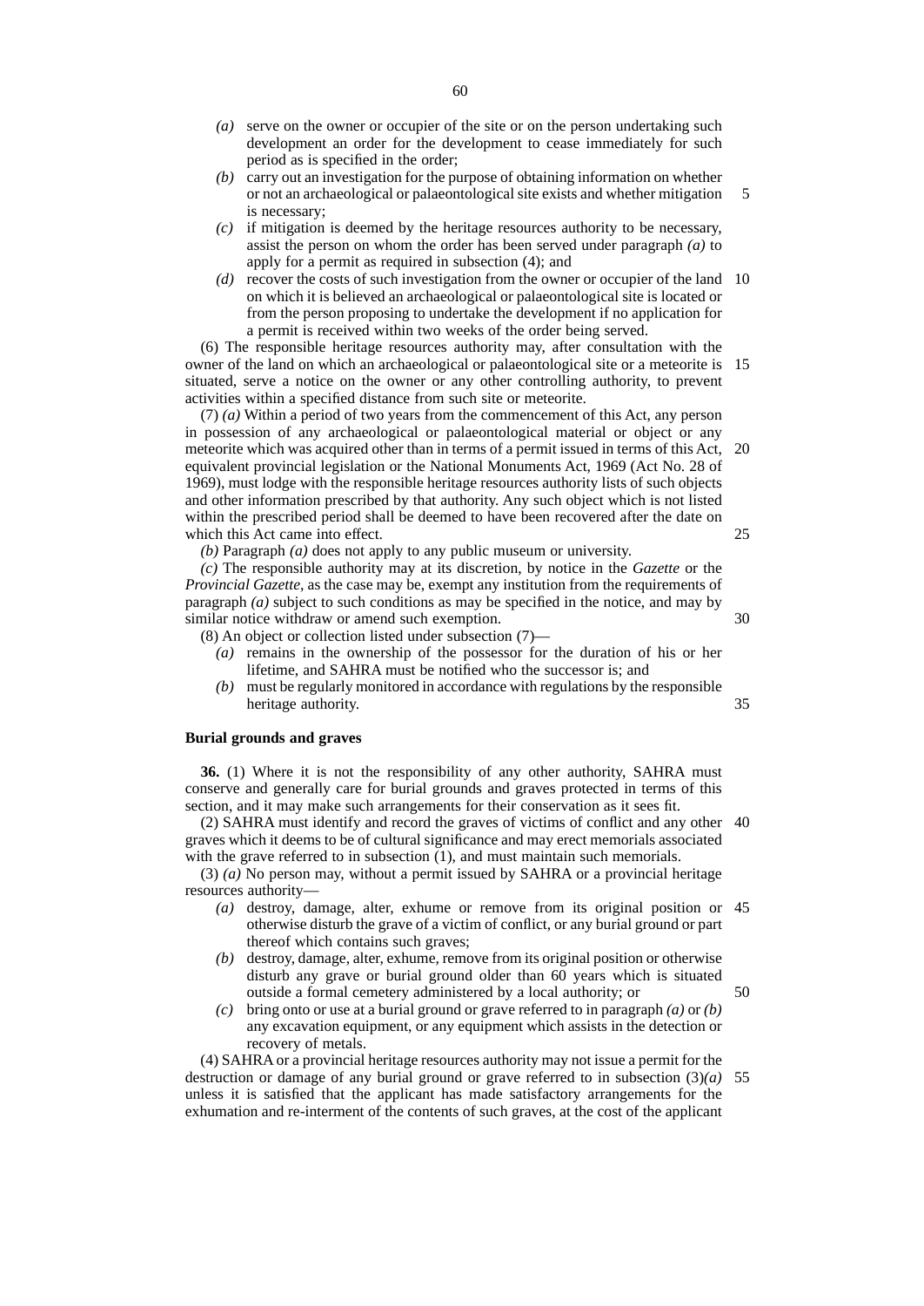(a) serve on the owner or occupier of the site or on the person undertaking such development an order for the development to cease immediately for such period as is specified in the order;

(b) carry out an investigation for the purpose of obtaining information on whether or not an archaeological or palaeontological site exists and whether mitigation is necessary;

(c) if mitigation is deemed by the heritage resources authority to be necessary, assist the person on whom the order has been served under paragraph *(a)* to apply for a permit as required in subsection (4); and

(d) recover the costs of such investigation from the owner or occupier of the land on which it is believed an archaeological or palaeontological site is located or from the person proposing to undertake the development if no application for a permit is received within two weeks of the order being served.

(6) The responsible heritage resources authority may, after consultation with the owner of the land on which an archaeological or palaeontological site or a meteorite is situated, serve a notice on the owner or any other controlling authority, to prevent activities within a specified distance from such site or meteorite.

(7) *(a)* Within a period of two years from the commencement of this Act, any person in possession of any archaeological or palaeontological material or object or any meteorite which was acquired other than in terms of a permit issued in terms of this Act, equivalent provincial legislation or the National Monuments Act, 1969 (Act No. 28 of 1969), must lodge with the responsible heritage resources authority lists of such objects and other information prescribed by that authority. Any such object which is not listed within the prescribed period shall be deemed to have been recovered after the date on which this Act came into effect.

*(b)* Paragraph *(a)* does not apply to any public museum or university.

*(c)* The responsible authority may at its discretion, by notice in the *Gazette* or the *Provincial Gazette*, as the case may be, exempt any institution from the requirements of paragraph *(a)* subject to such conditions as may be specified in the notice, and may by similar notice withdraw or amend such exemption.

(8) An object or collection listed under subsection (7)—

(a) remains in the ownership of the possessor for the duration of his or her lifetime, and SAHRA must be notified who the successor is; and

(b) must be regularly monitored in accordance with regulations by the responsible heritage authority.

**Burial grounds and graves**

**36.** (1) Where it is not the responsibility of any other authority, SAHRA must conserve and generally care for burial grounds and graves protected in terms of this section, and it may make such arrangements for their conservation as it sees fit.

(2) SAHRA must identify and record the graves of victims of conflict and any other graves which it deems to be of cultural significance and may erect memorials associated with the grave referred to in subsection (1), and must maintain such memorials.

(3) *(a)* No person may, without a permit issued by SAHRA or a provincial heritage resources authority—

(a) destroy, damage, alter, exhume or remove from its original position or otherwise disturb the grave of a victim of conflict, or any burial ground or part thereof which contains such graves;

(b) destroy, damage, alter, exhume, remove from its original position or otherwise disturb any grave or burial ground older than 60 years which is situated outside a formal cemetery administered by a local authority; or

(c) bring onto or use at a burial ground or grave referred to in paragraph *(a)* or *(b)* any excavation equipment, or any equipment which assists in the detection or recovery of metals.

(4) SAHRA or a provincial heritage resources authority may not issue a permit for the destruction or damage of any burial ground or grave referred to in subsection (3)*(a)* unless it is satisfied that the applicant has made satisfactory arrangements for the exhumation and re-interment of the contents of such graves, at the cost of the applicant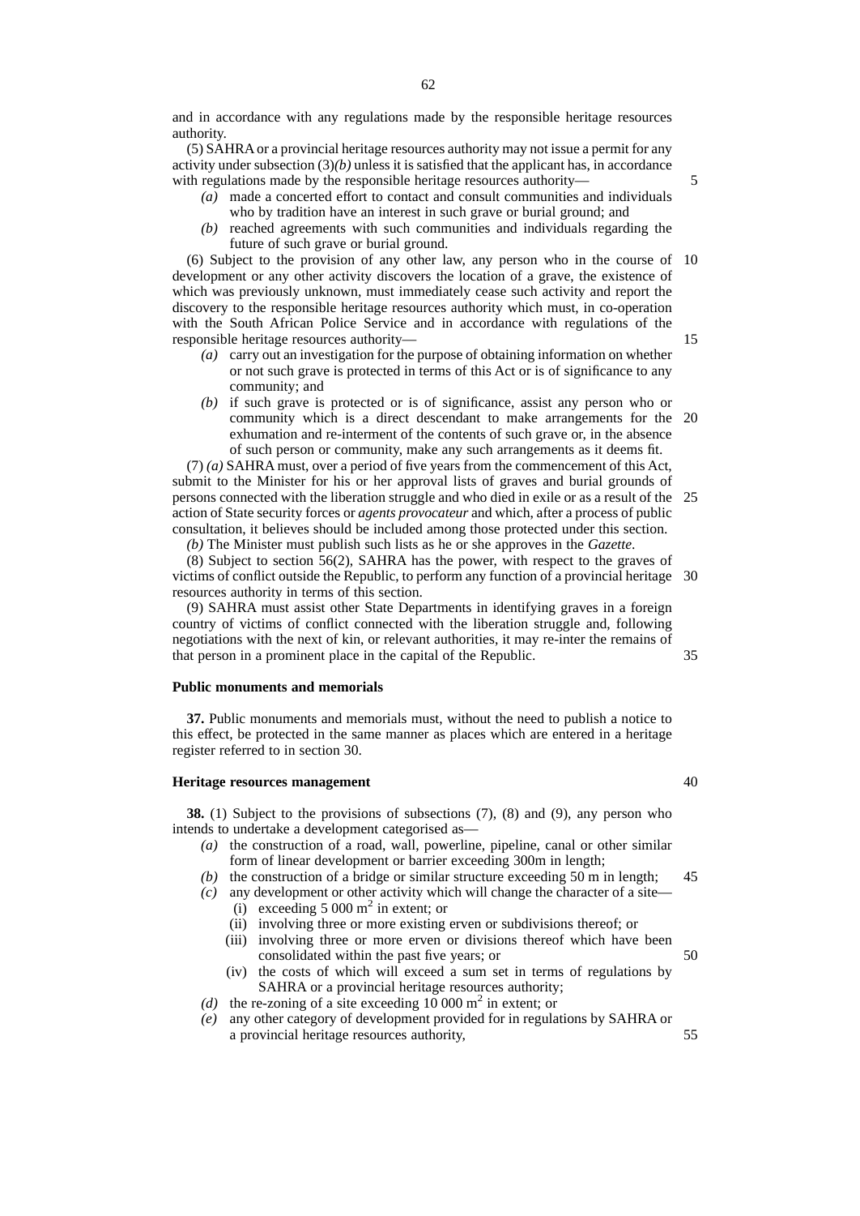and in accordance with any regulations made by the responsible heritage resources authority.

(5) SAHRA or a provincial heritage resources authority may not issue a permit for any activity under subsection (3)*(b)* unless it is satisfied that the applicant has, in accordance with regulations made by the responsible heritage resources authority—

*(a)* made a concerted effort to contact and consult communities and individuals who by tradition have an interest in such grave or burial ground; and

*(b)* reached agreements with such communities and individuals regarding the future of such grave or burial ground.

(6) Subject to the provision of any other law, any person who in the course of development or any other activity discovers the location of a grave, the existence of which was previously unknown, must immediately cease such activity and report the discovery to the responsible heritage resources authority which must, in co-operation with the South African Police Service and in accordance with regulations of the responsible heritage resources authority—

*(a)* carry out an investigation for the purpose of obtaining information on whether or not such grave is protected in terms of this Act or is of significance to any community; and

*(b)* if such grave is protected or is of significance, assist any person who or community which is a direct descendant to make arrangements for the exhumation and re-interment of the contents of such grave or, in the absence of such person or community, make any such arrangements as it deems fit.

(7) *(a)* SAHRA must, over a period of five years from the commencement of this Act, submit to the Minister for his or her approval lists of graves and burial grounds of persons connected with the liberation struggle and who died in exile or as a result of the action of State security forces or *agents provocateur* and which, after a process of public consultation, it believes should be included among those protected under this section.

*(b)* The Minister must publish such lists as he or she approves in the *Gazette*.

(8) Subject to section 56(2), SAHRA has the power, with respect to the graves of victims of conflict outside the Republic, to perform any function of a provincial heritage resources authority in terms of this section.

(9) SAHRA must assist other State Departments in identifying graves in a foreign country of victims of conflict connected with the liberation struggle and, following negotiations with the next of kin, or relevant authorities, it may re-inter the remains of that person in a prominent place in the capital of the Republic.

**Public monuments and memorials**

**37.** Public monuments and memorials must, without the need to publish a notice to this effect, be protected in the same manner as places which are entered in a heritage register referred to in section 30.

**Heritage resources management**

**38.** (1) Subject to the provisions of subsections (7), (8) and (9), any person who intends to undertake a development categorised as—

*(a)* the construction of a road, wall, powerline, pipeline, canal or other similar form of linear development or barrier exceeding 300m in length;

*(b)* the construction of a bridge or similar structure exceeding 50 m in length;

*(c)* any development or other activity which will change the character of a site—

(i) exceeding 5 000 $m^2$ in extent; or

(ii) involving three or more existing erven or subdivisions thereof; or

(iii) involving three or more erven or divisions thereof which have been consolidated within the past five years; or

(iv) the costs of which will exceed a sum set in terms of regulations by SAHRA or a provincial heritage resources authority;

*(d)* the re-zoning of a site exceeding 10 000 $m^2$ in extent; or

*(e)* any other category of development provided for in regulations by SAHRA or a provincial heritage resources authority,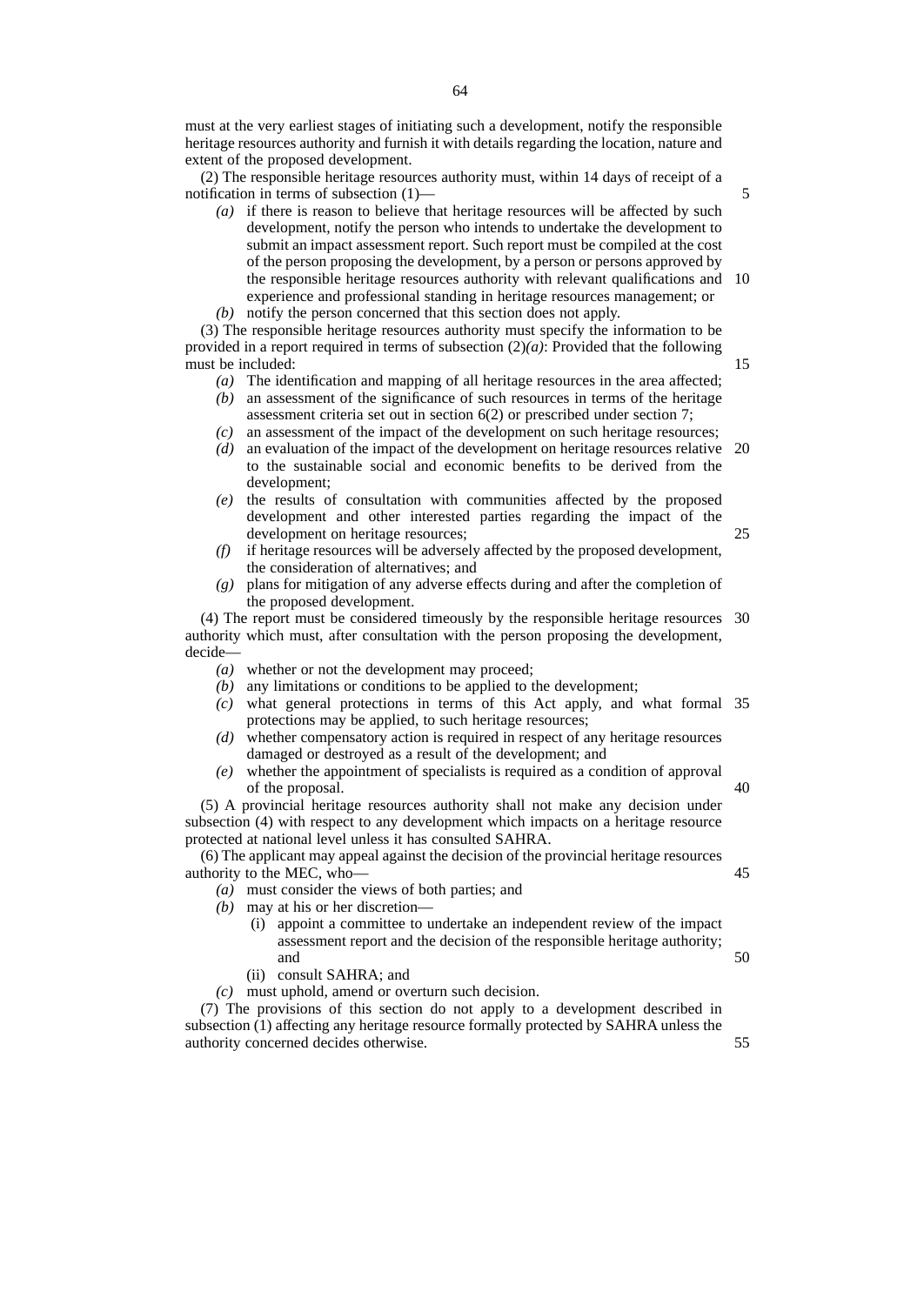must at the very earliest stages of initiating such a development, notify the responsible heritage resources authority and furnish it with details regarding the location, nature and extent of the proposed development.

(2) The responsible heritage resources authority must, within 14 days of receipt of a notification in terms of subsection (1)—

*(a)* if there is reason to believe that heritage resources will be affected by such development, notify the person who intends to undertake the development to submit an impact assessment report. Such report must be compiled at the cost of the person proposing the development, by a person or persons approved by the responsible heritage resources authority with relevant qualifications and experience and professional standing in heritage resources management; or

*(b)* notify the person concerned that this section does not apply.

(3) The responsible heritage resources authority must specify the information to be provided in a report required in terms of subsection (2)*(a)*: Provided that the following must be included:

*(a)* The identification and mapping of all heritage resources in the area affected;

*(b)* an assessment of the significance of such resources in terms of the heritage assessment criteria set out in section 6(2) or prescribed under section 7;

*(c)* an assessment of the impact of the development on such heritage resources;

*(d)* an evaluation of the impact of the development on heritage resources relative to the sustainable social and economic benefits to be derived from the development;

*(e)* the results of consultation with communities affected by the proposed development and other interested parties regarding the impact of the development on heritage resources;

*(f)* if heritage resources will be adversely affected by the proposed development, the consideration of alternatives; and

*(g)* plans for mitigation of any adverse effects during and after the completion of the proposed development.

(4) The report must be considered timeously by the responsible heritage resources authority which must, after consultation with the person proposing the development, decide—

*(a)* whether or not the development may proceed;

*(b)* any limitations or conditions to be applied to the development;

*(c)* what general protections in terms of this Act apply, and what formal protections may be applied, to such heritage resources;

*(d)* whether compensatory action is required in respect of any heritage resources damaged or destroyed as a result of the development; and

*(e)* whether the appointment of specialists is required as a condition of approval of the proposal.

(5) A provincial heritage resources authority shall not make any decision under subsection (4) with respect to any development which impacts on a heritage resource protected at national level unless it has consulted SAHRA.

(6) The applicant may appeal against the decision of the provincial heritage resources authority to the MEC, who—

*(a)* must consider the views of both parties; and

*(b)* may at his or her discretion—

  (i) appoint a committee to undertake an independent review of the impact assessment report and the decision of the responsible heritage authority; and

  (ii) consult SAHRA; and

*(c)* must uphold, amend or overturn such decision.

(7) The provisions of this section do not apply to a development described in subsection (1) affecting any heritage resource formally protected by SAHRA unless the authority concerned decides otherwise.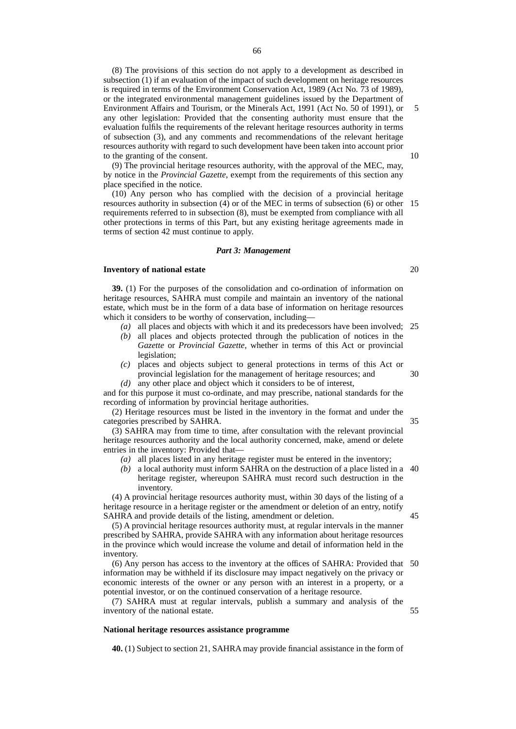(8) The provisions of this section do not apply to a development as described in subsection (1) if an evaluation of the impact of such development on heritage resources is required in terms of the Environment Conservation Act, 1989 (Act No. 73 of 1989), or the integrated environmental management guidelines issued by the Department of Environment Affairs and Tourism, or the Minerals Act, 1991 (Act No. 50 of 1991), or any other legislation: Provided that the consenting authority must ensure that the evaluation fulfils the requirements of the relevant heritage resources authority in terms of subsection (3), and any comments and recommendations of the relevant heritage resources authority with regard to such development have been taken into account prior to the granting of the consent.

(9) The provincial heritage resources authority, with the approval of the MEC, may, by notice in the *Provincial Gazette*, exempt from the requirements of this section any place specified in the notice.

(10) Any person who has complied with the decision of a provincial heritage resources authority in subsection (4) or of the MEC in terms of subsection (6) or other requirements referred to in subsection (8), must be exempted from compliance with all other protections in terms of this Part, but any existing heritage agreements made in terms of section 42 must continue to apply.

***Part 3: Management***

**Inventory of national estate**

**39.** (1) For the purposes of the consolidation and co-ordination of information on heritage resources, SAHRA must compile and maintain an inventory of the national estate, which must be in the form of a data base of information on heritage resources which it considers to be worthy of conservation, including—

*(a)* all places and objects with which it and its predecessors have been involved;
*(b)* all places and objects protected through the publication of notices in the *Gazette* or *Provincial Gazette*, whether in terms of this Act or provincial legislation;
*(c)* places and objects subject to general protections in terms of this Act or provincial legislation for the management of heritage resources; and
*(d)* any other place and object which it considers to be of interest,

and for this purpose it must co-ordinate, and may prescribe, national standards for the recording of information by provincial heritage authorities.

(2) Heritage resources must be listed in the inventory in the format and under the categories prescribed by SAHRA.

(3) SAHRA may from time to time, after consultation with the relevant provincial heritage resources authority and the local authority concerned, make, amend or delete entries in the inventory: Provided that—

*(a)* all places listed in any heritage register must be entered in the inventory;
*(b)* a local authority must inform SAHRA on the destruction of a place listed in a heritage register, whereupon SAHRA must record such destruction in the inventory.

(4) A provincial heritage resources authority must, within 30 days of the listing of a heritage resource in a heritage register or the amendment or deletion of an entry, notify SAHRA and provide details of the listing, amendment or deletion.

(5) A provincial heritage resources authority must, at regular intervals in the manner prescribed by SAHRA, provide SAHRA with any information about heritage resources in the province which would increase the volume and detail of information held in the inventory.

(6) Any person has access to the inventory at the offices of SAHRA: Provided that information may be withheld if its disclosure may impact negatively on the privacy or economic interests of the owner or any person with an interest in a property, or a potential investor, or on the continued conservation of a heritage resource.

(7) SAHRA must at regular intervals, publish a summary and analysis of the inventory of the national estate.

**National heritage resources assistance programme**

**40.** (1) Subject to section 21, SAHRA may provide financial assistance in the form of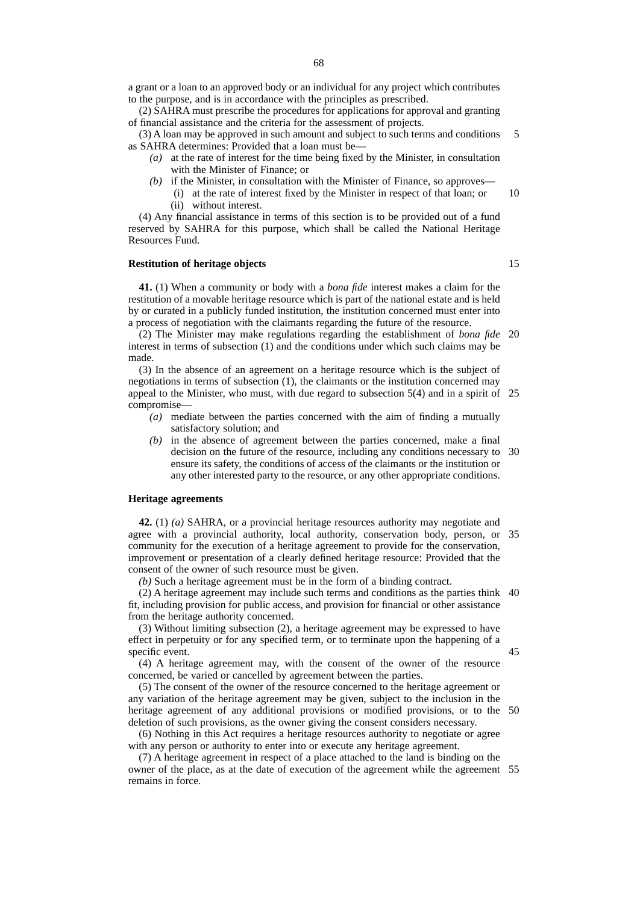a grant or a loan to an approved body or an individual for any project which contributes to the purpose, and is in accordance with the principles as prescribed.

(2) SAHRA must prescribe the procedures for applications for approval and granting of financial assistance and the criteria for the assessment of projects.

(3) A loan may be approved in such amount and subject to such terms and conditions as SAHRA determines: Provided that a loan must be—

*(a)* at the rate of interest for the time being fixed by the Minister, in consultation with the Minister of Finance; or

*(b)* if the Minister, in consultation with the Minister of Finance, so approves—

(i) at the rate of interest fixed by the Minister in respect of that loan; or

(ii) without interest.

(4) Any financial assistance in terms of this section is to be provided out of a fund reserved by SAHRA for this purpose, which shall be called the National Heritage Resources Fund.

**Restitution of heritage objects**

**41.** (1) When a community or body with a *bona fide* interest makes a claim for the restitution of a movable heritage resource which is part of the national estate and is held by or curated in a publicly funded institution, the institution concerned must enter into a process of negotiation with the claimants regarding the future of the resource.

(2) The Minister may make regulations regarding the establishment of *bona fide* interest in terms of subsection (1) and the conditions under which such claims may be made.

(3) In the absence of an agreement on a heritage resource which is the subject of negotiations in terms of subsection (1), the claimants or the institution concerned may appeal to the Minister, who must, with due regard to subsection 5(4) and in a spirit of compromise—

*(a)* mediate between the parties concerned with the aim of finding a mutually satisfactory solution; and

*(b)* in the absence of agreement between the parties concerned, make a final decision on the future of the resource, including any conditions necessary to ensure its safety, the conditions of access of the claimants or the institution or any other interested party to the resource, or any other appropriate conditions.

**Heritage agreements**

**42.** (1) *(a)* SAHRA, or a provincial heritage resources authority may negotiate and agree with a provincial authority, local authority, conservation body, person, or community for the execution of a heritage agreement to provide for the conservation, improvement or presentation of a clearly defined heritage resource: Provided that the consent of the owner of such resource must be given.

*(b)* Such a heritage agreement must be in the form of a binding contract.

(2) A heritage agreement may include such terms and conditions as the parties think fit, including provision for public access, and provision for financial or other assistance from the heritage authority concerned.

(3) Without limiting subsection (2), a heritage agreement may be expressed to have effect in perpetuity or for any specified term, or to terminate upon the happening of a specific event.

(4) A heritage agreement may, with the consent of the owner of the resource concerned, be varied or cancelled by agreement between the parties.

(5) The consent of the owner of the resource concerned to the heritage agreement or any variation of the heritage agreement may be given, subject to the inclusion in the heritage agreement of any additional provisions or modified provisions, or to the deletion of such provisions, as the owner giving the consent considers necessary.

(6) Nothing in this Act requires a heritage resources authority to negotiate or agree with any person or authority to enter into or execute any heritage agreement.

(7) A heritage agreement in respect of a place attached to the land is binding on the owner of the place, as at the date of execution of the agreement while the agreement remains in force.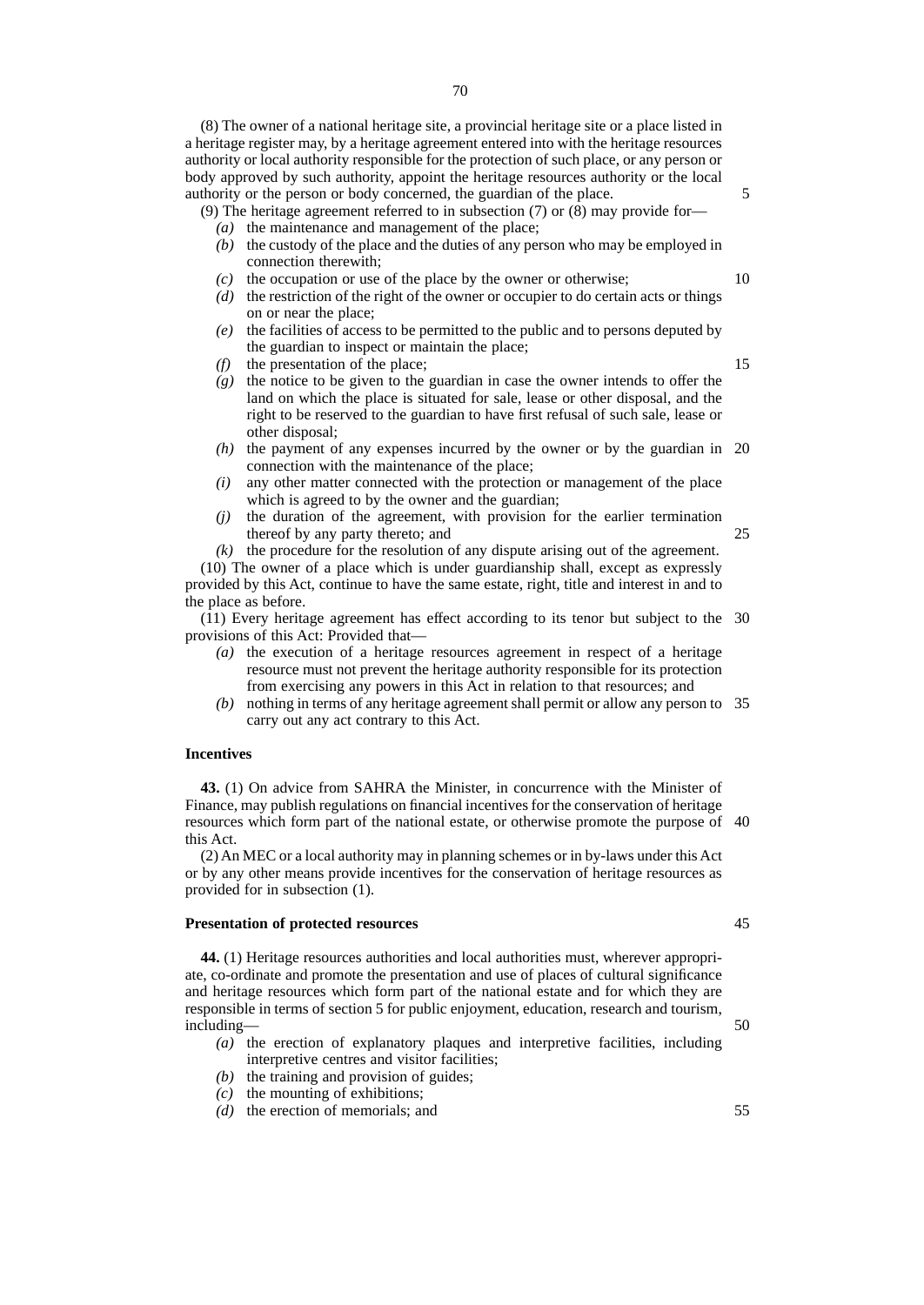(8) The owner of a national heritage site, a provincial heritage site or a place listed in a heritage register may, by a heritage agreement entered into with the heritage resources authority or local authority responsible for the protection of such place, or any person or body approved by such authority, appoint the heritage resources authority or the local authority or the person or body concerned, the guardian of the place.

(9) The heritage agreement referred to in subsection (7) or (8) may provide for—

- *(a)* the maintenance and management of the place;
- *(b)* the custody of the place and the duties of any person who may be employed in connection therewith;
- *(c)* the occupation or use of the place by the owner or otherwise;
- *(d)* the restriction of the right of the owner or occupier to do certain acts or things on or near the place;
- *(e)* the facilities of access to be permitted to the public and to persons deputed by the guardian to inspect or maintain the place;
- *(f)* the presentation of the place;
- *(g)* the notice to be given to the guardian in case the owner intends to offer the land on which the place is situated for sale, lease or other disposal, and the right to be reserved to the guardian to have first refusal of such sale, lease or other disposal;
- *(h)* the payment of any expenses incurred by the owner or by the guardian in connection with the maintenance of the place;
- *(i)* any other matter connected with the protection or management of the place which is agreed to by the owner and the guardian;
- *(j)* the duration of the agreement, with provision for the earlier termination thereof by any party thereto; and
- *(k)* the procedure for the resolution of any dispute arising out of the agreement.

(10) The owner of a place which is under guardianship shall, except as expressly provided by this Act, continue to have the same estate, right, title and interest in and to the place as before.

(11) Every heritage agreement has effect according to its tenor but subject to the provisions of this Act: Provided that—

- *(a)* the execution of a heritage resources agreement in respect of a heritage resource must not prevent the heritage authority responsible for its protection from exercising any powers in this Act in relation to that resources; and
- *(b)* nothing in terms of any heritage agreement shall permit or allow any person to carry out any act contrary to this Act.

**Incentives**

**43.** (1) On advice from SAHRA the Minister, in concurrence with the Minister of Finance, may publish regulations on financial incentives for the conservation of heritage resources which form part of the national estate, or otherwise promote the purpose of this Act.

(2) An MEC or a local authority may in planning schemes or in by-laws under this Act or by any other means provide incentives for the conservation of heritage resources as provided for in subsection (1).

**Presentation of protected resources**

**44.** (1) Heritage resources authorities and local authorities must, wherever appropriate, co-ordinate and promote the presentation and use of places of cultural significance and heritage resources which form part of the national estate and for which they are responsible in terms of section 5 for public enjoyment, education, research and tourism, including—

- *(a)* the erection of explanatory plaques and interpretive facilities, including interpretive centres and visitor facilities;
- *(b)* the training and provision of guides;
- *(c)* the mounting of exhibitions;
- *(d)* the erection of memorials; and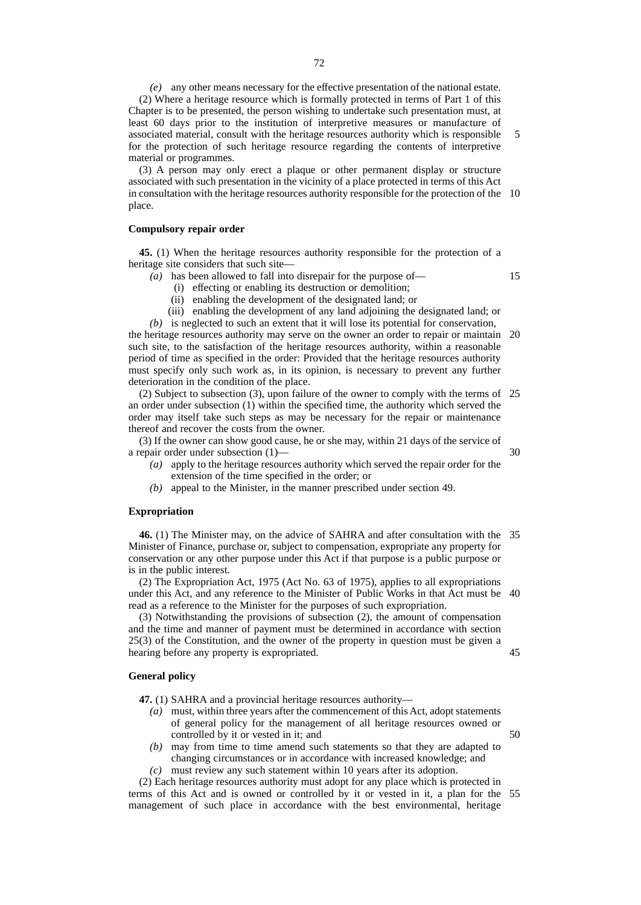*(e)* any other means necessary for the effective presentation of the national estate.

(2) Where a heritage resource which is formally protected in terms of Part 1 of this Chapter is to be presented, the person wishing to undertake such presentation must, at least 60 days prior to the institution of interpretive measures or manufacture of associated material, consult with the heritage resources authority which is responsible for the protection of such heritage resource regarding the contents of interpretive material or programmes.

(3) A person may only erect a plaque or other permanent display or structure associated with such presentation in the vicinity of a place protected in terms of this Act in consultation with the heritage resources authority responsible for the protection of the place.

**Compulsory repair order**

**45.** (1) When the heritage resources authority responsible for the protection of a heritage site considers that such site—

*(a)* has been allowed to fall into disrepair for the purpose of—

(i) effecting or enabling its destruction or demolition;

(ii) enabling the development of the designated land; or

(iii) enabling the development of any land adjoining the designated land; or

*(b)* is neglected to such an extent that it will lose its potential for conservation,

the heritage resources authority may serve on the owner an order to repair or maintain such site, to the satisfaction of the heritage resources authority, within a reasonable period of time as specified in the order: Provided that the heritage resources authority must specify only such work as, in its opinion, is necessary to prevent any further deterioration in the condition of the place.

(2) Subject to subsection (3), upon failure of the owner to comply with the terms of an order under subsection (1) within the specified time, the authority which served the order may itself take such steps as may be necessary for the repair or maintenance thereof and recover the costs from the owner.

(3) If the owner can show good cause, he or she may, within 21 days of the service of a repair order under subsection (1)—

*(a)* apply to the heritage resources authority which served the repair order for the extension of the time specified in the order; or

*(b)* appeal to the Minister, in the manner prescribed under section 49.

**Expropriation**

**46.** (1) The Minister may, on the advice of SAHRA and after consultation with the Minister of Finance, purchase or, subject to compensation, expropriate any property for conservation or any other purpose under this Act if that purpose is a public purpose or is in the public interest.

(2) The Expropriation Act, 1975 (Act No. 63 of 1975), applies to all expropriations under this Act, and any reference to the Minister of Public Works in that Act must be read as a reference to the Minister for the purposes of such expropriation.

(3) Notwithstanding the provisions of subsection (2), the amount of compensation and the time and manner of payment must be determined in accordance with section 25(3) of the Constitution, and the owner of the property in question must be given a hearing before any property is expropriated.

**General policy**

**47.** (1) SAHRA and a provincial heritage resources authority—

*(a)* must, within three years after the commencement of this Act, adopt statements of general policy for the management of all heritage resources owned or controlled by it or vested in it; and

*(b)* may from time to time amend such statements so that they are adapted to changing circumstances or in accordance with increased knowledge; and

*(c)* must review any such statement within 10 years after its adoption.

(2) Each heritage resources authority must adopt for any place which is protected in terms of this Act and is owned or controlled by it or vested in it, a plan for the management of such place in accordance with the best environmental, heritage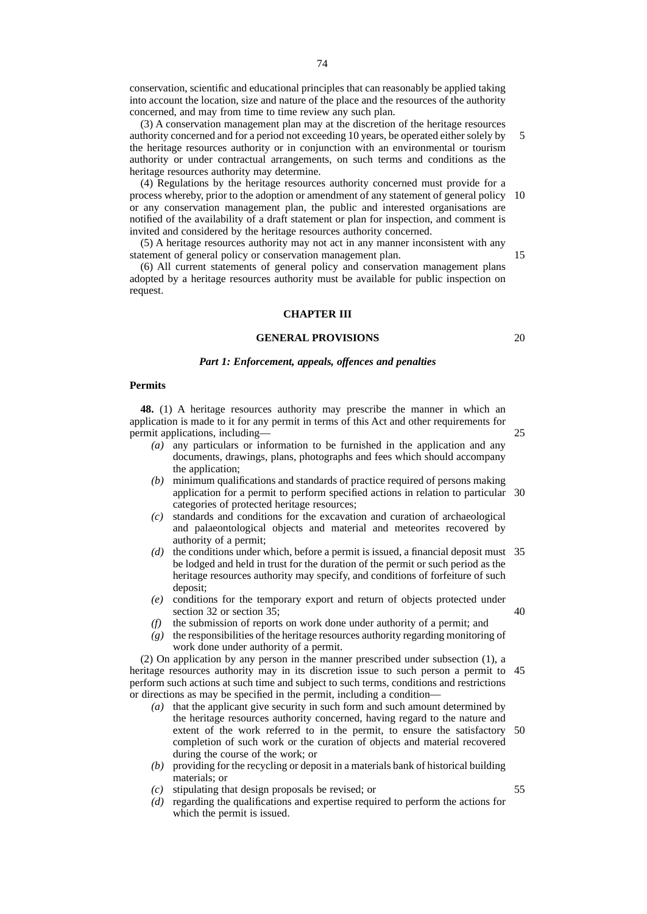conservation, scientific and educational principles that can reasonably be applied taking into account the location, size and nature of the place and the resources of the authority concerned, and may from time to time review any such plan.

(3) A conservation management plan may at the discretion of the heritage resources authority concerned and for a period not exceeding 10 years, be operated either solely by the heritage resources authority or in conjunction with an environmental or tourism authority or under contractual arrangements, on such terms and conditions as the heritage resources authority may determine.

(4) Regulations by the heritage resources authority concerned must provide for a process whereby, prior to the adoption or amendment of any statement of general policy or any conservation management plan, the public and interested organisations are notified of the availability of a draft statement or plan for inspection, and comment is invited and considered by the heritage resources authority concerned.

(5) A heritage resources authority may not act in any manner inconsistent with any statement of general policy or conservation management plan.

(6) All current statements of general policy and conservation management plans adopted by a heritage resources authority must be available for public inspection on request.

## CHAPTER III

## GENERAL PROVISIONS

### *Part 1: Enforcement, appeals, offences and penalties*

#### Permits

**48.** (1) A heritage resources authority may prescribe the manner in which an application is made to it for any permit in terms of this Act and other requirements for permit applications, including—

- *(a)* any particulars or information to be furnished in the application and any documents, drawings, plans, photographs and fees which should accompany the application;
- *(b)* minimum qualifications and standards of practice required of persons making application for a permit to perform specified actions in relation to particular categories of protected heritage resources;
- *(c)* standards and conditions for the excavation and curation of archaeological and palaeontological objects and material and meteorites recovered by authority of a permit;
- *(d)* the conditions under which, before a permit is issued, a financial deposit must be lodged and held in trust for the duration of the permit or such period as the heritage resources authority may specify, and conditions of forfeiture of such deposit;
- *(e)* conditions for the temporary export and return of objects protected under section 32 or section 35;
- *(f)* the submission of reports on work done under authority of a permit; and
- *(g)* the responsibilities of the heritage resources authority regarding monitoring of work done under authority of a permit.

(2) On application by any person in the manner prescribed under subsection (1), a heritage resources authority may in its discretion issue to such person a permit to perform such actions at such time and subject to such terms, conditions and restrictions or directions as may be specified in the permit, including a condition—

- *(a)* that the applicant give security in such form and such amount determined by the heritage resources authority concerned, having regard to the nature and extent of the work referred to in the permit, to ensure the satisfactory completion of such work or the curation of objects and material recovered during the course of the work; or
- *(b)* providing for the recycling or deposit in a materials bank of historical building materials; or
- *(c)* stipulating that design proposals be revised; or
- *(d)* regarding the qualifications and expertise required to perform the actions for which the permit is issued.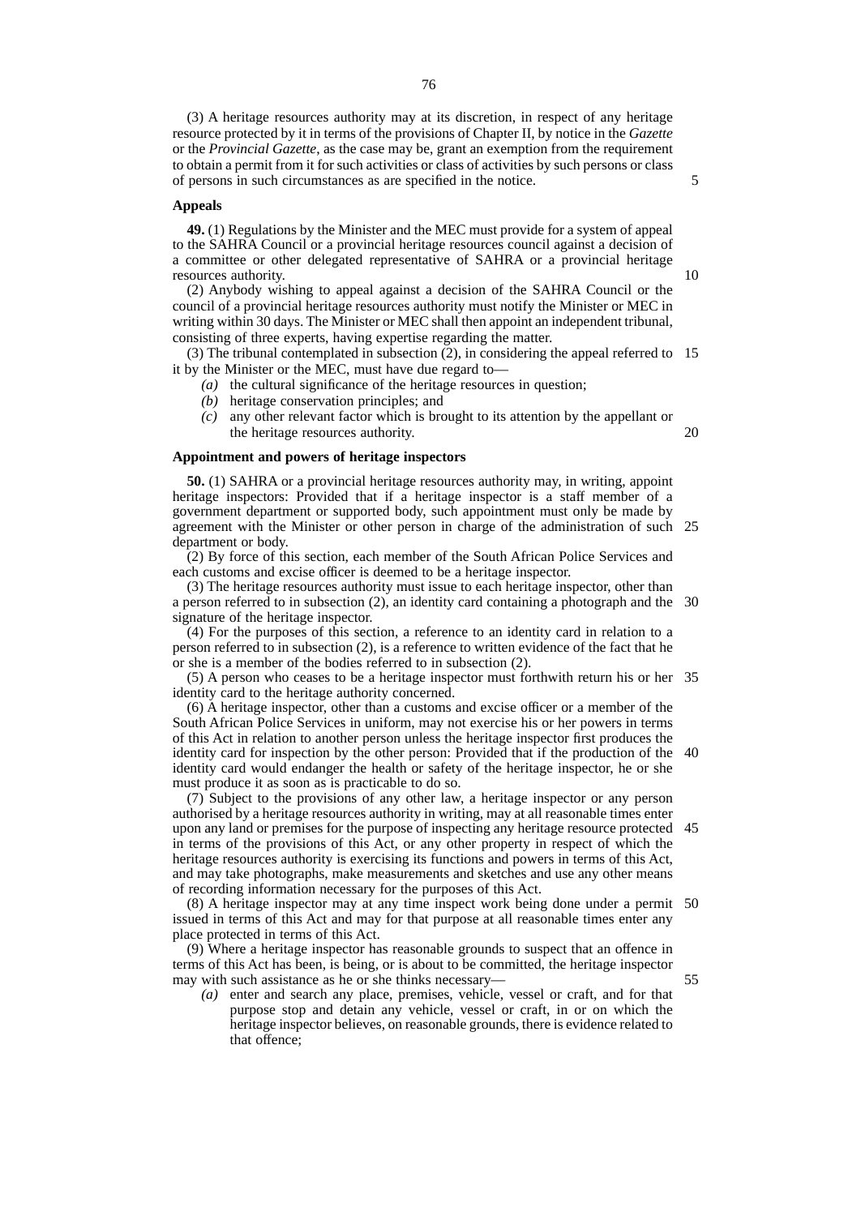(3) A heritage resources authority may at its discretion, in respect of any heritage resource protected by it in terms of the provisions of Chapter II, by notice in the *Gazette* or the *Provincial Gazette*, as the case may be, grant an exemption from the requirement to obtain a permit from it for such activities or class of activities by such persons or class of persons in such circumstances as are specified in the notice.

**Appeals**

**49.** (1) Regulations by the Minister and the MEC must provide for a system of appeal to the SAHRA Council or a provincial heritage resources council against a decision of a committee or other delegated representative of SAHRA or a provincial heritage resources authority.

(2) Anybody wishing to appeal against a decision of the SAHRA Council or the council of a provincial heritage resources authority must notify the Minister or MEC in writing within 30 days. The Minister or MEC shall then appoint an independent tribunal, consisting of three experts, having expertise regarding the matter.

(3) The tribunal contemplated in subsection (2), in considering the appeal referred to it by the Minister or the MEC, must have due regard to—

*(a)* the cultural significance of the heritage resources in question;

*(b)* heritage conservation principles; and

*(c)* any other relevant factor which is brought to its attention by the appellant or the heritage resources authority.

**Appointment and powers of heritage inspectors**

**50.** (1) SAHRA or a provincial heritage resources authority may, in writing, appoint heritage inspectors: Provided that if a heritage inspector is a staff member of a government department or supported body, such appointment must only be made by agreement with the Minister or other person in charge of the administration of such department or body.

(2) By force of this section, each member of the South African Police Services and each customs and excise officer is deemed to be a heritage inspector.

(3) The heritage resources authority must issue to each heritage inspector, other than a person referred to in subsection (2), an identity card containing a photograph and the signature of the heritage inspector.

(4) For the purposes of this section, a reference to an identity card in relation to a person referred to in subsection (2), is a reference to written evidence of the fact that he or she is a member of the bodies referred to in subsection (2).

(5) A person who ceases to be a heritage inspector must forthwith return his or her identity card to the heritage authority concerned.

(6) A heritage inspector, other than a customs and excise officer or a member of the South African Police Services in uniform, may not exercise his or her powers in terms of this Act in relation to another person unless the heritage inspector first produces the identity card for inspection by the other person: Provided that if the production of the identity card would endanger the health or safety of the heritage inspector, he or she must produce it as soon as is practicable to do so.

(7) Subject to the provisions of any other law, a heritage inspector or any person authorised by a heritage resources authority in writing, may at all reasonable times enter upon any land or premises for the purpose of inspecting any heritage resource protected in terms of the provisions of this Act, or any other property in respect of which the heritage resources authority is exercising its functions and powers in terms of this Act, and may take photographs, make measurements and sketches and use any other means of recording information necessary for the purposes of this Act.

(8) A heritage inspector may at any time inspect work being done under a permit issued in terms of this Act and may for that purpose at all reasonable times enter any place protected in terms of this Act.

(9) Where a heritage inspector has reasonable grounds to suspect that an offence in terms of this Act has been, is being, or is about to be committed, the heritage inspector may with such assistance as he or she thinks necessary—

*(a)* enter and search any place, premises, vehicle, vessel or craft, and for that purpose stop and detain any vehicle, vessel or craft, in or on which the heritage inspector believes, on reasonable grounds, there is evidence related to that offence;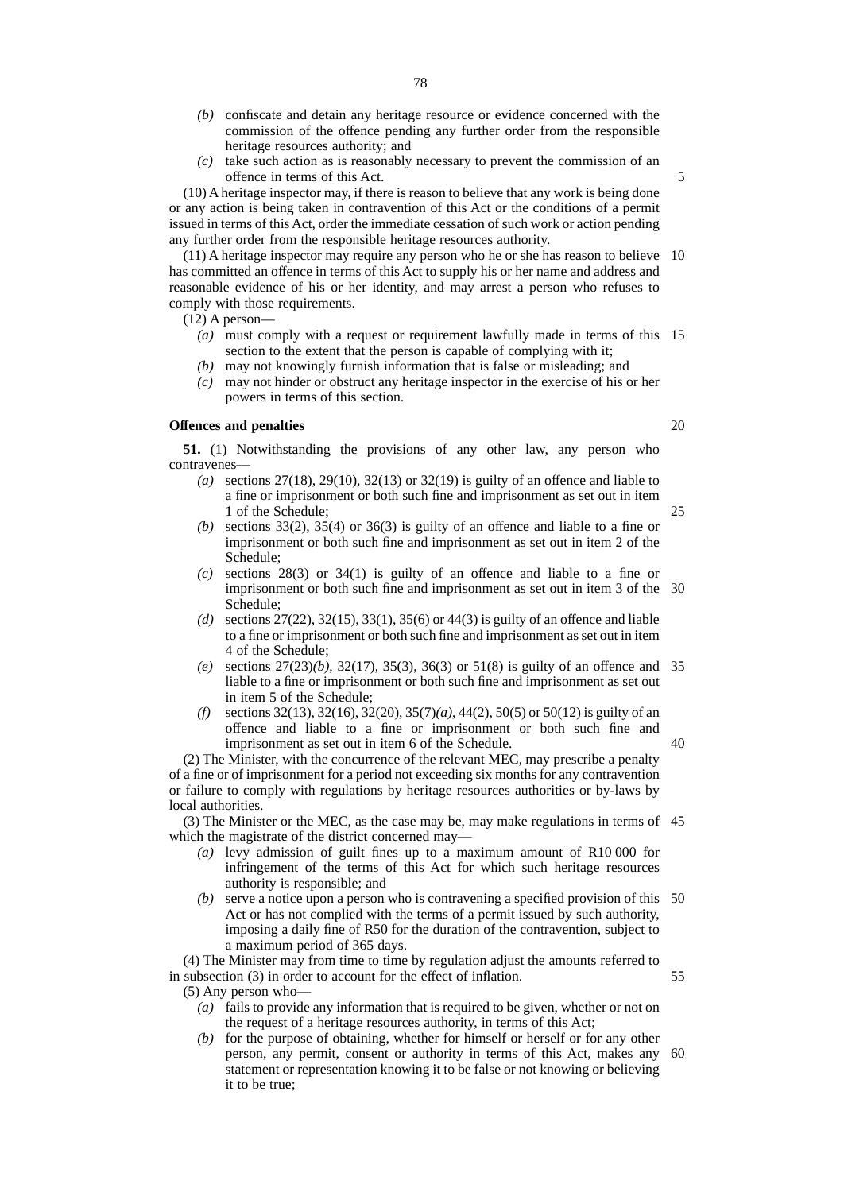- *(b)* confiscate and detain any heritage resource or evidence concerned with the commission of the offence pending any further order from the responsible heritage resources authority; and
- *(c)* take such action as is reasonably necessary to prevent the commission of an offence in terms of this Act.

(10) A heritage inspector may, if there is reason to believe that any work is being done or any action is being taken in contravention of this Act or the conditions of a permit issued in terms of this Act, order the immediate cessation of such work or action pending any further order from the responsible heritage resources authority.

(11) A heritage inspector may require any person who he or she has reason to believe has committed an offence in terms of this Act to supply his or her name and address and reasonable evidence of his or her identity, and may arrest a person who refuses to comply with those requirements.

(12) A person—

- *(a)* must comply with a request or requirement lawfully made in terms of this section to the extent that the person is capable of complying with it;
- *(b)* may not knowingly furnish information that is false or misleading; and
- *(c)* may not hinder or obstruct any heritage inspector in the exercise of his or her powers in terms of this section.

**Offences and penalties**

**51.** (1) Notwithstanding the provisions of any other law, any person who contravenes—

- *(a)* sections 27(18), 29(10), 32(13) or 32(19) is guilty of an offence and liable to a fine or imprisonment or both such fine and imprisonment as set out in item 1 of the Schedule;
- *(b)* sections 33(2), 35(4) or 36(3) is guilty of an offence and liable to a fine or imprisonment or both such fine and imprisonment as set out in item 2 of the Schedule;
- *(c)* sections 28(3) or 34(1) is guilty of an offence and liable to a fine or imprisonment or both such fine and imprisonment as set out in item 3 of the Schedule;
- *(d)* sections 27(22), 32(15), 33(1), 35(6) or 44(3) is guilty of an offence and liable to a fine or imprisonment or both such fine and imprisonment as set out in item 4 of the Schedule;
- *(e)* sections 27(23)*(b)*, 32(17), 35(3), 36(3) or 51(8) is guilty of an offence and liable to a fine or imprisonment or both such fine and imprisonment as set out in item 5 of the Schedule;
- *(f)* sections 32(13), 32(16), 32(20), 35(7)*(a)*, 44(2), 50(5) or 50(12) is guilty of an offence and liable to a fine or imprisonment or both such fine and imprisonment as set out in item 6 of the Schedule.

(2) The Minister, with the concurrence of the relevant MEC, may prescribe a penalty of a fine or of imprisonment for a period not exceeding six months for any contravention or failure to comply with regulations by heritage resources authorities or by-laws by local authorities.

(3) The Minister or the MEC, as the case may be, may make regulations in terms of which the magistrate of the district concerned may—

- *(a)* levy admission of guilt fines up to a maximum amount of R10 000 for infringement of the terms of this Act for which such heritage resources authority is responsible; and
- *(b)* serve a notice upon a person who is contravening a specified provision of this Act or has not complied with the terms of a permit issued by such authority, imposing a daily fine of R50 for the duration of the contravention, subject to a maximum period of 365 days.

(4) The Minister may from time to time by regulation adjust the amounts referred to in subsection (3) in order to account for the effect of inflation.

(5) Any person who—

- *(a)* fails to provide any information that is required to be given, whether or not on the request of a heritage resources authority, in terms of this Act;
- *(b)* for the purpose of obtaining, whether for himself or herself or for any other person, any permit, consent or authority in terms of this Act, makes any statement or representation knowing it to be false or not knowing or believing it to be true;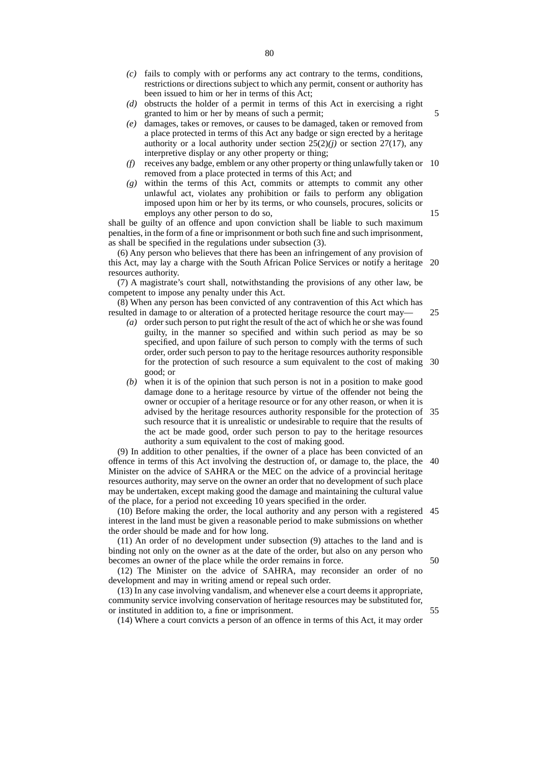*(c)* fails to comply with or performs any act contrary to the terms, conditions, restrictions or directions subject to which any permit, consent or authority has been issued to him or her in terms of this Act;

*(d)* obstructs the holder of a permit in terms of this Act in exercising a right granted to him or her by means of such a permit;

*(e)* damages, takes or removes, or causes to be damaged, taken or removed from a place protected in terms of this Act any badge or sign erected by a heritage authority or a local authority under section 25(2)*(j)* or section 27(17), any interpretive display or any other property or thing;

*(f)* receives any badge, emblem or any other property or thing unlawfully taken or removed from a place protected in terms of this Act; and

*(g)* within the terms of this Act, commits or attempts to commit any other unlawful act, violates any prohibition or fails to perform any obligation imposed upon him or her by its terms, or who counsels, procures, solicits or employs any other person to do so,

shall be guilty of an offence and upon conviction shall be liable to such maximum penalties, in the form of a fine or imprisonment or both such fine and such imprisonment, as shall be specified in the regulations under subsection (3).

(6) Any person who believes that there has been an infringement of any provision of this Act, may lay a charge with the South African Police Services or notify a heritage resources authority.

(7) A magistrate's court shall, notwithstanding the provisions of any other law, be competent to impose any penalty under this Act.

(8) When any person has been convicted of any contravention of this Act which has resulted in damage to or alteration of a protected heritage resource the court may—

*(a)* order such person to put right the result of the act of which he or she was found guilty, in the manner so specified and within such period as may be so specified, and upon failure of such person to comply with the terms of such order, order such person to pay to the heritage resources authority responsible for the protection of such resource a sum equivalent to the cost of making good; or

*(b)* when it is of the opinion that such person is not in a position to make good damage done to a heritage resource by virtue of the offender not being the owner or occupier of a heritage resource or for any other reason, or when it is advised by the heritage resources authority responsible for the protection of such resource that it is unrealistic or undesirable to require that the results of the act be made good, order such person to pay to the heritage resources authority a sum equivalent to the cost of making good.

(9) In addition to other penalties, if the owner of a place has been convicted of an offence in terms of this Act involving the destruction of, or damage to, the place, the Minister on the advice of SAHRA or the MEC on the advice of a provincial heritage resources authority, may serve on the owner an order that no development of such place may be undertaken, except making good the damage and maintaining the cultural value of the place, for a period not exceeding 10 years specified in the order.

(10) Before making the order, the local authority and any person with a registered interest in the land must be given a reasonable period to make submissions on whether the order should be made and for how long.

(11) An order of no development under subsection (9) attaches to the land and is binding not only on the owner as at the date of the order, but also on any person who becomes an owner of the place while the order remains in force.

(12) The Minister on the advice of SAHRA, may reconsider an order of no development and may in writing amend or repeal such order.

(13) In any case involving vandalism, and whenever else a court deems it appropriate, community service involving conservation of heritage resources may be substituted for, or instituted in addition to, a fine or imprisonment.

(14) Where a court convicts a person of an offence in terms of this Act, it may order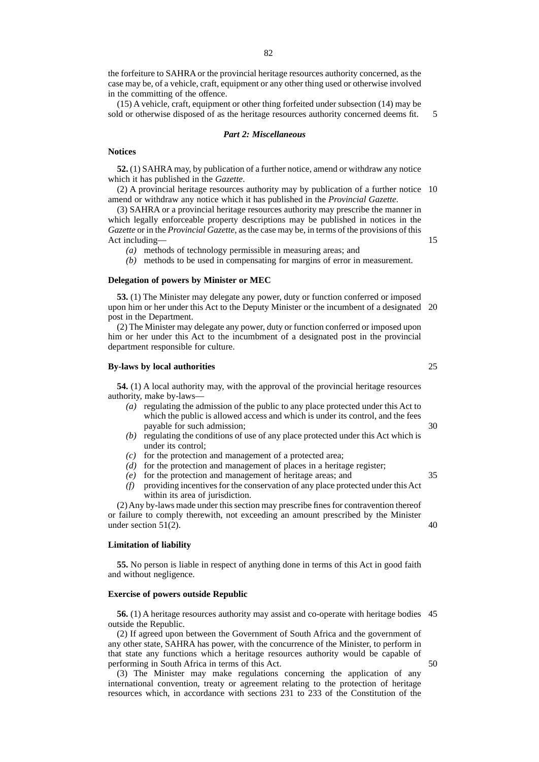the forfeiture to SAHRA or the provincial heritage resources authority concerned, as the case may be, of a vehicle, craft, equipment or any other thing used or otherwise involved in the committing of the offence.

(15) A vehicle, craft, equipment or other thing forfeited under subsection (14) may be sold or otherwise disposed of as the heritage resources authority concerned deems fit.

### *Part 2: Miscellaneous*

**Notices**

**52.** (1) SAHRA may, by publication of a further notice, amend or withdraw any notice which it has published in the *Gazette*.

(2) A provincial heritage resources authority may by publication of a further notice amend or withdraw any notice which it has published in the *Provincial Gazette*.

(3) SAHRA or a provincial heritage resources authority may prescribe the manner in which legally enforceable property descriptions may be published in notices in the *Gazette* or in the *Provincial Gazette*, as the case may be, in terms of the provisions of this Act including—

*(a)* methods of technology permissible in measuring areas; and

*(b)* methods to be used in compensating for margins of error in measurement.

**Delegation of powers by Minister or MEC**

**53.** (1) The Minister may delegate any power, duty or function conferred or imposed upon him or her under this Act to the Deputy Minister or the incumbent of a designated post in the Department.

(2) The Minister may delegate any power, duty or function conferred or imposed upon him or her under this Act to the incumbment of a designated post in the provincial department responsible for culture.

**By-laws by local authorities**

**54.** (1) A local authority may, with the approval of the provincial heritage resources authority, make by-laws—

*(a)* regulating the admission of the public to any place protected under this Act to which the public is allowed access and which is under its control, and the fees payable for such admission;

*(b)* regulating the conditions of use of any place protected under this Act which is under its control;

*(c)* for the protection and management of a protected area;

*(d)* for the protection and management of places in a heritage register;

*(e)* for the protection and management of heritage areas; and

*(f)* providing incentives for the conservation of any place protected under this Act within its area of jurisdiction.

(2) Any by-laws made under this section may prescribe fines for contravention thereof or failure to comply therewith, not exceeding an amount prescribed by the Minister under section 51(2).

**Limitation of liability**

**55.** No person is liable in respect of anything done in terms of this Act in good faith and without negligence.

**Exercise of powers outside Republic**

**56.** (1) A heritage resources authority may assist and co-operate with heritage bodies outside the Republic.

(2) If agreed upon between the Government of South Africa and the government of any other state, SAHRA has power, with the concurrence of the Minister, to perform in that state any functions which a heritage resources authority would be capable of performing in South Africa in terms of this Act.

(3) The Minister may make regulations concerning the application of any international convention, treaty or agreement relating to the protection of heritage resources which, in accordance with sections 231 to 233 of the Constitution of the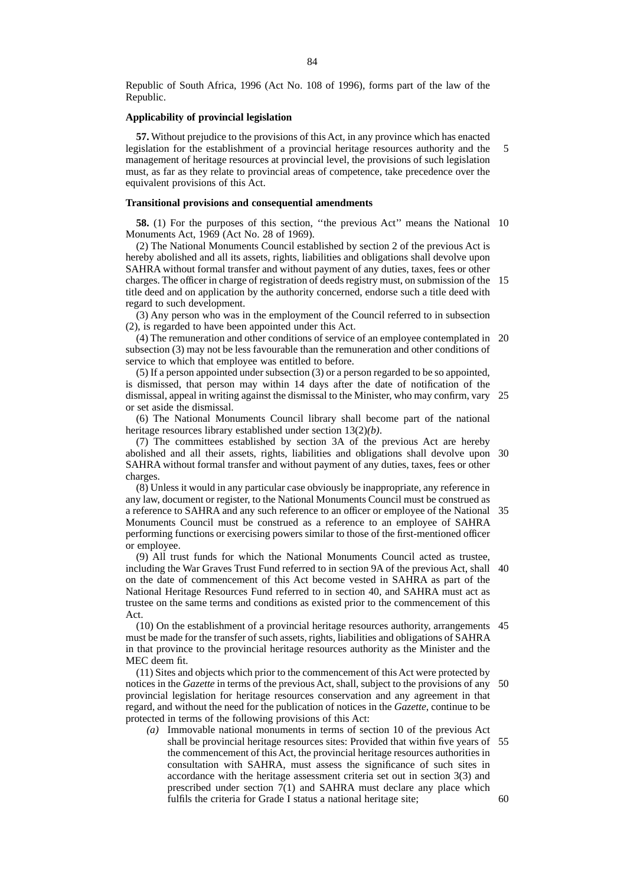Republic of South Africa, 1996 (Act No. 108 of 1996), forms part of the law of the Republic.

**Applicability of provincial legislation**

**57.** Without prejudice to the provisions of this Act, in any province which has enacted legislation for the establishment of a provincial heritage resources authority and the management of heritage resources at provincial level, the provisions of such legislation must, as far as they relate to provincial areas of competence, take precedence over the equivalent provisions of this Act.

**Transitional provisions and consequential amendments**

**58.** (1) For the purposes of this section, ''the previous Act'' means the National Monuments Act, 1969 (Act No. 28 of 1969).

(2) The National Monuments Council established by section 2 of the previous Act is hereby abolished and all its assets, rights, liabilities and obligations shall devolve upon SAHRA without formal transfer and without payment of any duties, taxes, fees or other charges. The officer in charge of registration of deeds registry must, on submission of the title deed and on application by the authority concerned, endorse such a title deed with regard to such development.

(3) Any person who was in the employment of the Council referred to in subsection (2), is regarded to have been appointed under this Act.

(4) The remuneration and other conditions of service of an employee contemplated in subsection (3) may not be less favourable than the remuneration and other conditions of service to which that employee was entitled to before.

(5) If a person appointed under subsection (3) or a person regarded to be so appointed, is dismissed, that person may within 14 days after the date of notification of the dismissal, appeal in writing against the dismissal to the Minister, who may confirm, vary or set aside the dismissal.

(6) The National Monuments Council library shall become part of the national heritage resources library established under section 13(2)*(b)*.

(7) The committees established by section 3A of the previous Act are hereby abolished and all their assets, rights, liabilities and obligations shall devolve upon SAHRA without formal transfer and without payment of any duties, taxes, fees or other charges.

(8) Unless it would in any particular case obviously be inappropriate, any reference in any law, document or register, to the National Monuments Council must be construed as a reference to SAHRA and any such reference to an officer or employee of the National Monuments Council must be construed as a reference to an employee of SAHRA performing functions or exercising powers similar to those of the first-mentioned officer or employee.

(9) All trust funds for which the National Monuments Council acted as trustee, including the War Graves Trust Fund referred to in section 9A of the previous Act, shall on the date of commencement of this Act become vested in SAHRA as part of the National Heritage Resources Fund referred to in section 40, and SAHRA must act as trustee on the same terms and conditions as existed prior to the commencement of this Act.

(10) On the establishment of a provincial heritage resources authority, arrangements must be made for the transfer of such assets, rights, liabilities and obligations of SAHRA in that province to the provincial heritage resources authority as the Minister and the MEC deem fit.

(11) Sites and objects which prior to the commencement of this Act were protected by notices in the *Gazette* in terms of the previous Act, shall, subject to the provisions of any provincial legislation for heritage resources conservation and any agreement in that regard, and without the need for the publication of notices in the *Gazette*, continue to be protected in terms of the following provisions of this Act:

*(a)* Immovable national monuments in terms of section 10 of the previous Act shall be provincial heritage resources sites: Provided that within five years of the commencement of this Act, the provincial heritage resources authorities in consultation with SAHRA, must assess the significance of such sites in accordance with the heritage assessment criteria set out in section 3(3) and prescribed under section 7(1) and SAHRA must declare any place which fulfils the criteria for Grade I status a national heritage site;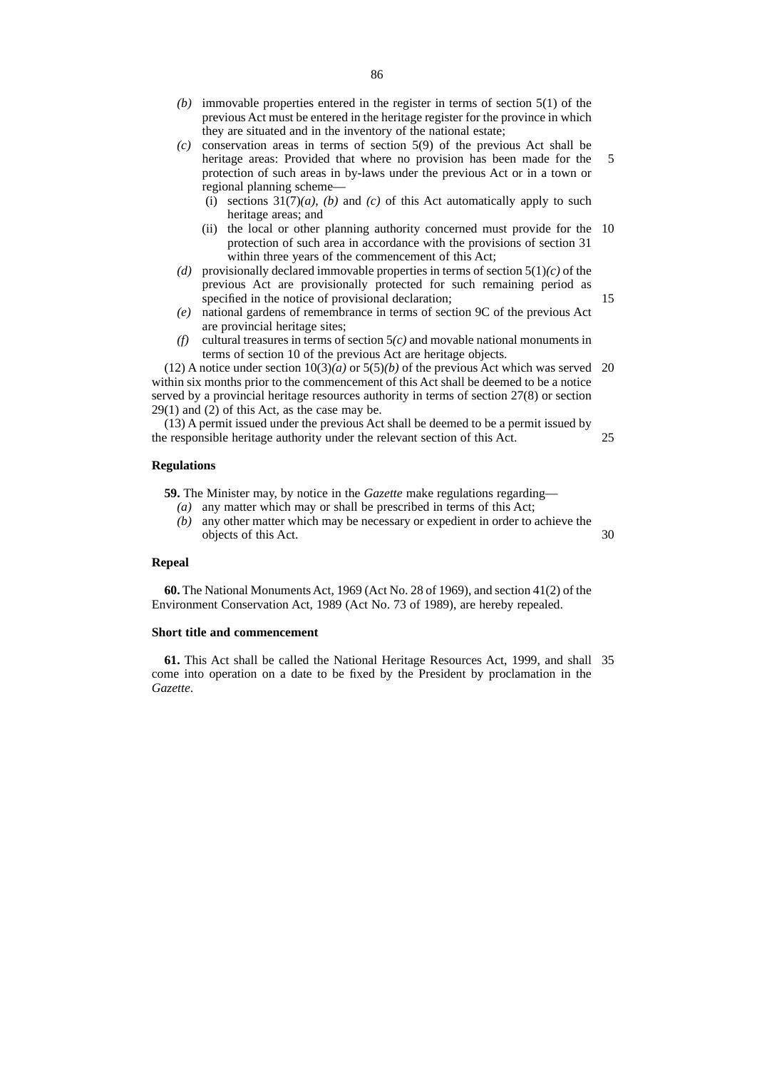*(b)* immovable properties entered in the register in terms of section 5(1) of the previous Act must be entered in the heritage register for the province in which they are situated and in the inventory of the national estate;

*(c)* conservation areas in terms of section 5(9) of the previous Act shall be heritage areas: Provided that where no provision has been made for the protection of such areas in by-laws under the previous Act or in a town or regional planning scheme—

   (i) sections 31(7)*(a)*, *(b)* and *(c)* of this Act automatically apply to such heritage areas; and

   (ii) the local or other planning authority concerned must provide for the protection of such area in accordance with the provisions of section 31 within three years of the commencement of this Act;

*(d)* provisionally declared immovable properties in terms of section 5(1)*(c)* of the previous Act are provisionally protected for such remaining period as specified in the notice of provisional declaration;

*(e)* national gardens of remembrance in terms of section 9C of the previous Act are provincial heritage sites;

*(f)* cultural treasures in terms of section 5*(c)* and movable national monuments in terms of section 10 of the previous Act are heritage objects.

(12) A notice under section 10(3)*(a)* or 5(5)*(b)* of the previous Act which was served within six months prior to the commencement of this Act shall be deemed to be a notice served by a provincial heritage resources authority in terms of section 27(8) or section 29(1) and (2) of this Act, as the case may be.

(13) A permit issued under the previous Act shall be deemed to be a permit issued by the responsible heritage authority under the relevant section of this Act.

**Regulations**

**59.** The Minister may, by notice in the *Gazette* make regulations regarding—

*(a)* any matter which may or shall be prescribed in terms of this Act;

*(b)* any other matter which may be necessary or expedient in order to achieve the objects of this Act.

**Repeal**

**60.** The National Monuments Act, 1969 (Act No. 28 of 1969), and section 41(2) of the Environment Conservation Act, 1989 (Act No. 73 of 1989), are hereby repealed.

**Short title and commencement**

**61.** This Act shall be called the National Heritage Resources Act, 1999, and shall come into operation on a date to be fixed by the President by proclamation in the *Gazette*.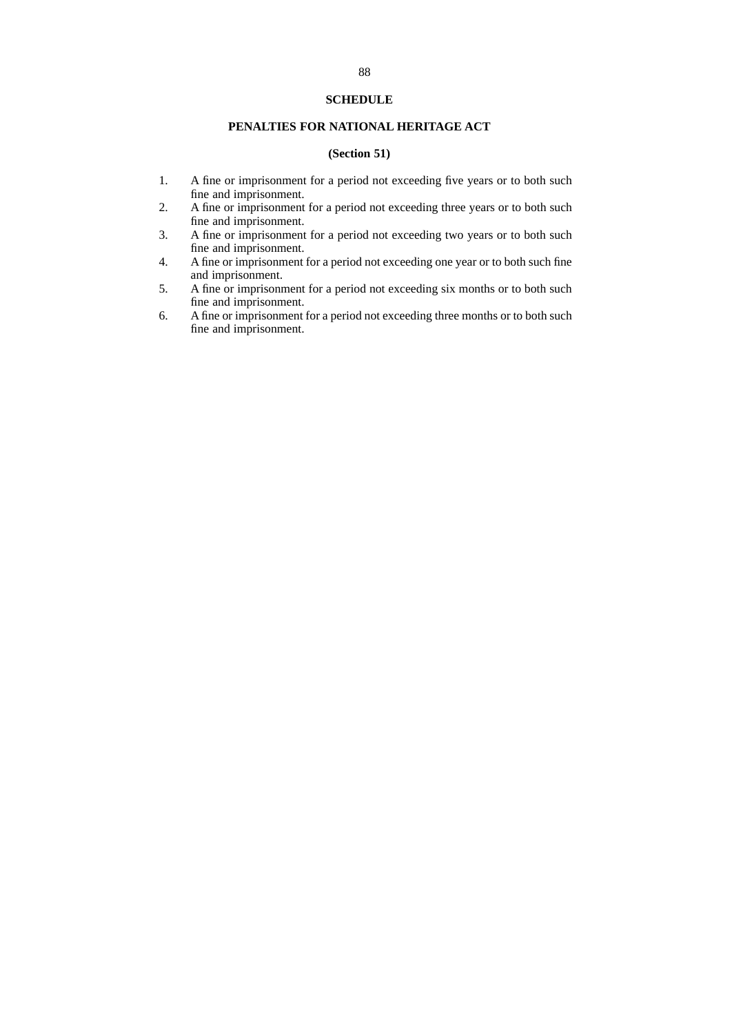## SCHEDULE

## PENALTIES FOR NATIONAL HERITAGE ACT

**(Section 51)**

1. A fine or imprisonment for a period not exceeding five years or to both such fine and imprisonment.
2. A fine or imprisonment for a period not exceeding three years or to both such fine and imprisonment.
3. A fine or imprisonment for a period not exceeding two years or to both such fine and imprisonment.
4. A fine or imprisonment for a period not exceeding one year or to both such fine and imprisonment.
5. A fine or imprisonment for a period not exceeding six months or to both such fine and imprisonment.
6. A fine or imprisonment for a period not exceeding three months or to both such fine and imprisonment.